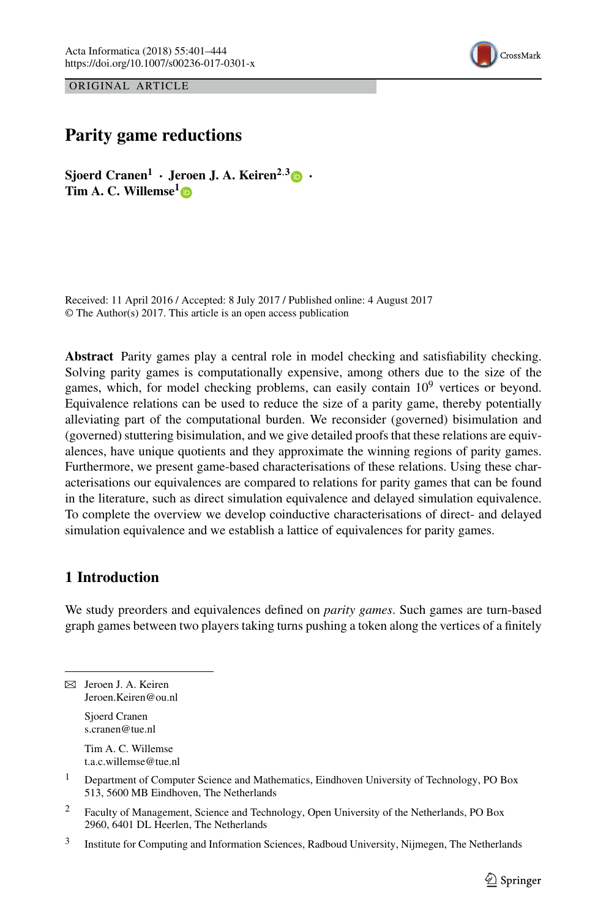ORIGINAL ARTICLE

# Parity game reductions

**Sjoerd Cranen**[1] · **Jeroen J. A. Keiren**[2,3] · **Tim A. C. Willemse**[1]

Received: 11 April 2016 / Accepted: 8 July 2017 / Published online: 4 August 2017
© The Author(s) 2017. This article is an open access publication

**Abstract** Parity games play a central role in model checking and satisfiability checking. Solving parity games is computationally expensive, among others due to the size of the games, which, for model checking problems, can easily contain $10^9$ vertices or beyond. Equivalence relations can be used to reduce the size of a parity game, thereby potentially alleviating part of the computational burden. We reconsider (governed) bisimulation and (governed) stuttering bisimulation, and we give detailed proofs that these relations are equivalences, have unique quotients and they approximate the winning regions of parity games. Furthermore, we present game-based characterisations of these relations. Using these characterisations our equivalences are compared to relations for parity games that can be found in the literature, such as direct simulation equivalence and delayed simulation equivalence. To complete the overview we develop coinductive characterisations of direct- and delayed simulation equivalence and we establish a lattice of equivalences for parity games.

## 1 Introduction

We study preorders and equivalences defined on *parity games*. Such games are turn-based graph games between two players taking turns pushing a token along the vertices of a finitely

---

✉ Jeroen J. A. Keiren
Jeroen.Keiren@ou.nl

Sjoerd Cranen
s.cranen@tue.nl

Tim A. C. Willemse
t.a.c.willemse@tue.nl

1 Department of Computer Science and Mathematics, Eindhoven University of Technology, PO Box 513, 5600 MB Eindhoven, The Netherlands

2 Faculty of Management, Science and Technology, Open University of the Netherlands, PO Box 2960, 6401 DL Heerlen, The Netherlands

3 Institute for Computing and Information Sciences, Radboud University, Nijmegen, The Netherlands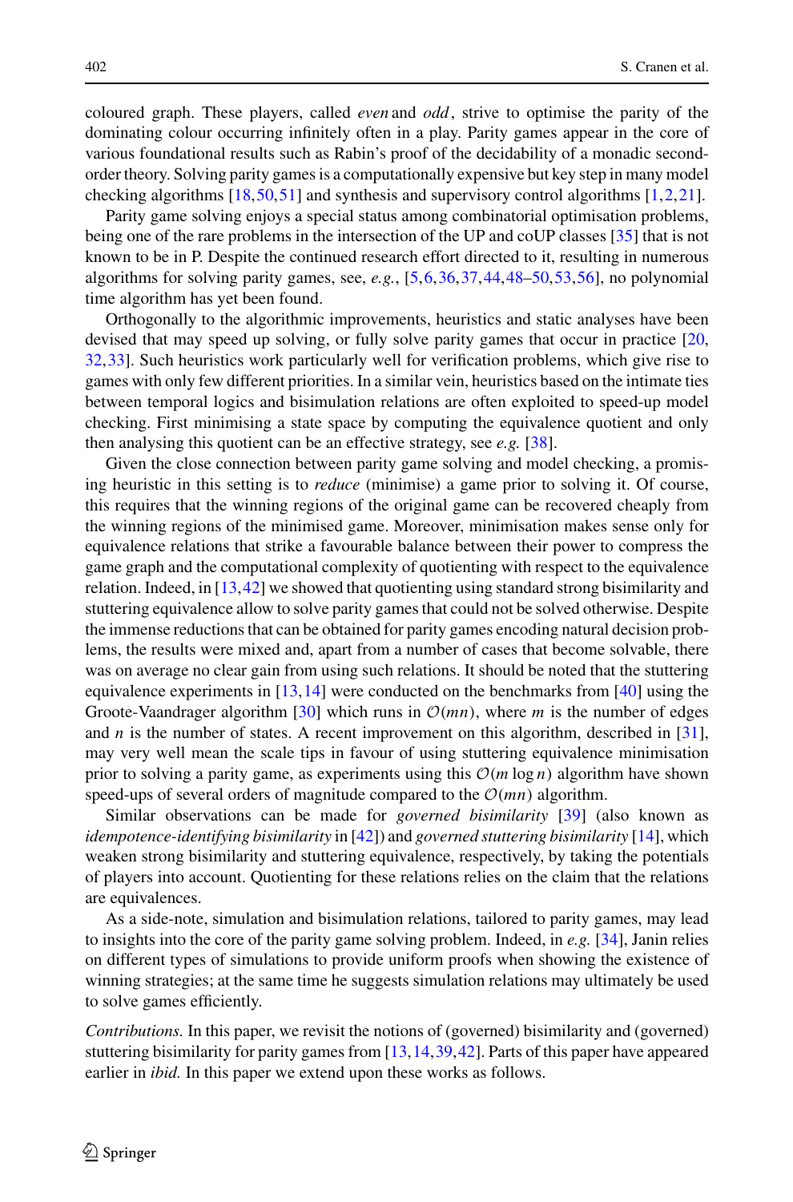coloured graph. These players, called *even* and *odd*, strive to optimise the parity of the dominating colour occurring infinitely often in a play. Parity games appear in the core of various foundational results such as Rabin's proof of the decidability of a monadic second-order theory. Solving parity games is a computationally expensive but key step in many model checking algorithms [18,50,51] and synthesis and supervisory control algorithms [1,2,21].

Parity game solving enjoys a special status among combinatorial optimisation problems, being one of the rare problems in the intersection of the UP and coUP classes [35] that is not known to be in P. Despite the continued research effort directed to it, resulting in numerous algorithms for solving parity games, see, *e.g.*, [5,6,36,37,44,48–50,53,56], no polynomial time algorithm has yet been found.

Orthogonally to the algorithmic improvements, heuristics and static analyses have been devised that may speed up solving, or fully solve parity games that occur in practice [20, 32,33]. Such heuristics work particularly well for verification problems, which give rise to games with only few different priorities. In a similar vein, heuristics based on the intimate ties between temporal logics and bisimulation relations are often exploited to speed-up model checking. First minimising a state space by computing the equivalence quotient and only then analysing this quotient can be an effective strategy, see *e.g.* [38].

Given the close connection between parity game solving and model checking, a promising heuristic in this setting is to *reduce* (minimise) a game prior to solving it. Of course, this requires that the winning regions of the original game can be recovered cheaply from the winning regions of the minimised game. Moreover, minimisation makes sense only for equivalence relations that strike a favourable balance between their power to compress the game graph and the computational complexity of quotienting with respect to the equivalence relation. Indeed, in [13,42] we showed that quotienting using standard strong bisimilarity and stuttering equivalence allow to solve parity games that could not be solved otherwise. Despite the immense reductions that can be obtained for parity games encoding natural decision problems, the results were mixed and, apart from a number of cases that become solvable, there was on average no clear gain from using such relations. It should be noted that the stuttering equivalence experiments in [13,14] were conducted on the benchmarks from [40] using the Groote-Vaandrager algorithm [30] which runs in $\mathcal{O}(mn)$, where $m$ is the number of edges and $n$ is the number of states. A recent improvement on this algorithm, described in [31], may very well mean the scale tips in favour of using stuttering equivalence minimisation prior to solving a parity game, as experiments using this $\mathcal{O}(m \log n)$ algorithm have shown speed-ups of several orders of magnitude compared to the $\mathcal{O}(mn)$ algorithm.

Similar observations can be made for *governed bisimilarity* [39] (also known as *idempotence-identifying bisimilarity* in [42]) and *governed stuttering bisimilarity* [14], which weaken strong bisimilarity and stuttering equivalence, respectively, by taking the potentials of players into account. Quotienting for these relations relies on the claim that the relations are equivalences.

As a side-note, simulation and bisimulation relations, tailored to parity games, may lead to insights into the core of the parity game solving problem. Indeed, in *e.g.* [34], Janin relies on different types of simulations to provide uniform proofs when showing the existence of winning strategies; at the same time he suggests simulation relations may ultimately be used to solve games efficiently.

*Contributions.* In this paper, we revisit the notions of (governed) bisimilarity and (governed) stuttering bisimilarity for parity games from [13,14,39,42]. Parts of this paper have appeared earlier in *ibid.* In this paper we extend upon these works as follows.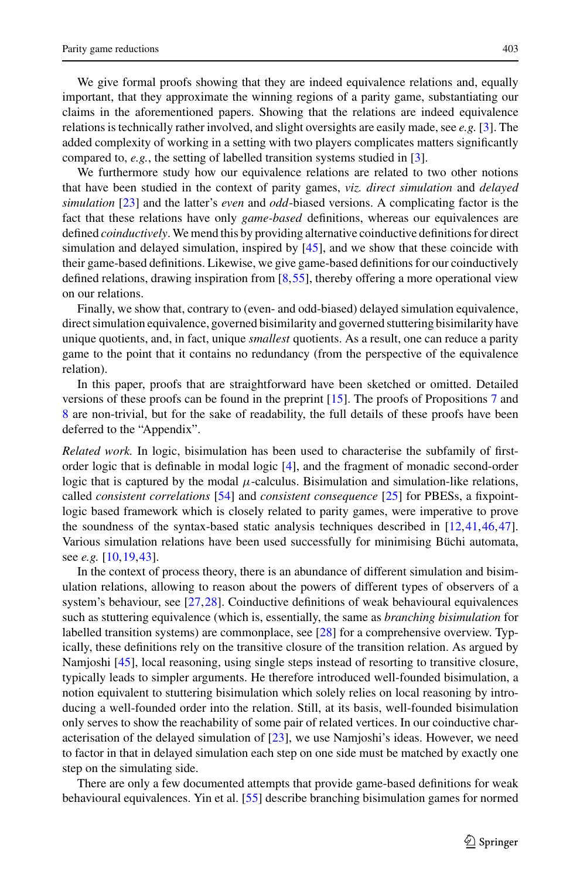We give formal proofs showing that they are indeed equivalence relations and, equally important, that they approximate the winning regions of a parity game, substantiating our claims in the aforementioned papers. Showing that the relations are indeed equivalence relations is technically rather involved, and slight oversights are easily made, see *e.g.* [3]. The added complexity of working in a setting with two players complicates matters significantly compared to, *e.g.*, the setting of labelled transition systems studied in [3].

We furthermore study how our equivalence relations are related to two other notions that have been studied in the context of parity games, *viz. direct simulation* and *delayed simulation* [23] and the latter's *even* and *odd*-biased versions. A complicating factor is the fact that these relations have only *game-based* definitions, whereas our equivalences are defined *coinductively*. We mend this by providing alternative coinductive definitions for direct simulation and delayed simulation, inspired by [45], and we show that these coincide with their game-based definitions. Likewise, we give game-based definitions for our coinductively defined relations, drawing inspiration from [8,55], thereby offering a more operational view on our relations.

Finally, we show that, contrary to (even- and odd-biased) delayed simulation equivalence, direct simulation equivalence, governed bisimilarity and governed stuttering bisimilarity have unique quotients, and, in fact, unique *smallest* quotients. As a result, one can reduce a parity game to the point that it contains no redundancy (from the perspective of the equivalence relation).

In this paper, proofs that are straightforward have been sketched or omitted. Detailed versions of these proofs can be found in the preprint [15]. The proofs of Propositions 7 and 8 are non-trivial, but for the sake of readability, the full details of these proofs have been deferred to the "Appendix".

*Related work.* In logic, bisimulation has been used to characterise the subfamily of first-order logic that is definable in modal logic [4], and the fragment of monadic second-order logic that is captured by the modal $\mu$-calculus. Bisimulation and simulation-like relations, called *consistent correlations* [54] and *consistent consequence* [25] for PBESs, a fixpoint-logic based framework which is closely related to parity games, were imperative to prove the soundness of the syntax-based static analysis techniques described in [12,41,46,47]. Various simulation relations have been used successfully for minimising Büchi automata, see *e.g.* [10,19,43].

In the context of process theory, there is an abundance of different simulation and bisimulation relations, allowing to reason about the powers of different types of observers of a system's behaviour, see [27,28]. Coinductive definitions of weak behavioural equivalences such as stuttering equivalence (which is, essentially, the same as *branching bisimulation* for labelled transition systems) are commonplace, see [28] for a comprehensive overview. Typically, these definitions rely on the transitive closure of the transition relation. As argued by Namjoshi [45], local reasoning, using single steps instead of resorting to transitive closure, typically leads to simpler arguments. He therefore introduced well-founded bisimulation, a notion equivalent to stuttering bisimulation which solely relies on local reasoning by introducing a well-founded order into the relation. Still, at its basis, well-founded bisimulation only serves to show the reachability of some pair of related vertices. In our coinductive characterisation of the delayed simulation of [23], we use Namjoshi's ideas. However, we need to factor in that in delayed simulation each step on one side must be matched by exactly one step on the simulating side.

There are only a few documented attempts that provide game-based definitions for weak behavioural equivalences. Yin et al. [55] describe branching bisimulation games for normed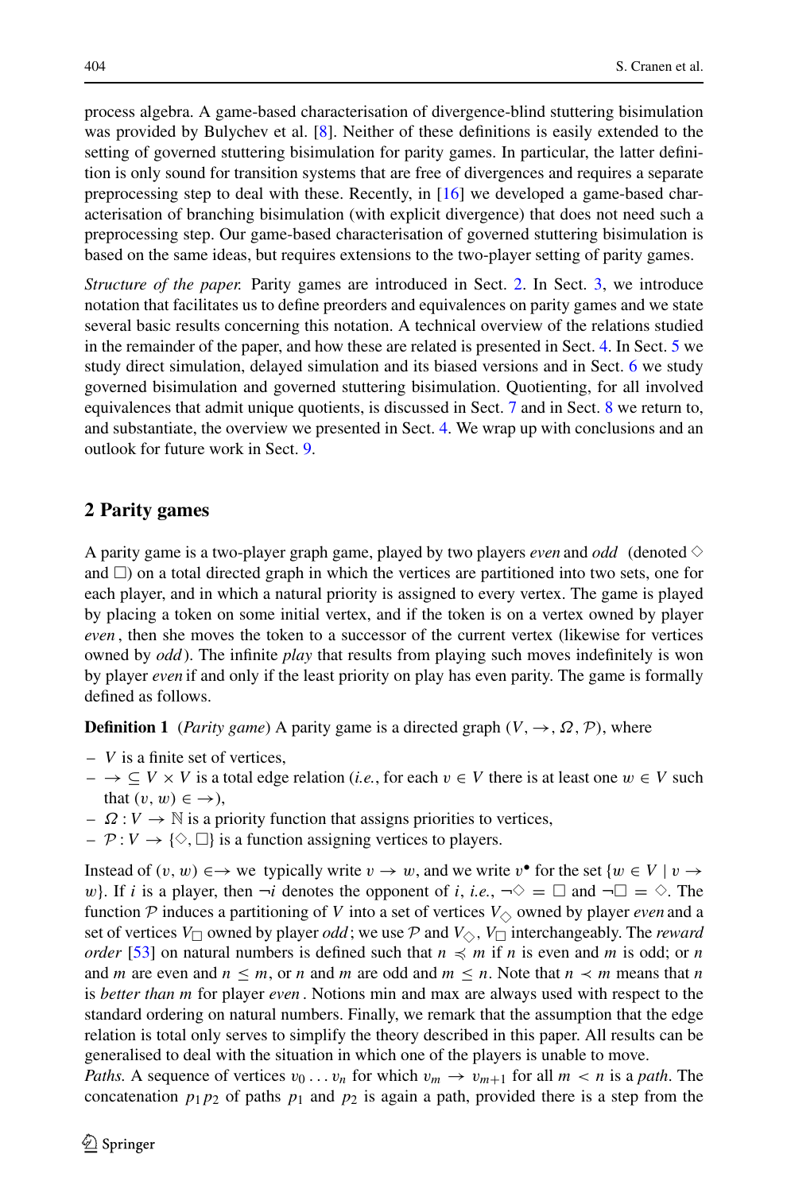process algebra. A game-based characterisation of divergence-blind stuttering bisimulation was provided by Bulychev et al. [8]. Neither of these definitions is easily extended to the setting of governed stuttering bisimulation for parity games. In particular, the latter definition is only sound for transition systems that are free of divergences and requires a separate preprocessing step to deal with these. Recently, in [16] we developed a game-based characterisation of branching bisimulation (with explicit divergence) that does not need such a preprocessing step. Our game-based characterisation of governed stuttering bisimulation is based on the same ideas, but requires extensions to the two-player setting of parity games.

*Structure of the paper.* Parity games are introduced in Sect. 2. In Sect. 3, we introduce notation that facilitates us to define preorders and equivalences on parity games and we state several basic results concerning this notation. A technical overview of the relations studied in the remainder of the paper, and how these are related is presented in Sect. 4. In Sect. 5 we study direct simulation, delayed simulation and its biased versions and in Sect. 6 we study governed bisimulation and governed stuttering bisimulation. Quotienting, for all involved equivalences that admit unique quotients, is discussed in Sect. 7 and in Sect. 8 we return to, and substantiate, the overview we presented in Sect. 4. We wrap up with conclusions and an outlook for future work in Sect. 9.

## 2 Parity games

A parity game is a two-player graph game, played by two players *even* and *odd* (denoted $\Diamond$ and $\Box$) on a total directed graph in which the vertices are partitioned into two sets, one for each player, and in which a natural priority is assigned to every vertex. The game is played by placing a token on some initial vertex, and if the token is on a vertex owned by player *even*, then she moves the token to a successor of the current vertex (likewise for vertices owned by *odd*). The infinite *play* that results from playing such moves indefinitely is won by player *even* if and only if the least priority on play has even parity. The game is formally defined as follows.

**Definition 1** (*Parity game*) A parity game is a directed graph $(V, \to, \Omega, \mathcal{P})$, where

- $V$ is a finite set of vertices,
- $\to \subseteq V \times V$ is a total edge relation (*i.e.*, for each $v \in V$ there is at least one $w \in V$ such that $(v, w) \in \to$),
- $\Omega : V \to \mathbb{N}$ is a priority function that assigns priorities to vertices,
- $\mathcal{P} : V \to \{\Diamond, \Box\}$ is a function assigning vertices to players.

Instead of $(v, w) \in \to$ we typically write $v \to w$, and we write $v^\bullet$ for the set $\{w \in V \mid v \to w\}$. If $i$ is a player, then $\neg i$ denotes the opponent of $i$, *i.e.*, $\neg\Diamond = \Box$ and $\neg\Box = \Diamond$. The function $\mathcal{P}$ induces a partitioning of $V$ into a set of vertices $V_\Diamond$ owned by player *even* and a set of vertices $V_\Box$ owned by player *odd*; we use $\mathcal{P}$ and $V_\Diamond$, $V_\Box$ interchangeably. The *reward order* [53] on natural numbers is defined such that $n \preccurlyeq m$ if $n$ is even and $m$ is odd; or $n$ and $m$ are even and $n \leq m$, or $n$ and $m$ are odd and $m \leq n$. Note that $n \prec m$ means that $n$ is *better than* $m$ for player *even*. Notions min and max are always used with respect to the standard ordering on natural numbers. Finally, we remark that the assumption that the edge relation is total only serves to simplify the theory described in this paper. All results can be generalised to deal with the situation in which one of the players is unable to move.

*Paths.* A sequence of vertices $v_0 \dots v_n$ for which $v_m \to v_{m+1}$ for all $m < n$ is a *path*. The concatenation $p_1 p_2$ of paths $p_1$ and $p_2$ is again a path, provided there is a step from the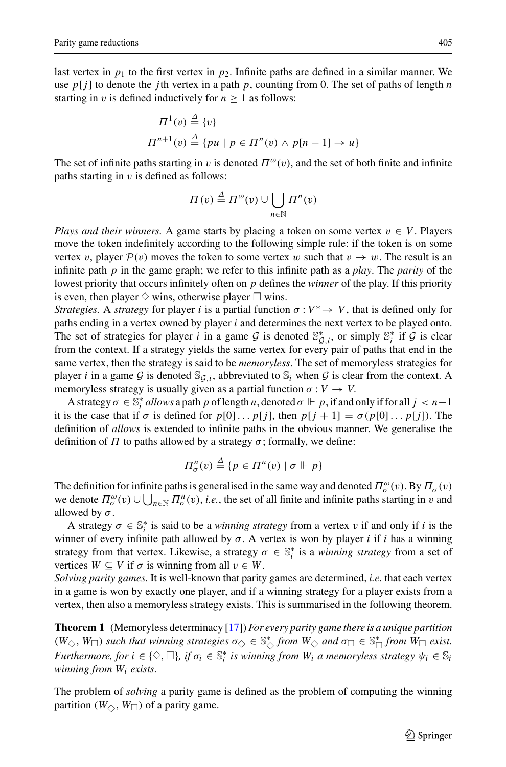last vertex in $p_1$ to the first vertex in $p_2$. Infinite paths are defined in a similar manner. We use $p[j]$ to denote the $j$th vertex in a path $p$, counting from 0. The set of paths of length $n$ starting in $v$ is defined inductively for $n \geq 1$ as follows:

$$\Pi^1(v) \stackrel{\Delta}{=} \{v\}$$

$$\Pi^{n+1}(v) \stackrel{\Delta}{=} \{pu \mid p \in \Pi^n(v) \wedge p[n-1] \to u\}$$

The set of infinite paths starting in $v$ is denoted $\Pi^\omega(v)$, and the set of both finite and infinite paths starting in $v$ is defined as follows:

$$\Pi(v) \stackrel{\Delta}{=} \Pi^\omega(v) \cup \bigcup_{n \in \mathbb{N}} \Pi^n(v)$$

*Plays and their winners.* A game starts by placing a token on some vertex $v \in V$. Players move the token indefinitely according to the following simple rule: if the token is on some vertex $v$, player $\mathcal{P}(v)$ moves the token to some vertex $w$ such that $v \to w$. The result is an infinite path $p$ in the game graph; we refer to this infinite path as a *play*. The *parity* of the lowest priority that occurs infinitely often on $p$ defines the *winner* of the play. If this priority is even, then player $\Diamond$ wins, otherwise player $\Box$ wins.

*Strategies.* A *strategy* for player $i$ is a partial function $\sigma : V^* \to V$, that is defined only for paths ending in a vertex owned by player $i$ and determines the next vertex to be played onto. The set of strategies for player $i$ in a game $\mathcal{G}$ is denoted $\mathbb{S}^*_{\mathcal{G},i}$, or simply $\mathbb{S}^*_i$ if $\mathcal{G}$ is clear from the context. If a strategy yields the same vertex for every pair of paths that end in the same vertex, then the strategy is said to be *memoryless*. The set of memoryless strategies for player $i$ in a game $\mathcal{G}$ is denoted $\mathbb{S}_{\mathcal{G},i}$, abbreviated to $\mathbb{S}_i$ when $\mathcal{G}$ is clear from the context. A memoryless strategy is usually given as a partial function $\sigma : V \to V$.

A strategy $\sigma \in \mathbb{S}^*_i$ *allows* a path $p$ of length $n$, denoted $\sigma \Vdash p$, if and only if for all $j < n-1$ it is the case that if $\sigma$ is defined for $p[0] \dots p[j]$, then $p[j+1] = \sigma(p[0] \dots p[j])$. The definition of *allows* is extended to infinite paths in the obvious manner. We generalise the definition of $\Pi$ to paths allowed by a strategy $\sigma$; formally, we define:

$$\Pi^n_\sigma(v) \stackrel{\Delta}{=} \{p \in \Pi^n(v) \mid \sigma \Vdash p\}$$

The definition for infinite paths is generalised in the same way and denoted $\Pi^\omega_\sigma(v)$. By $\Pi_\sigma(v)$ we denote $\Pi^\omega_\sigma(v) \cup \bigcup_{n \in \mathbb{N}} \Pi^n_\sigma(v)$, *i.e.*, the set of all finite and infinite paths starting in $v$ and allowed by $\sigma$.

A strategy $\sigma \in \mathbb{S}^*_i$ is said to be a *winning strategy* from a vertex $v$ if and only if $i$ is the winner of every infinite path allowed by $\sigma$. A vertex is won by player $i$ if $i$ has a winning strategy from that vertex. Likewise, a strategy $\sigma \in \mathbb{S}^*_i$ is a *winning strategy* from a set of vertices $W \subseteq V$ if $\sigma$ is winning from all $v \in W$.

*Solving parity games.* It is well-known that parity games are determined, *i.e.* that each vertex in a game is won by exactly one player, and if a winning strategy for a player exists from a vertex, then also a memoryless strategy exists. This is summarised in the following theorem.

**Theorem 1** (Memoryless determinacy [17]) *For every parity game there is a unique partition $(W_\Diamond, W_\Box)$ such that winning strategies $\sigma_\Diamond \in \mathbb{S}^*_\Diamond$ from $W_\Diamond$ and $\sigma_\Box \in \mathbb{S}^*_\Box$ from $W_\Box$ exist. Furthermore, for $i \in \{\Diamond, \Box\}$, if $\sigma_i \in \mathbb{S}^*_i$ is winning from $W_i$ a memoryless strategy $\psi_i \in \mathbb{S}_i$ winning from $W_i$ exists.*

The problem of *solving* a parity game is defined as the problem of computing the winning partition $(W_\Diamond, W_\Box)$ of a parity game.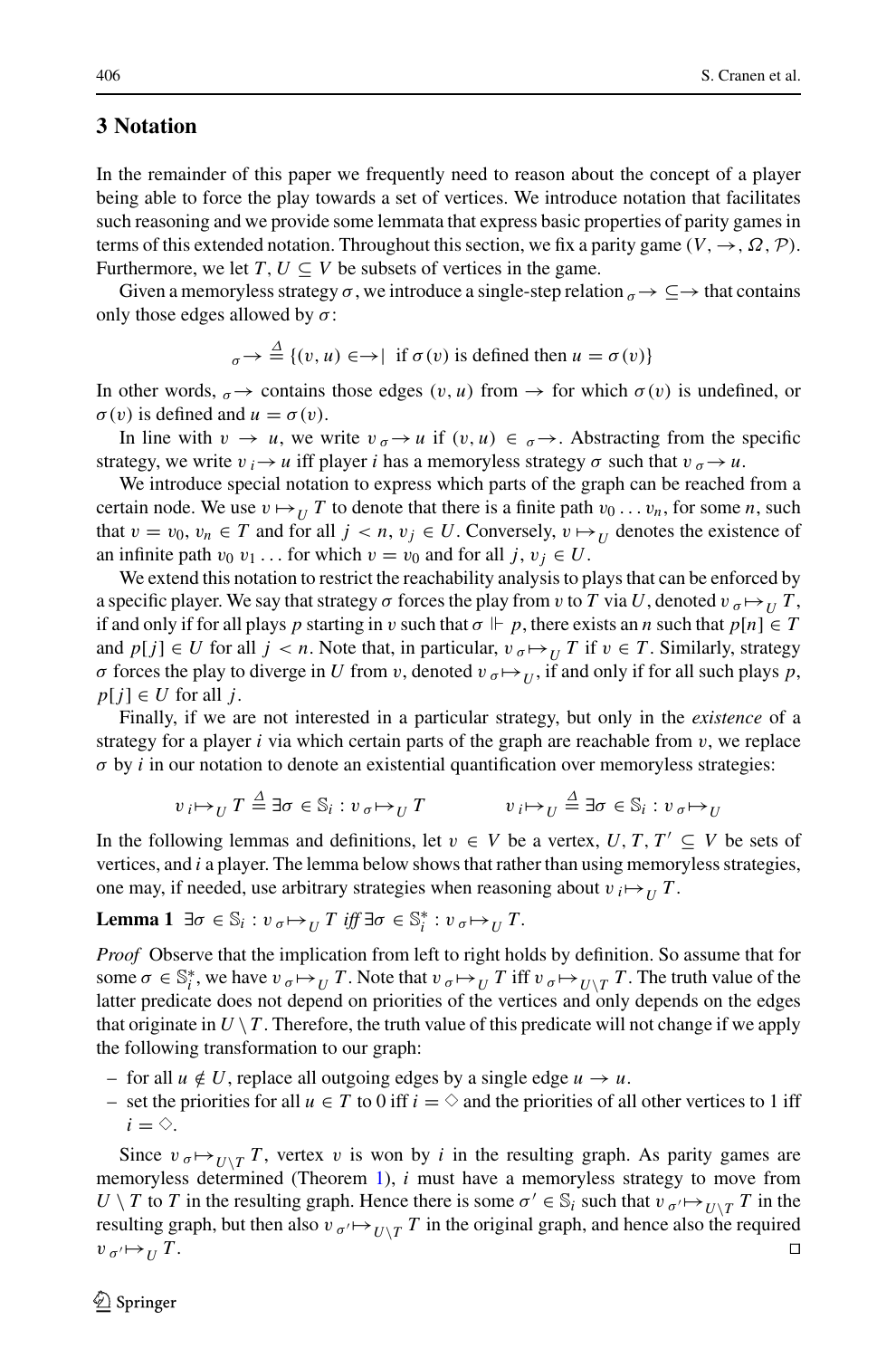## 3 Notation

In the remainder of this paper we frequently need to reason about the concept of a player being able to force the play towards a set of vertices. We introduce notation that facilitates such reasoning and we provide some lemmata that express basic properties of parity games in terms of this extended notation. Throughout this section, we fix a parity game $(V, \to, \Omega, \mathcal{P})$. Furthermore, we let $T, U \subseteq V$ be subsets of vertices in the game.

Given a memoryless strategy $\sigma$, we introduce a single-step relation ${}_{\sigma}\!\!\to\ \subseteq \to$ that contains only those edges allowed by $\sigma$:

$$ {}_{\sigma}\!\!\to\ \stackrel{\Delta}{=} \{(v,u) \in \to \mid \text{ if } \sigma(v) \text{ is defined then } u = \sigma(v)\}$$

In other words, ${}_{\sigma}\!\!\to$ contains those edges $(v, u)$ from $\to$ for which $\sigma(v)$ is undefined, or $\sigma(v)$ is defined and $u = \sigma(v)$.

In line with $v \to u$, we write $v \;{}_{\sigma}\!\!\to u$ if $(v, u) \in {}_{\sigma}\!\!\to$. Abstracting from the specific strategy, we write $v \;{}_{i}\!\!\to u$ iff player $i$ has a memoryless strategy $\sigma$ such that $v \;{}_{\sigma}\!\!\to u$.

We introduce special notation to express which parts of the graph can be reached from a certain node. We use $v \mapsto_U T$ to denote that there is a finite path $v_0 \ldots v_n$, for some $n$, such that $v = v_0$, $v_n \in T$ and for all $j < n$, $v_j \in U$. Conversely, $v \mapsto_U$ denotes the existence of an infinite path $v_0\, v_1 \ldots$ for which $v = v_0$ and for all $j$, $v_j \in U$.

We extend this notation to restrict the reachability analysis to plays that can be enforced by a specific player. We say that strategy $\sigma$ forces the play from $v$ to $T$ via $U$, denoted $v \;{}_{\sigma}\!\!\mapsto_U T$, if and only if for all plays $p$ starting in $v$ such that $\sigma \Vdash p$, there exists an $n$ such that $p[n] \in T$ and $p[j] \in U$ for all $j < n$. Note that, in particular, $v \;{}_{\sigma}\!\!\mapsto_U T$ if $v \in T$. Similarly, strategy $\sigma$ forces the play to diverge in $U$ from $v$, denoted $v \;{}_{\sigma}\!\!\mapsto_U$, if and only if for all such plays $p$, $p[j] \in U$ for all $j$.

Finally, if we are not interested in a particular strategy, but only in the *existence* of a strategy for a player $i$ via which certain parts of the graph are reachable from $v$, we replace $\sigma$ by $i$ in our notation to denote an existential quantification over memoryless strategies:

$$v \;{}_{i}\!\!\mapsto_U T \stackrel{\Delta}{=} \exists \sigma \in \mathbb{S}_i : v \;{}_{\sigma}\!\!\mapsto_U T \qquad\qquad v \;{}_{i}\!\!\mapsto_U \stackrel{\Delta}{=} \exists \sigma \in \mathbb{S}_i : v \;{}_{\sigma}\!\!\mapsto_U$$

In the following lemmas and definitions, let $v \in V$ be a vertex, $U, T, T' \subseteq V$ be sets of vertices, and $i$ a player. The lemma below shows that rather than using memoryless strategies, one may, if needed, use arbitrary strategies when reasoning about $v \;{}_{i}\!\!\mapsto_U T$.

**Lemma 1** $\exists \sigma \in \mathbb{S}_i : v \;{}_{\sigma}\!\!\mapsto_U T$ *iff* $\exists \sigma \in \mathbb{S}_i^* : v \;{}_{\sigma}\!\!\mapsto_U T$.

*Proof* Observe that the implication from left to right holds by definition. So assume that for some $\sigma \in \mathbb{S}_i^*$, we have $v \;{}_{\sigma}\!\!\mapsto_U T$. Note that $v \;{}_{\sigma}\!\!\mapsto_U T$ iff $v \;{}_{\sigma}\!\!\mapsto_{U \setminus T} T$. The truth value of the latter predicate does not depend on priorities of the vertices and only depends on the edges that originate in $U \setminus T$. Therefore, the truth value of this predicate will not change if we apply the following transformation to our graph:

- for all $u \notin U$, replace all outgoing edges by a single edge $u \to u$.
- set the priorities for all $u \in T$ to 0 iff $i = \diamond$ and the priorities of all other vertices to 1 iff $i = \diamond$.

Since $v \;{}_{\sigma}\!\!\mapsto_{U \setminus T} T$, vertex $v$ is won by $i$ in the resulting graph. As parity games are memoryless determined (Theorem 1), $i$ must have a memoryless strategy to move from $U \setminus T$ to $T$ in the resulting graph. Hence there is some $\sigma' \in \mathbb{S}_i$ such that $v \;{}_{\sigma'}\!\!\mapsto_{U \setminus T} T$ in the resulting graph, but then also $v \;{}_{\sigma'}\!\!\mapsto_{U \setminus T} T$ in the original graph, and hence also the required $v \;{}_{\sigma'}\!\!\mapsto_U T$. □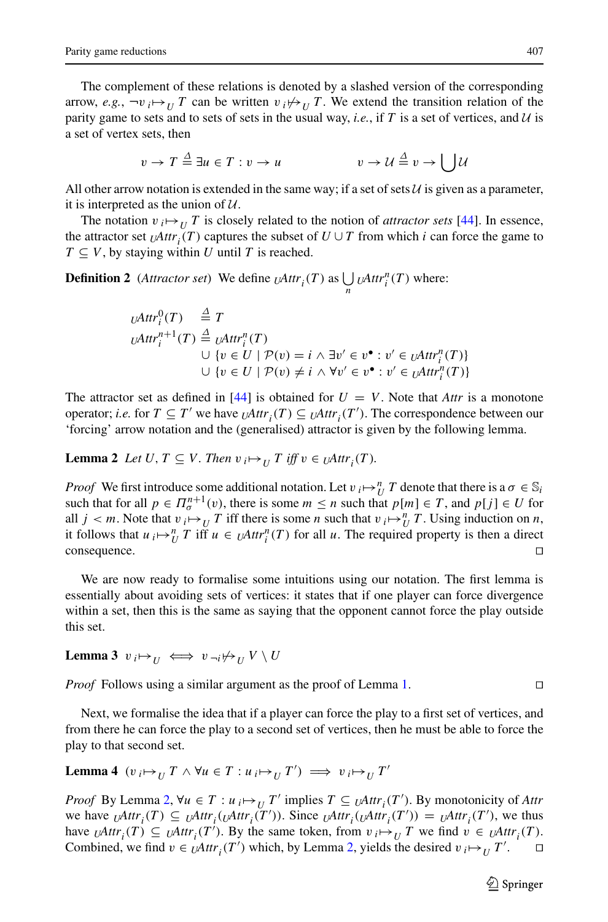The complement of these relations is denoted by a slashed version of the corresponding arrow, *e.g.*, $\neg v \,{}_i\!\!\mapsto_U T$ can be written $v \,{}_i\!\!\not\mapsto_U T$. We extend the transition relation of the parity game to sets and to sets of sets in the usual way, *i.e.*, if $T$ is a set of vertices, and $\mathcal{U}$ is a set of vertex sets, then

$$v \to T \triangleq \exists u \in T : v \to u \qquad\qquad v \to \mathcal{U} \triangleq v \to \bigcup \mathcal{U}$$

All other arrow notation is extended in the same way; if a set of sets $\mathcal{U}$ is given as a parameter, it is interpreted as the union of $\mathcal{U}$.

The notation $v \,{}_i\!\!\mapsto_U T$ is closely related to the notion of *attractor sets* [44]. In essence, the attractor set ${}_U Attr_i(T)$ captures the subset of $U \cup T$ from which $i$ can force the game to $T \subseteq V$, by staying within $U$ until $T$ is reached.

**Definition 2** (*Attractor set*) We define ${}_U Attr_i(T)$ as $\bigcup_n {}_U Attr_i^n(T)$ where:

$$\begin{aligned}
{}_U Attr_i^0(T) &\triangleq T \\
{}_U Attr_i^{n+1}(T) &\triangleq {}_U Attr_i^n(T) \\
&\quad \cup \{v \in U \mid \mathcal{P}(v) = i \wedge \exists v' \in v^\bullet : v' \in {}_U Attr_i^n(T)\} \\
&\quad \cup \{v \in U \mid \mathcal{P}(v) \neq i \wedge \forall v' \in v^\bullet : v' \in {}_U Attr_i^n(T)\}
\end{aligned}$$

The attractor set as defined in [44] is obtained for $U = V$. Note that *Attr* is a monotone operator; *i.e.* for $T \subseteq T'$ we have ${}_U Attr_i(T) \subseteq {}_U Attr_i(T')$. The correspondence between our 'forcing' arrow notation and the (generalised) attractor is given by the following lemma.

**Lemma 2** *Let $U, T \subseteq V$. Then $v \,{}_i\!\!\mapsto_U T$ iff $v \in {}_U Attr_i(T)$.*

*Proof* We first introduce some additional notation. Let $v \,{}_i\!\!\mapsto_U^n T$ denote that there is a $\sigma \in \mathbb{S}_i$ such that for all $p \in \Pi_\sigma^{n+1}(v)$, there is some $m \le n$ such that $p[m] \in T$, and $p[j] \in U$ for all $j < m$. Note that $v \,{}_i\!\!\mapsto_U T$ iff there is some $n$ such that $v \,{}_i\!\!\mapsto_U^n T$. Using induction on $n$, it follows that $u \,{}_i\!\!\mapsto_U^n T$ iff $u \in {}_U Attr_i^n(T)$ for all $u$. The required property is then a direct consequence. □

We are now ready to formalise some intuitions using our notation. The first lemma is essentially about avoiding sets of vertices: it states that if one player can force divergence within a set, then this is the same as saying that the opponent cannot force the play outside this set.

**Lemma 3** $v \,{}_i\!\!\mapsto_U \iff v \,{}_{\neg i}\!\!\not\mapsto_U V \setminus U$

*Proof* Follows using a similar argument as the proof of Lemma 1. □

Next, we formalise the idea that if a player can force the play to a first set of vertices, and from there he can force the play to a second set of vertices, then he must be able to force the play to that second set.

**Lemma 4** $(v \,{}_i\!\!\mapsto_U T \wedge \forall u \in T : u \,{}_i\!\!\mapsto_U T') \implies v \,{}_i\!\!\mapsto_U T'$

*Proof* By Lemma 2, $\forall u \in T : u \,{}_i\!\!\mapsto_U T'$ implies $T \subseteq {}_U Attr_i(T')$. By monotonicity of *Attr* we have ${}_U Attr_i(T) \subseteq {}_U Attr_i({}_U Attr_i(T'))$. Since ${}_U Attr_i({}_U Attr_i(T')) = {}_U Attr_i(T')$, we thus have ${}_U Attr_i(T) \subseteq {}_U Attr_i(T')$. By the same token, from $v \,{}_i\!\!\mapsto_U T$ we find $v \in {}_U Attr_i(T)$. Combined, we find $v \in {}_U Attr_i(T')$ which, by Lemma 2, yields the desired $v \,{}_i\!\!\mapsto_U T'$. □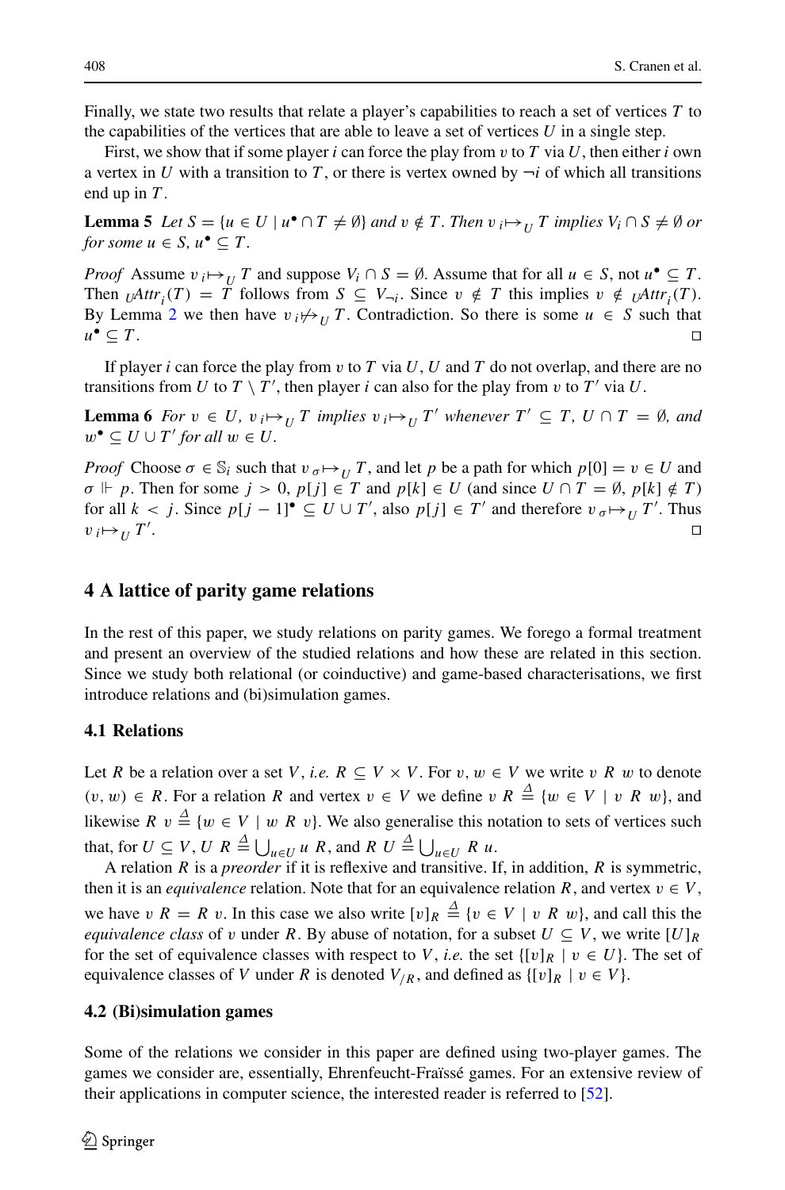Finally, we state two results that relate a player's capabilities to reach a set of vertices $T$ to the capabilities of the vertices that are able to leave a set of vertices $U$ in a single step.

First, we show that if some player $i$ can force the play from $v$ to $T$ via $U$, then either $i$ own a vertex in $U$ with a transition to $T$, or there is vertex owned by $\neg i$ of which all transitions end up in $T$.

**Lemma 5** *Let $S = \{u \in U \mid u^\bullet \cap T \neq \emptyset\}$ and $v \notin T$. Then $v \,{}_i\!\!\mapsto_U T$ implies $V_i \cap S \neq \emptyset$ or for some $u \in S$, $u^\bullet \subseteq T$.*

*Proof* Assume $v \,{}_i\!\!\mapsto_U T$ and suppose $V_i \cap S = \emptyset$. Assume that for all $u \in S$, not $u^\bullet \subseteq T$. Then ${}_U Attr_i(T) = T$ follows from $S \subseteq V_{\neg i}$. Since $v \notin T$ this implies $v \notin {}_U Attr_i(T)$. By Lemma 2 we then have $v \,{}_i\!\!\not\mapsto_U T$. Contradiction. So there is some $u \in S$ such that $u^\bullet \subseteq T$. □

If player $i$ can force the play from $v$ to $T$ via $U$, $U$ and $T$ do not overlap, and there are no transitions from $U$ to $T \setminus T'$, then player $i$ can also for the play from $v$ to $T'$ via $U$.

**Lemma 6** *For $v \in U$, $v \,{}_i\!\!\mapsto_U T$ implies $v \,{}_i\!\!\mapsto_U T'$ whenever $T' \subseteq T$, $U \cap T = \emptyset$, and $w^\bullet \subseteq U \cup T'$ for all $w \in U$.*

*Proof* Choose $\sigma \in \mathbb{S}_i$ such that $v \,{}_\sigma\!\!\mapsto_U T$, and let $p$ be a path for which $p[0] = v \in U$ and $\sigma \Vdash p$. Then for some $j > 0$, $p[j] \in T$ and $p[k] \in U$ (and since $U \cap T = \emptyset$, $p[k] \notin T$) for all $k < j$. Since $p[j-1]^\bullet \subseteq U \cup T'$, also $p[j] \in T'$ and therefore $v \,{}_\sigma\!\!\mapsto_U T'$. Thus $v \,{}_i\!\!\mapsto_U T'$. □

## 4 A lattice of parity game relations

In the rest of this paper, we study relations on parity games. We forego a formal treatment and present an overview of the studied relations and how these are related in this section. Since we study both relational (or coinductive) and game-based characterisations, we first introduce relations and (bi)simulation games.

### 4.1 Relations

Let $R$ be a relation over a set $V$, *i.e.* $R \subseteq V \times V$. For $v, w \in V$ we write $v \; R \; w$ to denote $(v, w) \in R$. For a relation $R$ and vertex $v \in V$ we define $v \; R \triangleq \{w \in V \mid v \; R \; w\}$, and likewise $R \; v \triangleq \{w \in V \mid w \; R \; v\}$. We also generalise this notation to sets of vertices such that, for $U \subseteq V$, $U \; R \triangleq \bigcup_{u \in U} u \; R$, and $R \; U \triangleq \bigcup_{u \in U} R \; u$.

A relation $R$ is a *preorder* if it is reflexive and transitive. If, in addition, $R$ is symmetric, then it is an *equivalence* relation. Note that for an equivalence relation $R$, and vertex $v \in V$, we have $v \; R = R \; v$. In this case we also write $[v]_R \triangleq \{v \in V \mid v \; R \; w\}$, and call this the *equivalence class* of $v$ under $R$. By abuse of notation, for a subset $U \subseteq V$, we write $[U]_R$ for the set of equivalence classes with respect to $V$, *i.e.* the set $\{[v]_R \mid v \in U\}$. The set of equivalence classes of $V$ under $R$ is denoted $V_{/R}$, and defined as $\{[v]_R \mid v \in V\}$.

### 4.2 (Bi)simulation games

Some of the relations we consider in this paper are defined using two-player games. The games we consider are, essentially, Ehrenfeucht-Fraïssé games. For an extensive review of their applications in computer science, the interested reader is referred to [52].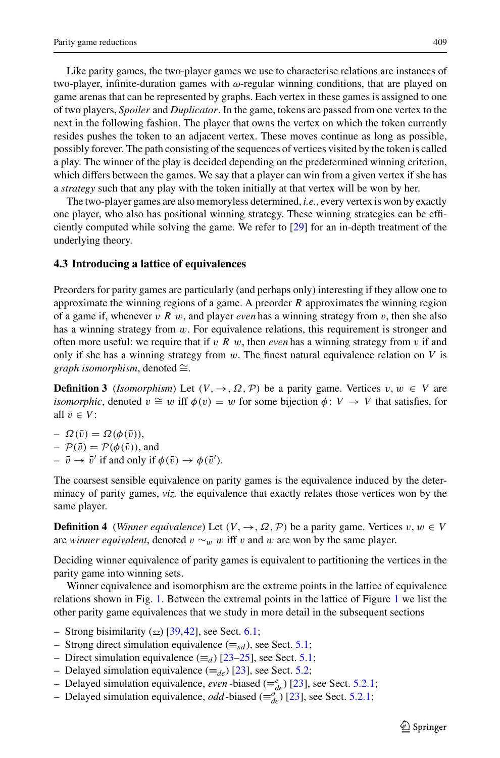Like parity games, the two-player games we use to characterise relations are instances of two-player, infinite-duration games with $\omega$-regular winning conditions, that are played on game arenas that can be represented by graphs. Each vertex in these games is assigned to one of two players, *Spoiler* and *Duplicator*. In the game, tokens are passed from one vertex to the next in the following fashion. The player that owns the vertex on which the token currently resides pushes the token to an adjacent vertex. These moves continue as long as possible, possibly forever. The path consisting of the sequences of vertices visited by the token is called a play. The winner of the play is decided depending on the predetermined winning criterion, which differs between the games. We say that a player can win from a given vertex if she has a *strategy* such that any play with the token initially at that vertex will be won by her.

The two-player games are also memoryless determined, *i.e.*, every vertex is won by exactly one player, who also has positional winning strategy. These winning strategies can be efficiently computed while solving the game. We refer to [29] for an in-depth treatment of the underlying theory.

### 4.3 Introducing a lattice of equivalences

Preorders for parity games are particularly (and perhaps only) interesting if they allow one to approximate the winning regions of a game. A preorder $R$ approximates the winning region of a game if, whenever $v\ R\ w$, and player *even* has a winning strategy from $v$, then she also has a winning strategy from $w$. For equivalence relations, this requirement is stronger and often more useful: we require that if $v\ R\ w$, then *even* has a winning strategy from $v$ if and only if she has a winning strategy from $w$. The finest natural equivalence relation on $V$ is *graph isomorphism*, denoted $\cong$.

**Definition 3** (*Isomorphism*) Let $(V, \to, \Omega, \mathcal{P})$ be a parity game. Vertices $v, w \in V$ are *isomorphic*, denoted $v \cong w$ iff $\phi(v) = w$ for some bijection $\phi\colon V \to V$ that satisfies, for all $\bar{v} \in V$:

- $\Omega(\bar{v}) = \Omega(\phi(\bar{v}))$,
- $\mathcal{P}(\bar{v}) = \mathcal{P}(\phi(\bar{v}))$, and
- $\bar{v} \to \bar{v}'$ if and only if $\phi(\bar{v}) \to \phi(\bar{v}')$.

The coarsest sensible equivalence on parity games is the equivalence induced by the determinacy of parity games, *viz.* the equivalence that exactly relates those vertices won by the same player.

**Definition 4** (*Winner equivalence*) Let $(V, \to, \Omega, \mathcal{P})$ be a parity game. Vertices $v, w \in V$ are *winner equivalent*, denoted $v \sim_w w$ iff $v$ and $w$ are won by the same player.

Deciding winner equivalence of parity games is equivalent to partitioning the vertices in the parity game into winning sets.

Winner equivalence and isomorphism are the extreme points in the lattice of equivalence relations shown in Fig. 1. Between the extremal points in the lattice of Figure 1 we list the other parity game equivalences that we study in more detail in the subsequent sections

- Strong bisimilarity ($\leftrightarroweq$) [39,42], see Sect. 6.1;
- Strong direct simulation equivalence ($\equiv_{sd}$), see Sect. 5.1;
- Direct simulation equivalence ($\equiv_d$) [23–25], see Sect. 5.1;
- Delayed simulation equivalence ($\equiv_{de}$) [23], see Sect. 5.2;
- Delayed simulation equivalence, *even*-biased ($\equiv^e_{de}$) [23], see Sect. 5.2.1;
- Delayed simulation equivalence, *odd*-biased ($\equiv^o_{de}$) [23], see Sect. 5.2.1;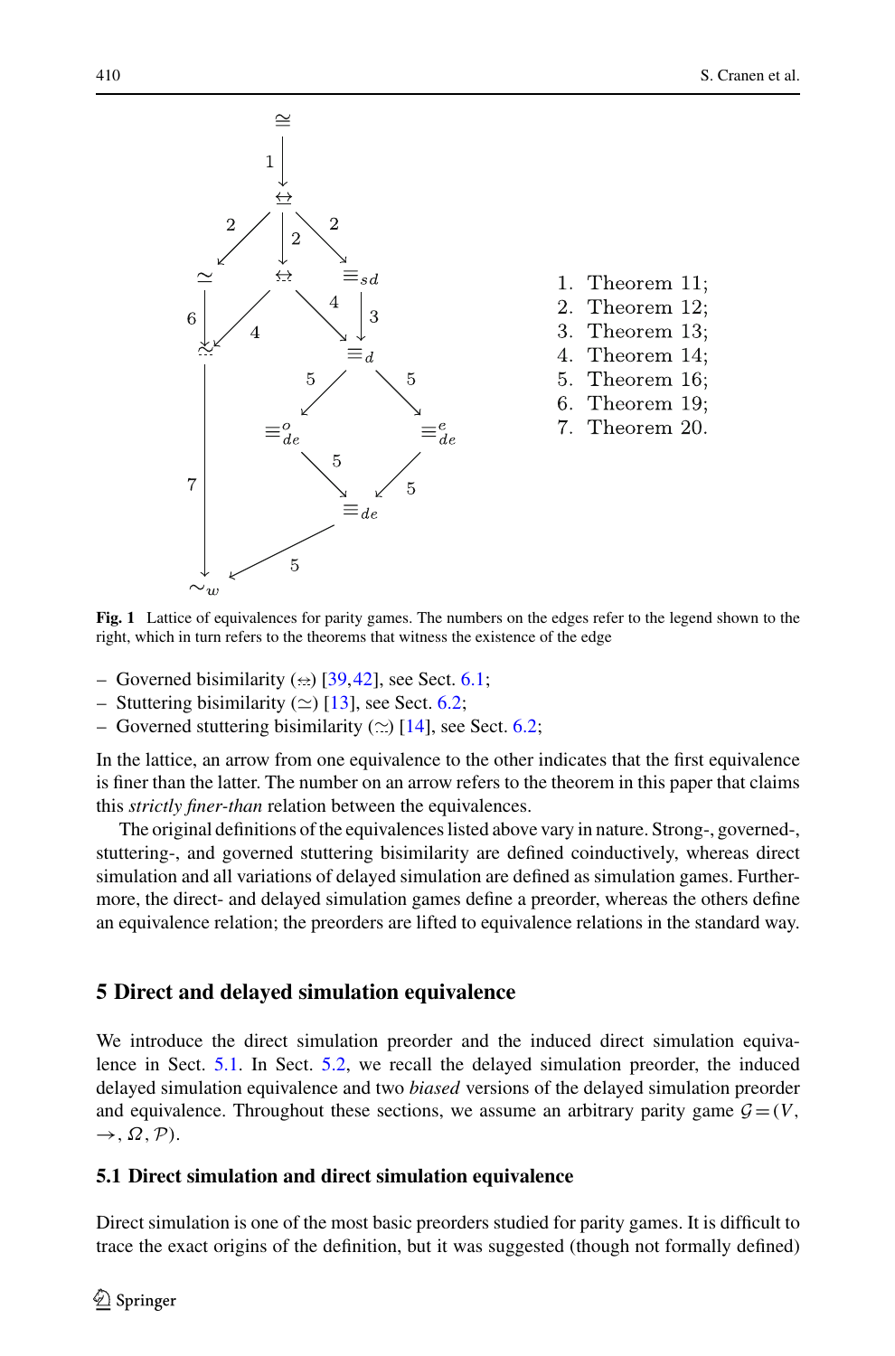1. Theorem 11;
2. Theorem 12;
3. Theorem 13;
4. Theorem 14;
5. Theorem 16;
6. Theorem 19;
7. Theorem 20.

**Fig. 1** Lattice of equivalences for parity games. The numbers on the edges refer to the legend shown to the right, which in turn refers to the theorems that witness the existence of the edge

- Governed bisimilarity ($\underline{\leftrightarrow}$) [39,42], see Sect. 6.1;
- Stuttering bisimilarity ($\simeq$) [13], see Sect. 6.2;
- Governed stuttering bisimilarity ($\eqsim$) [14], see Sect. 6.2;

In the lattice, an arrow from one equivalence to the other indicates that the first equivalence is finer than the latter. The number on an arrow refers to the theorem in this paper that claims this *strictly finer-than* relation between the equivalences.

The original definitions of the equivalences listed above vary in nature. Strong-, governed-, stuttering-, and governed stuttering bisimilarity are defined coinductively, whereas direct simulation and all variations of delayed simulation are defined as simulation games. Furthermore, the direct- and delayed simulation games define a preorder, whereas the others define an equivalence relation; the preorders are lifted to equivalence relations in the standard way.

## 5 Direct and delayed simulation equivalence

We introduce the direct simulation preorder and the induced direct simulation equivalence in Sect. 5.1. In Sect. 5.2, we recall the delayed simulation preorder, the induced delayed simulation equivalence and two *biased* versions of the delayed simulation preorder and equivalence. Throughout these sections, we assume an arbitrary parity game $\mathcal{G} = (V, \rightarrow, \Omega, \mathcal{P})$.

### 5.1 Direct simulation and direct simulation equivalence

Direct simulation is one of the most basic preorders studied for parity games. It is difficult to trace the exact origins of the definition, but it was suggested (though not formally defined)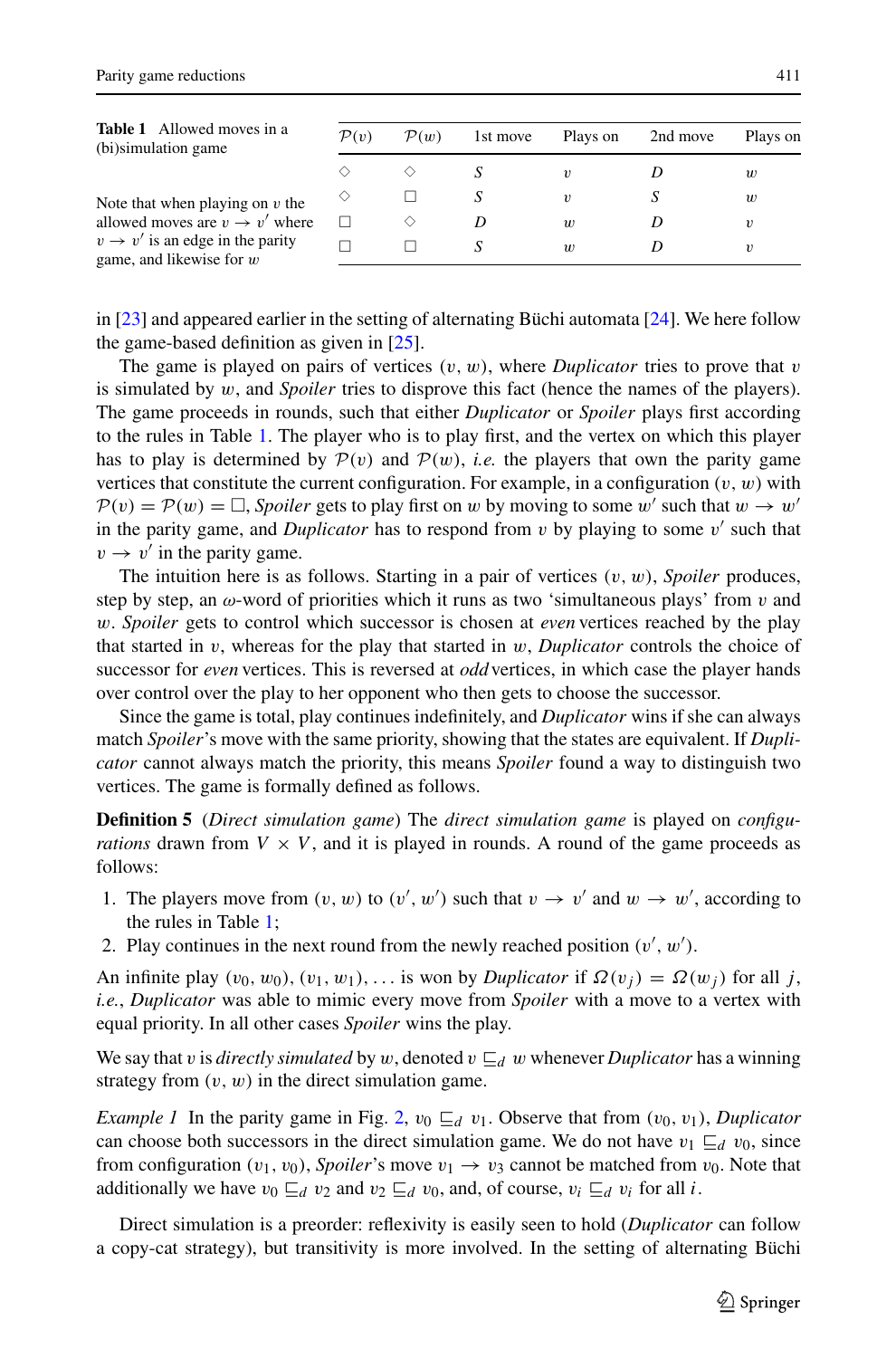**Table 1** Allowed moves in a (bi)simulation game

Note that when playing on $v$ the allowed moves are $v \to v'$ where $v \to v'$ is an edge in the parity game, and likewise for $w$

| $\mathcal{P}(v)$ | $\mathcal{P}(w)$ | 1st move | Plays on | 2nd move | Plays on |
|---|---|---|---|---|---|
| $\Diamond$ | $\Diamond$ | $S$ | $v$ | $D$ | $w$ |
| $\Diamond$ | $\Box$ | $S$ | $v$ | $S$ | $w$ |
| $\Box$ | $\Diamond$ | $D$ | $w$ | $D$ | $v$ |
| $\Box$ | $\Box$ | $S$ | $w$ | $D$ | $v$ |

in [23] and appeared earlier in the setting of alternating Büchi automata [24]. We here follow the game-based definition as given in [25].

The game is played on pairs of vertices $(v, w)$, where *Duplicator* tries to prove that $v$ is simulated by $w$, and *Spoiler* tries to disprove this fact (hence the names of the players). The game proceeds in rounds, such that either *Duplicator* or *Spoiler* plays first according to the rules in Table 1. The player who is to play first, and the vertex on which this player has to play is determined by $\mathcal{P}(v)$ and $\mathcal{P}(w)$, *i.e.* the players that own the parity game vertices that constitute the current configuration. For example, in a configuration $(v, w)$ with $\mathcal{P}(v) = \mathcal{P}(w) = \Box$, *Spoiler* gets to play first on $w$ by moving to some $w'$ such that $w \to w'$ in the parity game, and *Duplicator* has to respond from $v$ by playing to some $v'$ such that $v \to v'$ in the parity game.

The intuition here is as follows. Starting in a pair of vertices $(v, w)$, *Spoiler* produces, step by step, an $\omega$-word of priorities which it runs as two 'simultaneous plays' from $v$ and $w$. *Spoiler* gets to control which successor is chosen at *even* vertices reached by the play that started in $v$, whereas for the play that started in $w$, *Duplicator* controls the choice of successor for *even* vertices. This is reversed at *odd* vertices, in which case the player hands over control over the play to her opponent who then gets to choose the successor.

Since the game is total, play continues indefinitely, and *Duplicator* wins if she can always match *Spoiler*'s move with the same priority, showing that the states are equivalent. If *Duplicator* cannot always match the priority, this means *Spoiler* found a way to distinguish two vertices. The game is formally defined as follows.

**Definition 5** (*Direct simulation game*) The *direct simulation game* is played on *configurations* drawn from $V \times V$, and it is played in rounds. A round of the game proceeds as follows:

1. The players move from $(v, w)$ to $(v', w')$ such that $v \to v'$ and $w \to w'$, according to the rules in Table 1;
2. Play continues in the next round from the newly reached position $(v', w')$.

An infinite play $(v_0, w_0), (v_1, w_1), \ldots$ is won by *Duplicator* if $\Omega(v_j) = \Omega(w_j)$ for all $j$, *i.e.*, *Duplicator* was able to mimic every move from *Spoiler* with a move to a vertex with equal priority. In all other cases *Spoiler* wins the play.

We say that $v$ is *directly simulated* by $w$, denoted $v \sqsubseteq_d w$ whenever *Duplicator* has a winning strategy from $(v, w)$ in the direct simulation game.

*Example 1* In the parity game in Fig. 2, $v_0 \sqsubseteq_d v_1$. Observe that from $(v_0, v_1)$, *Duplicator* can choose both successors in the direct simulation game. We do not have $v_1 \sqsubseteq_d v_0$, since from configuration $(v_1, v_0)$, *Spoiler*'s move $v_1 \to v_3$ cannot be matched from $v_0$. Note that additionally we have $v_0 \sqsubseteq_d v_2$ and $v_2 \sqsubseteq_d v_0$, and, of course, $v_i \sqsubseteq_d v_i$ for all $i$.

Direct simulation is a preorder: reflexivity is easily seen to hold (*Duplicator* can follow a copy-cat strategy), but transitivity is more involved. In the setting of alternating Büchi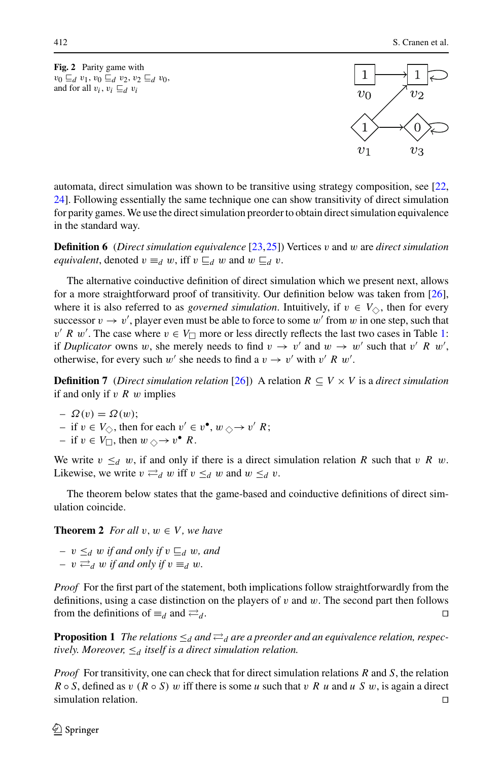**Fig. 2** Parity game with $v_0 \sqsubseteq_d v_1$, $v_0 \sqsubseteq_d v_2$, $v_2 \sqsubseteq_d v_0$, and for all $v_i$, $v_i \sqsubseteq_d v_i$

automata, direct simulation was shown to be transitive using strategy composition, see [22, 24]. Following essentially the same technique one can show transitivity of direct simulation for parity games. We use the direct simulation preorder to obtain direct simulation equivalence in the standard way.

**Definition 6** (*Direct simulation equivalence* [23,25]) Vertices $v$ and $w$ are *direct simulation equivalent*, denoted $v \equiv_d w$, iff $v \sqsubseteq_d w$ and $w \sqsubseteq_d v$.

The alternative coinductive definition of direct simulation which we present next, allows for a more straightforward proof of transitivity. Our definition below was taken from [26], where it is also referred to as *governed simulation*. Intuitively, if $v \in V_\Diamond$, then for every successor $v \to v'$, player even must be able to force to some $w'$ from $w$ in one step, such that $v' \mathrel{R} w'$. The case where $v \in V_\Box$ more or less directly reflects the last two cases in Table 1: if *Duplicator* owns $w$, she merely needs to find $v \to v'$ and $w \to w'$ such that $v' \mathrel{R} w'$, otherwise, for every such $w'$ she needs to find a $v \to v'$ with $v' \mathrel{R} w'$.

**Definition 7** (*Direct simulation relation* [26]) A relation $R \subseteq V \times V$ is a *direct simulation* if and only if $v \mathrel{R} w$ implies

- $\Omega(v) = \Omega(w)$;
- if $v \in V_\Diamond$, then for each $v' \in v^\bullet$, $w \mathrel{{}_\Diamond\!\!\to} v' \mathrel{R}$;
- if $v \in V_\Box$, then $w \mathrel{{}_\Diamond\!\!\to} v^\bullet \mathrel{R}$.

We write $v \leq_d w$, if and only if there is a direct simulation relation $R$ such that $v \mathrel{R} w$. Likewise, we write $v \rightleftarrows_d w$ iff $v \leq_d w$ and $w \leq_d v$.

The theorem below states that the game-based and coinductive definitions of direct simulation coincide.

**Theorem 2** *For all $v, w \in V$, we have*

- *$v \leq_d w$ if and only if $v \sqsubseteq_d w$, and*
- *$v \rightleftarrows_d w$ if and only if $v \equiv_d w$.*

*Proof* For the first part of the statement, both implications follow straightforwardly from the definitions, using a case distinction on the players of $v$ and $w$. The second part then follows from the definitions of $\equiv_d$ and $\rightleftarrows_d$. □

**Proposition 1** *The relations $\leq_d$ and $\rightleftarrows_d$ are a preorder and an equivalence relation, respectively. Moreover, $\leq_d$ itself is a direct simulation relation.*

*Proof* For transitivity, one can check that for direct simulation relations $R$ and $S$, the relation $R \circ S$, defined as $v \mathrel{(R \circ S)} w$ iff there is some $u$ such that $v \mathrel{R} u$ and $u \mathrel{S} w$, is again a direct simulation relation. □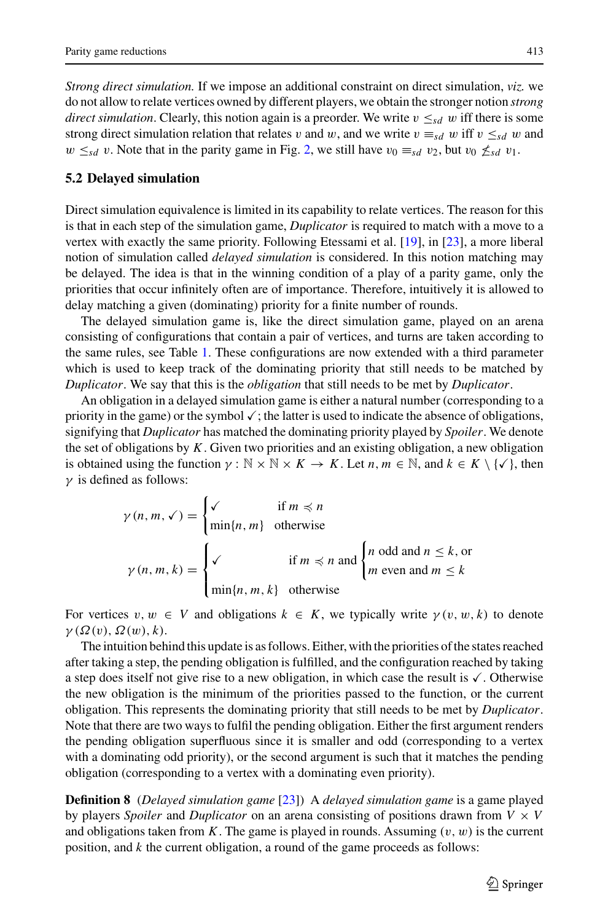*Strong direct simulation.* If we impose an additional constraint on direct simulation, *viz.* we do not allow to relate vertices owned by different players, we obtain the stronger notion *strong direct simulation*. Clearly, this notion again is a preorder. We write $v \leq_{sd} w$ iff there is some strong direct simulation relation that relates $v$ and $w$, and we write $v \equiv_{sd} w$ iff $v \leq_{sd} w$ and $w \leq_{sd} v$. Note that in the parity game in Fig. 2, we still have $v_0 \equiv_{sd} v_2$, but $v_0 \not\leq_{sd} v_1$.

### 5.2 Delayed simulation

Direct simulation equivalence is limited in its capability to relate vertices. The reason for this is that in each step of the simulation game, *Duplicator* is required to match with a move to a vertex with exactly the same priority. Following Etessami et al. [19], in [23], a more liberal notion of simulation called *delayed simulation* is considered. In this notion matching may be delayed. The idea is that in the winning condition of a play of a parity game, only the priorities that occur infinitely often are of importance. Therefore, intuitively it is allowed to delay matching a given (dominating) priority for a finite number of rounds.

The delayed simulation game is, like the direct simulation game, played on an arena consisting of configurations that contain a pair of vertices, and turns are taken according to the same rules, see Table 1. These configurations are now extended with a third parameter which is used to keep track of the dominating priority that still needs to be matched by *Duplicator*. We say that this is the *obligation* that still needs to be met by *Duplicator*.

An obligation in a delayed simulation game is either a natural number (corresponding to a priority in the game) or the symbol ✓; the latter is used to indicate the absence of obligations, signifying that *Duplicator* has matched the dominating priority played by *Spoiler*. We denote the set of obligations by $K$. Given two priorities and an existing obligation, a new obligation is obtained using the function $\gamma : \mathbb{N} \times \mathbb{N} \times K \to K$. Let $n, m \in \mathbb{N}$, and $k \in K \setminus \{✓\}$, then $\gamma$ is defined as follows:

$$\gamma(n, m, ✓) = \begin{cases} ✓ & \text{if } m \preccurlyeq n \\ \min\{n, m\} & \text{otherwise} \end{cases}$$

$$\gamma(n, m, k) = \begin{cases} ✓ & \text{if } m \preccurlyeq n \text{ and } \begin{cases} n \text{ odd and } n \leq k, \text{ or} \\ m \text{ even and } m \leq k \end{cases} \\ \min\{n, m, k\} & \text{otherwise} \end{cases}$$

For vertices $v, w \in V$ and obligations $k \in K$, we typically write $\gamma(v, w, k)$ to denote $\gamma(\Omega(v), \Omega(w), k)$.

The intuition behind this update is as follows. Either, with the priorities of the states reached after taking a step, the pending obligation is fulfilled, and the configuration reached by taking a step does itself not give rise to a new obligation, in which case the result is ✓. Otherwise the new obligation is the minimum of the priorities passed to the function, or the current obligation. This represents the dominating priority that still needs to be met by *Duplicator*. Note that there are two ways to fulfil the pending obligation. Either the first argument renders the pending obligation superfluous since it is smaller and odd (corresponding to a vertex with a dominating odd priority), or the second argument is such that it matches the pending obligation (corresponding to a vertex with a dominating even priority).

**Definition 8** (*Delayed simulation game* [23]) A *delayed simulation game* is a game played by players *Spoiler* and *Duplicator* on an arena consisting of positions drawn from $V \times V$ and obligations taken from $K$. The game is played in rounds. Assuming $(v, w)$ is the current position, and $k$ the current obligation, a round of the game proceeds as follows: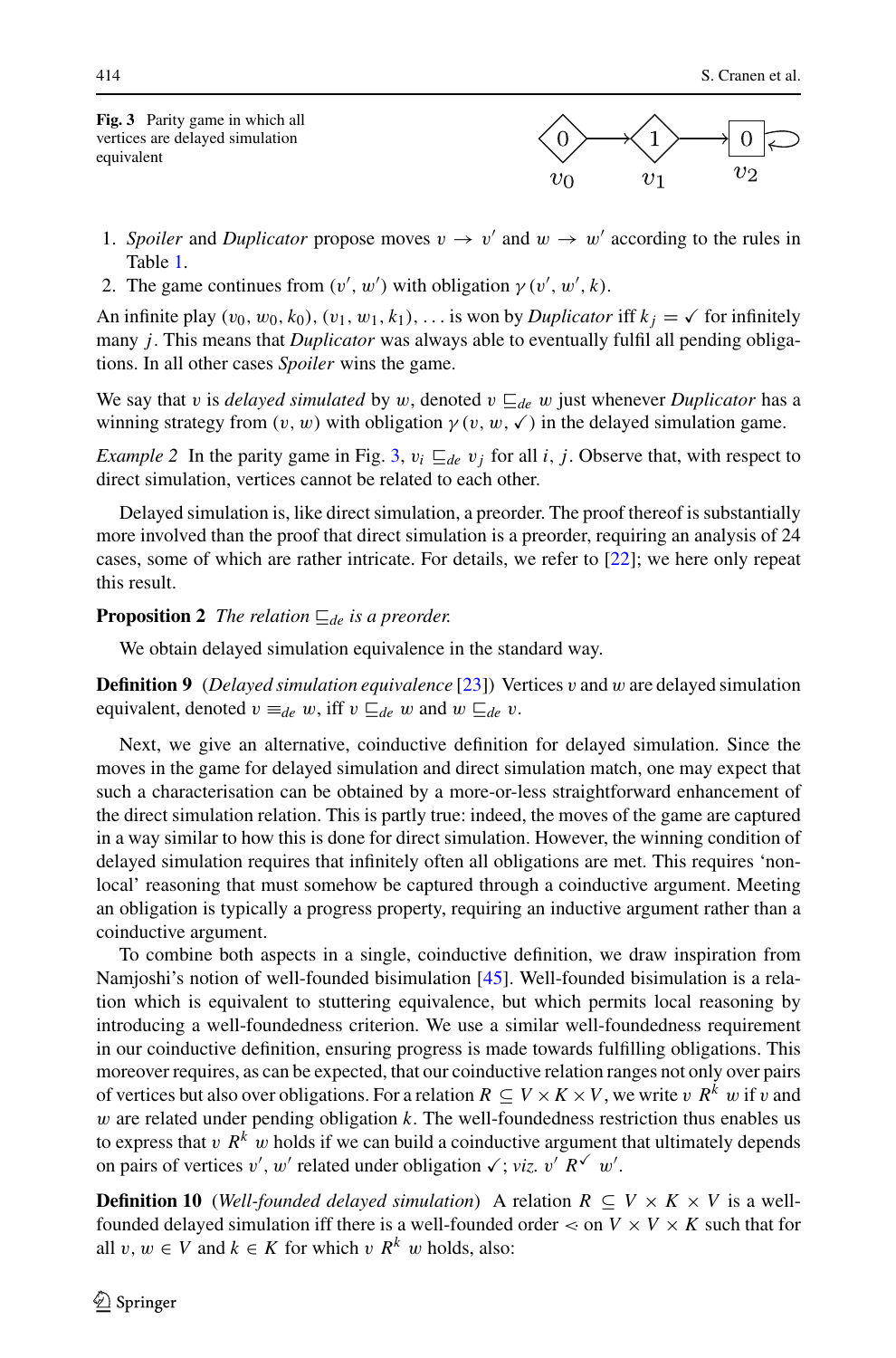**Fig. 3** Parity game in which all vertices are delayed simulation equivalent

1. *Spoiler* and *Duplicator* propose moves $v \to v'$ and $w \to w'$ according to the rules in Table 1.
2. The game continues from $(v', w')$ with obligation $\gamma(v', w', k)$.

An infinite play $(v_0, w_0, k_0), (v_1, w_1, k_1), \ldots$ is won by *Duplicator* iff $k_j = \checkmark$ for infinitely many $j$. This means that *Duplicator* was always able to eventually fulfil all pending obligations. In all other cases *Spoiler* wins the game.

We say that $v$ is *delayed simulated* by $w$, denoted $v \sqsubseteq_{de} w$ just whenever *Duplicator* has a winning strategy from $(v, w)$ with obligation $\gamma(v, w, \checkmark)$ in the delayed simulation game.

*Example 2* In the parity game in Fig. 3, $v_i \sqsubseteq_{de} v_j$ for all $i, j$. Observe that, with respect to direct simulation, vertices cannot be related to each other.

Delayed simulation is, like direct simulation, a preorder. The proof thereof is substantially more involved than the proof that direct simulation is a preorder, requiring an analysis of 24 cases, some of which are rather intricate. For details, we refer to [22]; we here only repeat this result.

**Proposition 2** *The relation $\sqsubseteq_{de}$ is a preorder.*

We obtain delayed simulation equivalence in the standard way.

**Definition 9** (*Delayed simulation equivalence* [23]) Vertices $v$ and $w$ are delayed simulation equivalent, denoted $v \equiv_{de} w$, iff $v \sqsubseteq_{de} w$ and $w \sqsubseteq_{de} v$.

Next, we give an alternative, coinductive definition for delayed simulation. Since the moves in the game for delayed simulation and direct simulation match, one may expect that such a characterisation can be obtained by a more-or-less straightforward enhancement of the direct simulation relation. This is partly true: indeed, the moves of the game are captured in a way similar to how this is done for direct simulation. However, the winning condition of delayed simulation requires that infinitely often all obligations are met. This requires 'non-local' reasoning that must somehow be captured through a coinductive argument. Meeting an obligation is typically a progress property, requiring an inductive argument rather than a coinductive argument.

To combine both aspects in a single, coinductive definition, we draw inspiration from Namjoshi's notion of well-founded bisimulation [45]. Well-founded bisimulation is a relation which is equivalent to stuttering equivalence, but which permits local reasoning by introducing a well-foundedness criterion. We use a similar well-foundedness requirement in our coinductive definition, ensuring progress is made towards fulfilling obligations. This moreover requires, as can be expected, that our coinductive relation ranges not only over pairs of vertices but also over obligations. For a relation $R \subseteq V \times K \times V$, we write $v\ R^k\ w$ if $v$ and $w$ are related under pending obligation $k$. The well-foundedness restriction thus enables us to express that $v\ R^k\ w$ holds if we can build a coinductive argument that ultimately depends on pairs of vertices $v', w'$ related under obligation $\checkmark$; *viz.* $v'\ R^{\checkmark}\ w'$.

**Definition 10** (*Well-founded delayed simulation*) A relation $R \subseteq V \times K \times V$ is a well-founded delayed simulation iff there is a well-founded order $<$ on $V \times V \times K$ such that for all $v, w \in V$ and $k \in K$ for which $v\ R^k\ w$ holds, also: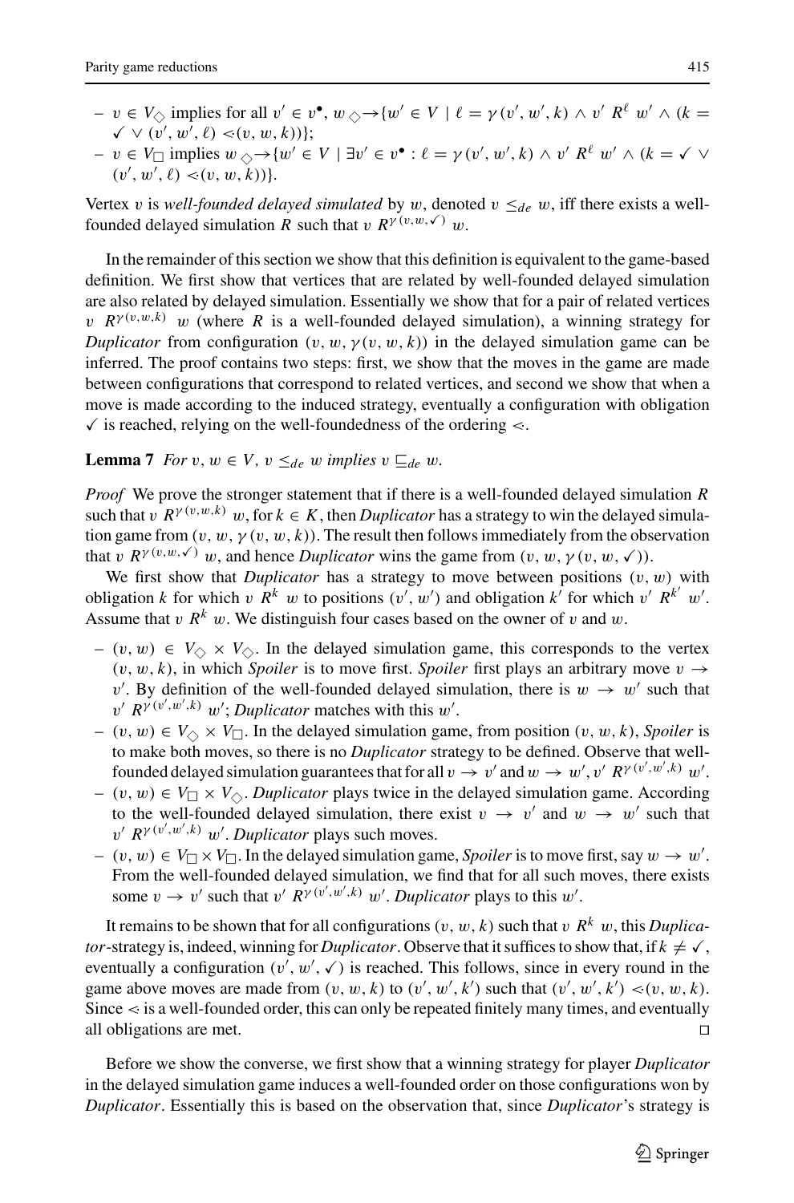- $v \in V_\Diamond$ implies for all $v' \in v^\bullet$, $w \Diamond\!\!\rightarrow \{w' \in V \mid \ell = \gamma(v', w', k) \wedge v' \; R^\ell \; w' \wedge (k = \checkmark \vee (v', w', \ell) \lessdot (v, w, k))\}$;
- $v \in V_\Box$ implies $w \Diamond\!\!\rightarrow \{w' \in V \mid \exists v' \in v^\bullet : \ell = \gamma(v', w', k) \wedge v' \; R^\ell \; w' \wedge (k = \checkmark \vee (v', w', \ell) \lessdot (v, w, k))\}$.

Vertex $v$ is *well-founded delayed simulated* by $w$, denoted $v \leq_{de} w$, iff there exists a well-founded delayed simulation $R$ such that $v \; R^{\gamma(v,w,\checkmark)} \; w$.

In the remainder of this section we show that this definition is equivalent to the game-based definition. We first show that vertices that are related by well-founded delayed simulation are also related by delayed simulation. Essentially we show that for a pair of related vertices $v \; R^{\gamma(v,w,k)} \; w$ (where $R$ is a well-founded delayed simulation), a winning strategy for *Duplicator* from configuration $(v, w, \gamma(v, w, k))$ in the delayed simulation game can be inferred. The proof contains two steps: first, we show that the moves in the game are made between configurations that correspond to related vertices, and second we show that when a move is made according to the induced strategy, eventually a configuration with obligation $\checkmark$ is reached, relying on the well-foundedness of the ordering $\lessdot$.

**Lemma 7** *For $v, w \in V$, $v \leq_{de} w$ implies $v \sqsubseteq_{de} w$.*

*Proof* We prove the stronger statement that if there is a well-founded delayed simulation $R$ such that $v \; R^{\gamma(v,w,k)} \; w$, for $k \in K$, then *Duplicator* has a strategy to win the delayed simulation game from $(v, w, \gamma(v, w, k))$. The result then follows immediately from the observation that $v \; R^{\gamma(v,w,\checkmark)} \; w$, and hence *Duplicator* wins the game from $(v, w, \gamma(v, w, \checkmark))$.

We first show that *Duplicator* has a strategy to move between positions $(v, w)$ with obligation $k$ for which $v \; R^k \; w$ to positions $(v', w')$ and obligation $k'$ for which $v' \; R^{k'} \; w'$. Assume that $v \; R^k \; w$. We distinguish four cases based on the owner of $v$ and $w$.

- $(v, w) \in V_\Diamond \times V_\Diamond$. In the delayed simulation game, this corresponds to the vertex $(v, w, k)$, in which *Spoiler* is to move first. *Spoiler* first plays an arbitrary move $v \to v'$. By definition of the well-founded delayed simulation, there is $w \to w'$ such that $v' \; R^{\gamma(v',w',k)} \; w'$; *Duplicator* matches with this $w'$.
- $(v, w) \in V_\Diamond \times V_\Box$. In the delayed simulation game, from position $(v, w, k)$, *Spoiler* is to make both moves, so there is no *Duplicator* strategy to be defined. Observe that well-founded delayed simulation guarantees that for all $v \to v'$ and $w \to w'$, $v' \; R^{\gamma(v',w',k)} \; w'$.
- $(v, w) \in V_\Box \times V_\Diamond$. *Duplicator* plays twice in the delayed simulation game. According to the well-founded delayed simulation, there exist $v \to v'$ and $w \to w'$ such that $v' \; R^{\gamma(v',w',k)} \; w'$. *Duplicator* plays such moves.
- $(v, w) \in V_\Box \times V_\Box$. In the delayed simulation game, *Spoiler* is to move first, say $w \to w'$. From the well-founded delayed simulation, we find that for all such moves, there exists some $v \to v'$ such that $v' \; R^{\gamma(v',w',k)} \; w'$. *Duplicator* plays to this $w'$.

It remains to be shown that for all configurations $(v, w, k)$ such that $v \; R^k \; w$, this *Duplicator*-strategy is, indeed, winning for *Duplicator*. Observe that it suffices to show that, if $k \neq \checkmark$, eventually a configuration $(v', w', \checkmark)$ is reached. This follows, since in every round in the game above moves are made from $(v, w, k)$ to $(v', w', k')$ such that $(v', w', k') \lessdot (v, w, k)$. Since $\lessdot$ is a well-founded order, this can only be repeated finitely many times, and eventually all obligations are met. □

Before we show the converse, we first show that a winning strategy for player *Duplicator* in the delayed simulation game induces a well-founded order on those configurations won by *Duplicator*. Essentially this is based on the observation that, since *Duplicator*'s strategy is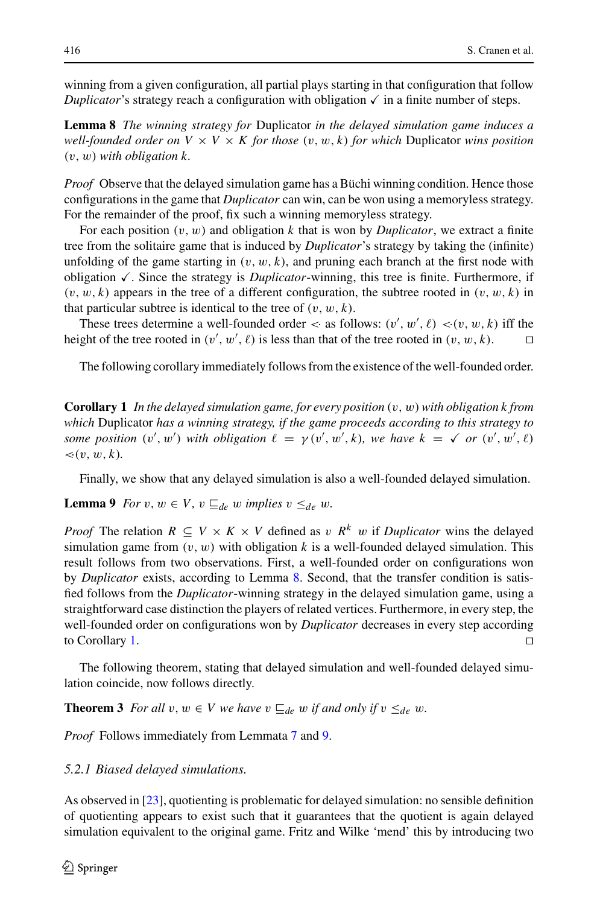winning from a given configuration, all partial plays starting in that configuration that follow *Duplicator*'s strategy reach a configuration with obligation $\checkmark$ in a finite number of steps.

**Lemma 8** *The winning strategy for* Duplicator *in the delayed simulation game induces a well-founded order on $V \times V \times K$ for those $(v, w, k)$ for which* Duplicator *wins position $(v, w)$ with obligation $k$.*

*Proof* Observe that the delayed simulation game has a Büchi winning condition. Hence those configurations in the game that *Duplicator* can win, can be won using a memoryless strategy. For the remainder of the proof, fix such a winning memoryless strategy.

For each position $(v, w)$ and obligation $k$ that is won by *Duplicator*, we extract a finite tree from the solitaire game that is induced by *Duplicator*'s strategy by taking the (infinite) unfolding of the game starting in $(v, w, k)$, and pruning each branch at the first node with obligation $\checkmark$. Since the strategy is *Duplicator*-winning, this tree is finite. Furthermore, if $(v, w, k)$ appears in the tree of a different configuration, the subtree rooted in $(v, w, k)$ in that particular subtree is identical to the tree of $(v, w, k)$.

These trees determine a well-founded order $\lessdot$ as follows: $(v', w', \ell) \lessdot (v, w, k)$ iff the height of the tree rooted in $(v', w', \ell)$ is less than that of the tree rooted in $(v, w, k)$. ◻

The following corollary immediately follows from the existence of the well-founded order.

**Corollary 1** *In the delayed simulation game, for every position $(v, w)$ with obligation $k$ from which* Duplicator *has a winning strategy, if the game proceeds according to this strategy to some position $(v', w')$ with obligation $\ell = \gamma(v', w', k)$, we have $k = \checkmark$ or $(v', w', \ell) \lessdot (v, w, k)$.*

Finally, we show that any delayed simulation is also a well-founded delayed simulation.

**Lemma 9** *For $v, w \in V$, $v \sqsubseteq_{de} w$ implies $v \leq_{de} w$.*

*Proof* The relation $R \subseteq V \times K \times V$ defined as $v\ R^k\ w$ if *Duplicator* wins the delayed simulation game from $(v, w)$ with obligation $k$ is a well-founded delayed simulation. This result follows from two observations. First, a well-founded order on configurations won by *Duplicator* exists, according to Lemma 8. Second, that the transfer condition is satisfied follows from the *Duplicator*-winning strategy in the delayed simulation game, using a straightforward case distinction the players of related vertices. Furthermore, in every step, the well-founded order on configurations won by *Duplicator* decreases in every step according to Corollary 1. ◻

The following theorem, stating that delayed simulation and well-founded delayed simulation coincide, now follows directly.

**Theorem 3** *For all $v, w \in V$ we have $v \sqsubseteq_{de} w$ if and only if $v \leq_{de} w$.*

*Proof* Follows immediately from Lemmata 7 and 9.

*5.2.1 Biased delayed simulations.*

As observed in [23], quotienting is problematic for delayed simulation: no sensible definition of quotienting appears to exist such that it guarantees that the quotient is again delayed simulation equivalent to the original game. Fritz and Wilke 'mend' this by introducing two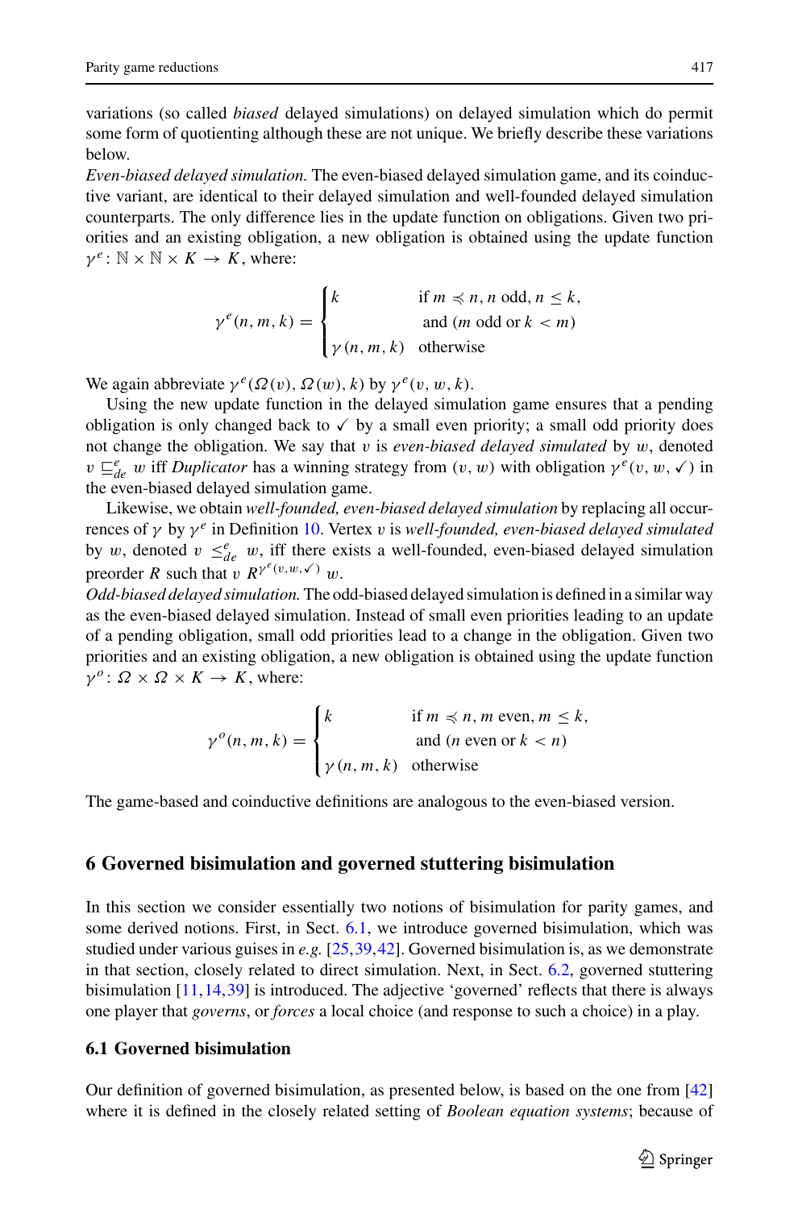variations (so called *biased* delayed simulations) on delayed simulation which do permit some form of quotienting although these are not unique. We briefly describe these variations below.

*Even-biased delayed simulation.* The even-biased delayed simulation game, and its coinductive variant, are identical to their delayed simulation and well-founded delayed simulation counterparts. The only difference lies in the update function on obligations. Given two priorities and an existing obligation, a new obligation is obtained using the update function $\gamma^e \colon \mathbb{N} \times \mathbb{N} \times K \to K$, where:

$$\gamma^e(n, m, k) = \begin{cases} k & \text{if } m \preccurlyeq n, n \text{ odd}, n \leq k, \\ & \text{and } (m \text{ odd or } k < m) \\ \gamma(n, m, k) & \text{otherwise} \end{cases}$$

We again abbreviate $\gamma^e(\Omega(v), \Omega(w), k)$ by $\gamma^e(v, w, k)$.

Using the new update function in the delayed simulation game ensures that a pending obligation is only changed back to $\checkmark$ by a small even priority; a small odd priority does not change the obligation. We say that $v$ is *even-biased delayed simulated* by $w$, denoted $v \sqsubseteq_{de}^{e} w$ iff *Duplicator* has a winning strategy from $(v, w)$ with obligation $\gamma^e(v, w, \checkmark)$ in the even-biased delayed simulation game.

Likewise, we obtain *well-founded, even-biased delayed simulation* by replacing all occurrences of $\gamma$ by $\gamma^e$ in Definition 10. Vertex $v$ is *well-founded, even-biased delayed simulated* by $w$, denoted $v \leq_{de}^{e} w$, iff there exists a well-founded, even-biased delayed simulation preorder $R$ such that $v \; R^{\gamma^e(v,w,\checkmark)} \; w$.

*Odd-biased delayed simulation.* The odd-biased delayed simulation is defined in a similar way as the even-biased delayed simulation. Instead of small even priorities leading to an update of a pending obligation, small odd priorities lead to a change in the obligation. Given two priorities and an existing obligation, a new obligation is obtained using the update function $\gamma^o \colon \Omega \times \Omega \times K \to K$, where:

$$\gamma^o(n, m, k) = \begin{cases} k & \text{if } m \preccurlyeq n, m \text{ even}, m \leq k, \\ & \text{and } (n \text{ even or } k < n) \\ \gamma(n, m, k) & \text{otherwise} \end{cases}$$

The game-based and coinductive definitions are analogous to the even-biased version.

## 6 Governed bisimulation and governed stuttering bisimulation

In this section we consider essentially two notions of bisimulation for parity games, and some derived notions. First, in Sect. 6.1, we introduce governed bisimulation, which was studied under various guises in *e.g.* [25,39,42]. Governed bisimulation is, as we demonstrate in that section, closely related to direct simulation. Next, in Sect. 6.2, governed stuttering bisimulation [11,14,39] is introduced. The adjective 'governed' reflects that there is always one player that *governs*, or *forces* a local choice (and response to such a choice) in a play.

### 6.1 Governed bisimulation

Our definition of governed bisimulation, as presented below, is based on the one from [42] where it is defined in the closely related setting of *Boolean equation systems*; because of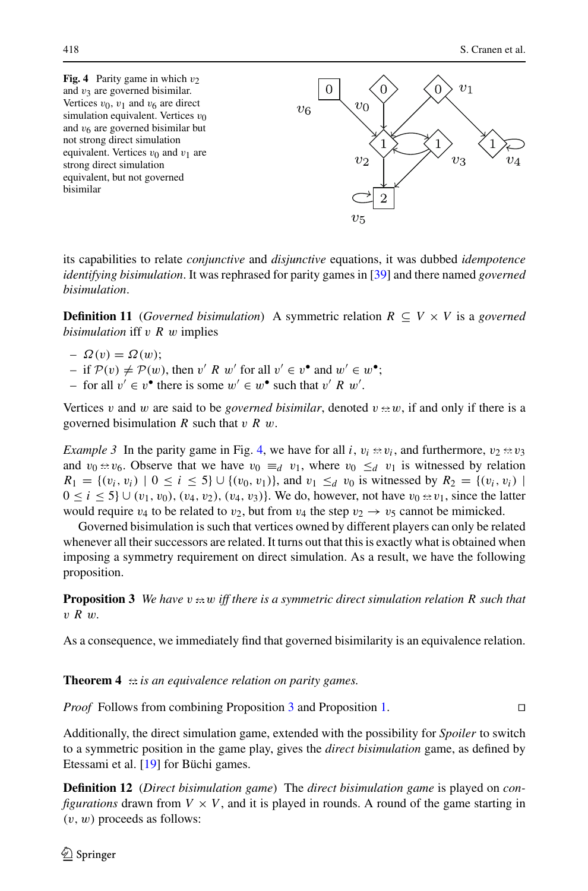**Fig. 4** Parity game in which $v_2$ and $v_3$ are governed bisimilar. Vertices $v_0$, $v_1$ and $v_6$ are direct simulation equivalent. Vertices $v_0$ and $v_6$ are governed bisimilar but not strong direct simulation equivalent. Vertices $v_0$ and $v_1$ are strong direct simulation equivalent, but not governed bisimilar

its capabilities to relate *conjunctive* and *disjunctive* equations, it was dubbed *idempotence identifying bisimulation*. It was rephrased for parity games in [39] and there named *governed bisimulation*.

**Definition 11** (*Governed bisimulation*) A symmetric relation $R \subseteq V \times V$ is a *governed bisimulation* iff $v\ R\ w$ implies

- $\Omega(v) = \Omega(w)$;
- if $\mathcal{P}(v) \neq \mathcal{P}(w)$, then $v'\ R\ w'$ for all $v' \in v^\bullet$ and $w' \in w^\bullet$;
- for all $v' \in v^\bullet$ there is some $w' \in w^\bullet$ such that $v'\ R\ w'$.

Vertices $v$ and $w$ are said to be *governed bisimilar*, denoted $v \doteqdot w$, if and only if there is a governed bisimulation $R$ such that $v\ R\ w$.

*Example 3* In the parity game in Fig. 4, we have for all $i$, $v_i \doteqdot v_i$, and furthermore, $v_2 \doteqdot v_3$ and $v_0 \doteqdot v_6$. Observe that we have $v_0 \equiv_d v_1$, where $v_0 \leq_d v_1$ is witnessed by relation $R_1 = \{(v_i, v_i) \mid 0 \leq i \leq 5\} \cup \{(v_0, v_1)\}$, and $v_1 \leq_d v_0$ is witnessed by $R_2 = \{(v_i, v_i) \mid 0 \leq i \leq 5\} \cup (v_1, v_0), (v_4, v_2), (v_4, v_3)\}$. We do, however, not have $v_0 \doteqdot v_1$, since the latter would require $v_4$ to be related to $v_2$, but from $v_4$ the step $v_2 \to v_5$ cannot be mimicked.

Governed bisimulation is such that vertices owned by different players can only be related whenever all their successors are related. It turns out that this is exactly what is obtained when imposing a symmetry requirement on direct simulation. As a result, we have the following proposition.

**Proposition 3** *We have $v \doteqdot w$ iff there is a symmetric direct simulation relation $R$ such that $v\ R\ w$.*

As a consequence, we immediately find that governed bisimilarity is an equivalence relation.

**Theorem 4** *$\doteqdot$ is an equivalence relation on parity games.*

*Proof* Follows from combining Proposition 3 and Proposition 1. □

Additionally, the direct simulation game, extended with the possibility for *Spoiler* to switch to a symmetric position in the game play, gives the *direct bisimulation* game, as defined by Etessami et al. [19] for Büchi games.

**Definition 12** (*Direct bisimulation game*) The *direct bisimulation game* is played on *configurations* drawn from $V \times V$, and it is played in rounds. A round of the game starting in $(v, w)$ proceeds as follows: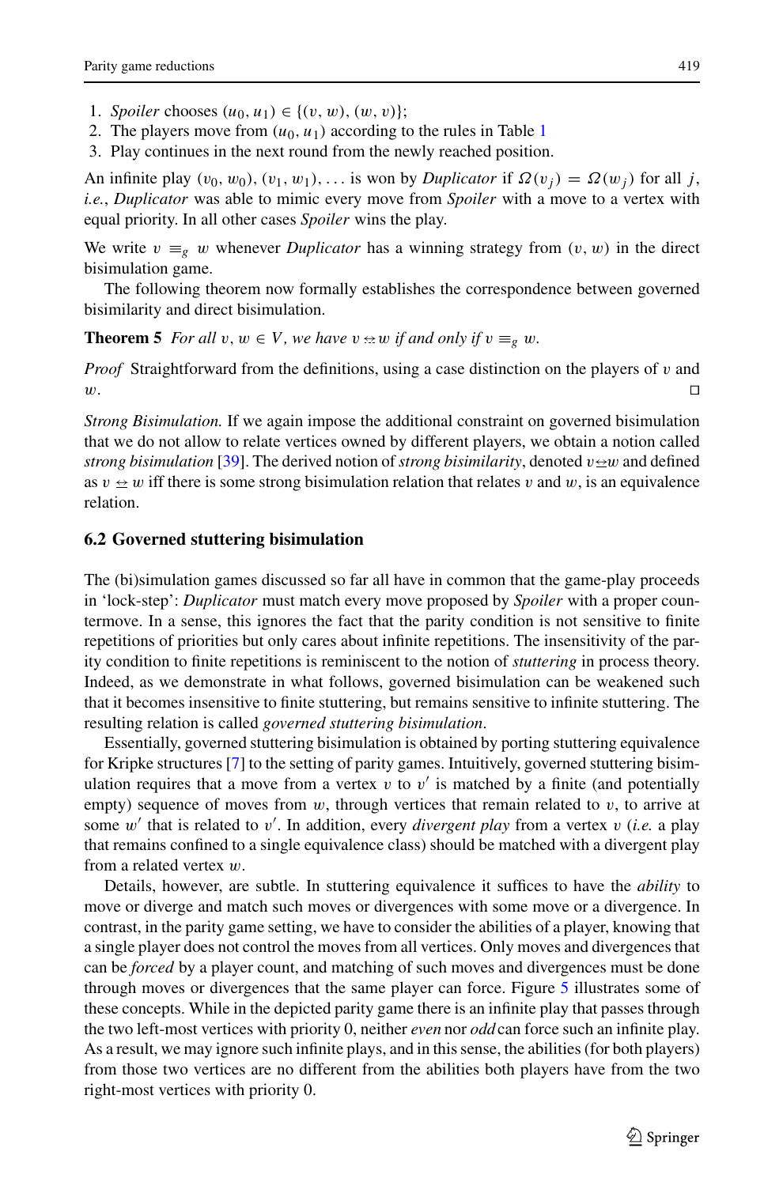1. *Spoiler* chooses $(u_0, u_1) \in \{(v, w), (w, v)\}$;
2. The players move from $(u_0, u_1)$ according to the rules in Table 1
3. Play continues in the next round from the newly reached position.

An infinite play $(v_0, w_0), (v_1, w_1), \ldots$ is won by *Duplicator* if $\Omega(v_j) = \Omega(w_j)$ for all $j$, *i.e.*, *Duplicator* was able to mimic every move from *Spoiler* with a move to a vertex with equal priority. In all other cases *Spoiler* wins the play.

We write $v \equiv_g w$ whenever *Duplicator* has a winning strategy from $(v, w)$ in the direct bisimulation game.

The following theorem now formally establishes the correspondence between governed bisimilarity and direct bisimulation.

**Theorem 5** *For all $v, w \in V$, we have $v \,\underline{\leftrightarrow}\, w$ if and only if $v \equiv_g w$.*

*Proof* Straightforward from the definitions, using a case distinction on the players of $v$ and $w$. □

*Strong Bisimulation.* If we again impose the additional constraint on governed bisimulation that we do not allow to relate vertices owned by different players, we obtain a notion called *strong bisimulation* [39]. The derived notion of *strong bisimilarity*, denoted $v \underline{\leftrightarrow} w$ and defined as $v \underline{\leftrightarrow} w$ iff there is some strong bisimulation relation that relates $v$ and $w$, is an equivalence relation.

### 6.2 Governed stuttering bisimulation

The (bi)simulation games discussed so far all have in common that the game-play proceeds in 'lock-step': *Duplicator* must match every move proposed by *Spoiler* with a proper countermove. In a sense, this ignores the fact that the parity condition is not sensitive to finite repetitions of priorities but only cares about infinite repetitions. The insensitivity of the parity condition to finite repetitions is reminiscent to the notion of *stuttering* in process theory. Indeed, as we demonstrate in what follows, governed bisimulation can be weakened such that it becomes insensitive to finite stuttering, but remains sensitive to infinite stuttering. The resulting relation is called *governed stuttering bisimulation*.

Essentially, governed stuttering bisimulation is obtained by porting stuttering equivalence for Kripke structures [7] to the setting of parity games. Intuitively, governed stuttering bisimulation requires that a move from a vertex $v$ to $v'$ is matched by a finite (and potentially empty) sequence of moves from $w$, through vertices that remain related to $v$, to arrive at some $w'$ that is related to $v'$. In addition, every *divergent play* from a vertex $v$ (*i.e.* a play that remains confined to a single equivalence class) should be matched with a divergent play from a related vertex $w$.

Details, however, are subtle. In stuttering equivalence it suffices to have the *ability* to move or diverge and match such moves or divergences with some move or a divergence. In contrast, in the parity game setting, we have to consider the abilities of a player, knowing that a single player does not control the moves from all vertices. Only moves and divergences that can be *forced* by a player count, and matching of such moves and divergences must be done through moves or divergences that the same player can force. Figure 5 illustrates some of these concepts. While in the depicted parity game there is an infinite play that passes through the two left-most vertices with priority 0, neither *even* nor *odd* can force such an infinite play. As a result, we may ignore such infinite plays, and in this sense, the abilities (for both players) from those two vertices are no different from the abilities both players have from the two right-most vertices with priority 0.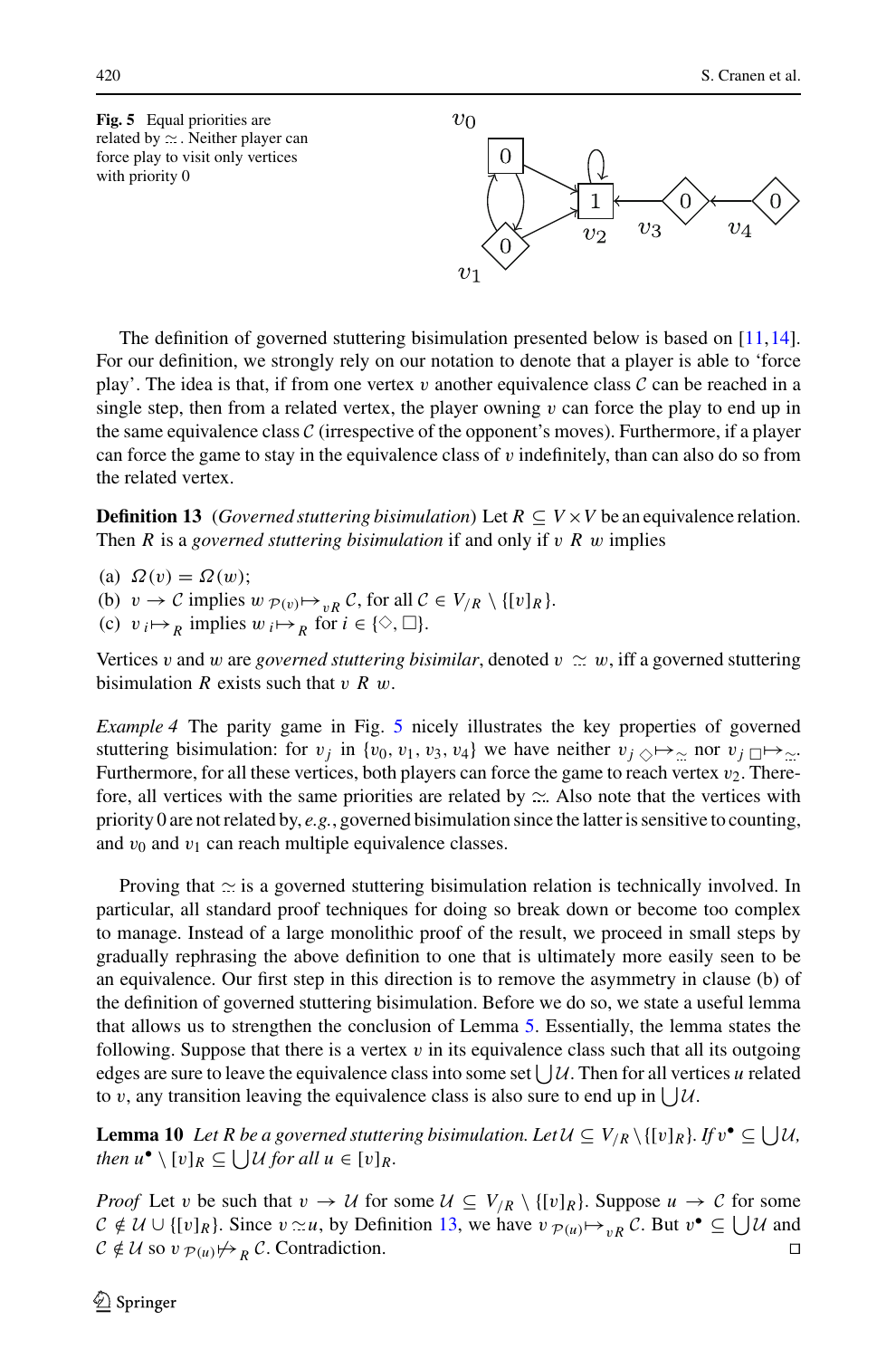**Fig. 5** Equal priorities are related by $\simeq$. Neither player can force play to visit only vertices with priority 0

The definition of governed stuttering bisimulation presented below is based on [11,14]. For our definition, we strongly rely on our notation to denote that a player is able to 'force play'. The idea is that, if from one vertex $v$ another equivalence class $\mathcal{C}$ can be reached in a single step, then from a related vertex, the player owning $v$ can force the play to end up in the same equivalence class $\mathcal{C}$ (irrespective of the opponent's moves). Furthermore, if a player can force the game to stay in the equivalence class of $v$ indefinitely, than can also do so from the related vertex.

**Definition 13** (*Governed stuttering bisimulation*) Let $R \subseteq V \times V$ be an equivalence relation. Then $R$ is a *governed stuttering bisimulation* if and only if $v \; R \; w$ implies

(a) $\Omega(v) = \Omega(w)$;
(b) $v \to \mathcal{C}$ implies $w \;_{\mathcal{P}(v)}\!\!\mapsto_{vR} \mathcal{C}$, for all $\mathcal{C} \in V_{/R} \setminus \{[v]_R\}$.
(c) $v \;_i\!\!\mapsto_R$ implies $w \;_i\!\!\mapsto_R$ for $i \in \{\Diamond, \Box\}$.

Vertices $v$ and $w$ are *governed stuttering bisimilar*, denoted $v \simeq w$, iff a governed stuttering bisimulation $R$ exists such that $v \; R \; w$.

*Example 4* The parity game in Fig. 5 nicely illustrates the key properties of governed stuttering bisimulation: for $v_j$ in $\{v_0, v_1, v_3, v_4\}$ we have neither $v_j \;_\Diamond\!\!\mapsto_\simeq$ nor $v_j \;_\Box\!\!\mapsto_\simeq$. Furthermore, for all these vertices, both players can force the game to reach vertex $v_2$. Therefore, all vertices with the same priorities are related by $\simeq$. Also note that the vertices with priority 0 are not related by, *e.g.*, governed bisimulation since the latter is sensitive to counting, and $v_0$ and $v_1$ can reach multiple equivalence classes.

Proving that $\simeq$ is a governed stuttering bisimulation relation is technically involved. In particular, all standard proof techniques for doing so break down or become too complex to manage. Instead of a large monolithic proof of the result, we proceed in small steps by gradually rephrasing the above definition to one that is ultimately more easily seen to be an equivalence. Our first step in this direction is to remove the asymmetry in clause (b) of the definition of governed stuttering bisimulation. Before we do so, we state a useful lemma that allows us to strengthen the conclusion of Lemma 5. Essentially, the lemma states the following. Suppose that there is a vertex $v$ in its equivalence class such that all its outgoing edges are sure to leave the equivalence class into some set $\bigcup \mathcal{U}$. Then for all vertices $u$ related to $v$, any transition leaving the equivalence class is also sure to end up in $\bigcup \mathcal{U}$.

**Lemma 10** *Let $R$ be a governed stuttering bisimulation. Let $\mathcal{U} \subseteq V_{/R} \setminus \{[v]_R\}$. If $v^\bullet \subseteq \bigcup \mathcal{U}$, then $u^\bullet \setminus [v]_R \subseteq \bigcup \mathcal{U}$ for all $u \in [v]_R$.*

*Proof* Let $v$ be such that $v \to \mathcal{U}$ for some $\mathcal{U} \subseteq V_{/R} \setminus \{[v]_R\}$. Suppose $u \to \mathcal{C}$ for some $\mathcal{C} \notin \mathcal{U} \cup \{[v]_R\}$. Since $v \simeq u$, by Definition 13, we have $v \;_{\mathcal{P}(u)}\!\!\mapsto_{vR} \mathcal{C}$. But $v^\bullet \subseteq \bigcup \mathcal{U}$ and $\mathcal{C} \notin \mathcal{U}$ so $v \;_{\mathcal{P}(u)}\!\!\not\mapsto_R \mathcal{C}$. Contradiction. $\square$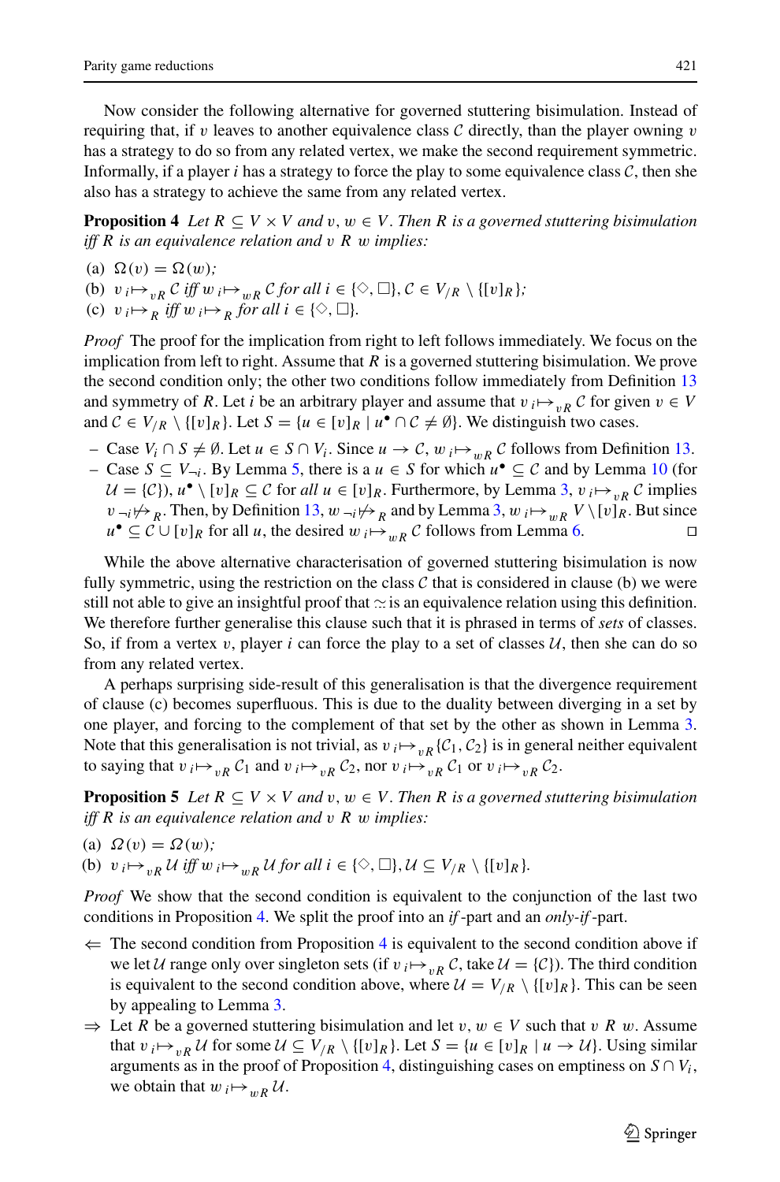Now consider the following alternative for governed stuttering bisimulation. Instead of requiring that, if $v$ leaves to another equivalence class $\mathcal{C}$ directly, than the player owning $v$ has a strategy to do so from any related vertex, we make the second requirement symmetric. Informally, if a player $i$ has a strategy to force the play to some equivalence class $\mathcal{C}$, then she also has a strategy to achieve the same from any related vertex.

**Proposition 4** *Let $R \subseteq V \times V$ and $v, w \in V$. Then $R$ is a governed stuttering bisimulation iff $R$ is an equivalence relation and $v\ R\ w$ implies:*

(a) $\Omega(v) = \Omega(w)$;
(b) $v \;{}_i{\mapsto}_{vR}\; \mathcal{C}$ *iff* $w \;{}_i{\mapsto}_{wR}\; \mathcal{C}$ *for all* $i \in \{\Diamond, \Box\}, \mathcal{C} \in V_{/R} \setminus \{[v]_R\}$;
(c) $v \;{}_i{\mapsto}_R$ *iff* $w \;{}_i{\mapsto}_R$ *for all* $i \in \{\Diamond, \Box\}$.

*Proof* The proof for the implication from right to left follows immediately. We focus on the implication from left to right. Assume that $R$ is a governed stuttering bisimulation. We prove the second condition only; the other two conditions follow immediately from Definition 13 and symmetry of $R$. Let $i$ be an arbitrary player and assume that $v \;{}_i{\mapsto}_{vR}\; \mathcal{C}$ for given $v \in V$ and $\mathcal{C} \in V_{/R} \setminus \{[v]_R\}$. Let $S = \{u \in [v]_R \mid u^\bullet \cap \mathcal{C} \neq \emptyset\}$. We distinguish two cases.

- Case $V_i \cap S \neq \emptyset$. Let $u \in S \cap V_i$. Since $u \to \mathcal{C}$, $w \;{}_i{\mapsto}_{wR}\; \mathcal{C}$ follows from Definition 13.
- Case $S \subseteq V_{\neg i}$. By Lemma 5, there is a $u \in S$ for which $u^\bullet \subseteq \mathcal{C}$ and by Lemma 10 (for $\mathcal{U} = \{\mathcal{C}\}$), $u^\bullet \setminus [v]_R \subseteq \mathcal{C}$ for *all* $u \in [v]_R$. Furthermore, by Lemma 3, $v \;{}_i{\mapsto}_{vR}\; \mathcal{C}$ implies $v \;{}_{\neg i}{\not\mapsto}_R$. Then, by Definition 13, $w \;{}_{\neg i}{\not\mapsto}_R$ and by Lemma 3, $w \;{}_i{\mapsto}_{wR}\; V \setminus [v]_R$. But since $u^\bullet \subseteq \mathcal{C} \cup [v]_R$ for all $u$, the desired $w \;{}_i{\mapsto}_{wR}\; \mathcal{C}$ follows from Lemma 6. $\square$

While the above alternative characterisation of governed stuttering bisimulation is now fully symmetric, using the restriction on the class $\mathcal{C}$ that is considered in clause (b) we were still not able to give an insightful proof that $\simeq$ is an equivalence relation using this definition. We therefore further generalise this clause such that it is phrased in terms of *sets* of classes. So, if from a vertex $v$, player $i$ can force the play to a set of classes $\mathcal{U}$, then she can do so from any related vertex.

A perhaps surprising side-result of this generalisation is that the divergence requirement of clause (c) becomes superfluous. This is due to the duality between diverging in a set by one player, and forcing to the complement of that set by the other as shown in Lemma 3. Note that this generalisation is not trivial, as $v \;{}_i{\mapsto}_{vR}\; \{\mathcal{C}_1, \mathcal{C}_2\}$ is in general neither equivalent to saying that $v \;{}_i{\mapsto}_{vR}\; \mathcal{C}_1$ and $v \;{}_i{\mapsto}_{vR}\; \mathcal{C}_2$, nor $v \;{}_i{\mapsto}_{vR}\; \mathcal{C}_1$ or $v \;{}_i{\mapsto}_{vR}\; \mathcal{C}_2$.

**Proposition 5** *Let $R \subseteq V \times V$ and $v, w \in V$. Then $R$ is a governed stuttering bisimulation iff $R$ is an equivalence relation and $v\ R\ w$ implies:*

(a) $\Omega(v) = \Omega(w)$;
(b) $v \;{}_i{\mapsto}_{vR}\; \mathcal{U}$ *iff* $w \;{}_i{\mapsto}_{wR}\; \mathcal{U}$ *for all* $i \in \{\Diamond, \Box\}, \mathcal{U} \subseteq V_{/R} \setminus \{[v]_R\}$.

*Proof* We show that the second condition is equivalent to the conjunction of the last two conditions in Proposition 4. We split the proof into an *if*-part and an *only-if*-part.

$\Leftarrow$ The second condition from Proposition 4 is equivalent to the second condition above if we let $\mathcal{U}$ range only over singleton sets (if $v \;{}_i{\mapsto}_{vR}\; \mathcal{C}$, take $\mathcal{U} = \{\mathcal{C}\}$). The third condition is equivalent to the second condition above, where $\mathcal{U} = V_{/R} \setminus \{[v]_R\}$. This can be seen by appealing to Lemma 3.

$\Rightarrow$ Let $R$ be a governed stuttering bisimulation and let $v, w \in V$ such that $v\ R\ w$. Assume that $v \;{}_i{\mapsto}_{vR}\; \mathcal{U}$ for some $\mathcal{U} \subseteq V_{/R} \setminus \{[v]_R\}$. Let $S = \{u \in [v]_R \mid u \to \mathcal{U}\}$. Using similar arguments as in the proof of Proposition 4, distinguishing cases on emptiness on $S \cap V_i$, we obtain that $w \;{}_i{\mapsto}_{wR}\; \mathcal{U}$.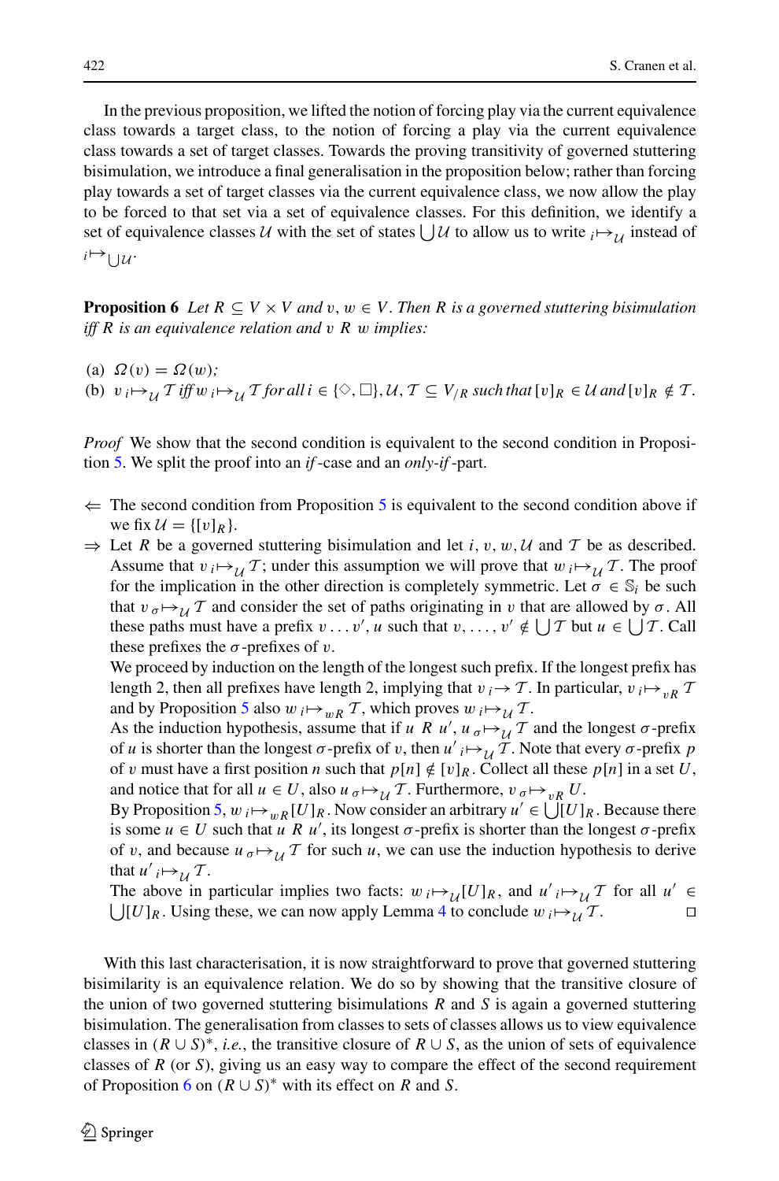In the previous proposition, we lifted the notion of forcing play via the current equivalence class towards a target class, to the notion of forcing a play via the current equivalence class towards a set of target classes. Towards the proving transitivity of governed stuttering bisimulation, we introduce a final generalisation in the proposition below; rather than forcing play towards a set of target classes via the current equivalence class, we now allow the play to be forced to that set via a set of equivalence classes. For this definition, we identify a set of equivalence classes $\mathcal{U}$ with the set of states $\bigcup \mathcal{U}$ to allow us to write ${}_i{\mapsto}_{\mathcal{U}}$ instead of ${}_i{\mapsto}_{\bigcup \mathcal{U}}$.

**Proposition 6** *Let $R \subseteq V \times V$ and $v, w \in V$. Then $R$ is a governed stuttering bisimulation iff $R$ is an equivalence relation and $v\ R\ w$ implies:*

- (a) $\Omega(v) = \Omega(w)$;
- (b) $v\ {}_i{\mapsto}_{\mathcal{U}}\ \mathcal{T}$ *iff* $w\ {}_i{\mapsto}_{\mathcal{U}}\ \mathcal{T}$ *for all* $i \in \{\diamond, \square\}, \mathcal{U}, \mathcal{T} \subseteq V_{/R}$ *such that* $[v]_R \in \mathcal{U}$ *and* $[v]_R \notin \mathcal{T}$.

*Proof* We show that the second condition is equivalent to the second condition in Proposition 5. We split the proof into an *if*-case and an *only-if*-part.

- $\Leftarrow$ The second condition from Proposition 5 is equivalent to the second condition above if we fix $\mathcal{U} = \{[v]_R\}$.
- $\Rightarrow$ Let $R$ be a governed stuttering bisimulation and let $i, v, w, \mathcal{U}$ and $\mathcal{T}$ be as described. Assume that $v\ {}_i{\mapsto}_{\mathcal{U}}\ \mathcal{T}$; under this assumption we will prove that $w\ {}_i{\mapsto}_{\mathcal{U}}\ \mathcal{T}$. The proof for the implication in the other direction is completely symmetric. Let $\sigma \in \mathbb{S}_i$ be such that $v\ {}_\sigma{\mapsto}_{\mathcal{U}}\ \mathcal{T}$ and consider the set of paths originating in $v$ that are allowed by $\sigma$. All these paths must have a prefix $v \dots v', u$ such that $v, \dots, v' \notin \bigcup \mathcal{T}$ but $u \in \bigcup \mathcal{T}$. Call these prefixes the $\sigma$-prefixes of $v$.

  We proceed by induction on the length of the longest such prefix. If the longest prefix has length 2, then all prefixes have length 2, implying that $v\ {}_i{\rightarrow}\ \mathcal{T}$. In particular, $v\ {}_i{\mapsto}_{vR}\ \mathcal{T}$ and by Proposition 5 also $w\ {}_i{\mapsto}_{wR}\ \mathcal{T}$, which proves $w\ {}_i{\mapsto}_{\mathcal{U}}\ \mathcal{T}$.

  As the induction hypothesis, assume that if $u\ R\ u'$, $u\ {}_\sigma{\mapsto}_{\mathcal{U}}\ \mathcal{T}$ and the longest $\sigma$-prefix of $u$ is shorter than the longest $\sigma$-prefix of $v$, then $u'\ {}_i{\mapsto}_{\mathcal{U}}\ \mathcal{T}$. Note that every $\sigma$-prefix $p$ of $v$ must have a first position $n$ such that $p[n] \notin [v]_R$. Collect all these $p[n]$ in a set $U$, and notice that for all $u \in U$, also $u\ {}_\sigma{\mapsto}_{\mathcal{U}}\ \mathcal{T}$. Furthermore, $v\ {}_\sigma{\mapsto}_{vR}\ U$.

  By Proposition 5, $w\ {}_i{\mapsto}_{wR}\ [U]_R$. Now consider an arbitrary $u' \in \bigcup [U]_R$. Because there is some $u \in U$ such that $u\ R\ u'$, its longest $\sigma$-prefix is shorter than the longest $\sigma$-prefix of $v$, and because $u\ {}_\sigma{\mapsto}_{\mathcal{U}}\ \mathcal{T}$ for such $u$, we can use the induction hypothesis to derive that $u'\ {}_i{\mapsto}_{\mathcal{U}}\ \mathcal{T}$.

  The above in particular implies two facts: $w\ {}_i{\mapsto}_{\mathcal{U}}[U]_R$, and $u'\ {}_i{\mapsto}_{\mathcal{U}}\ \mathcal{T}$ for all $u' \in \bigcup [U]_R$. Using these, we can now apply Lemma 4 to conclude $w\ {}_i{\mapsto}_{\mathcal{U}}\ \mathcal{T}$. ◻

With this last characterisation, it is now straightforward to prove that governed stuttering bisimilarity is an equivalence relation. We do so by showing that the transitive closure of the union of two governed stuttering bisimulations $R$ and $S$ is again a governed stuttering bisimulation. The generalisation from classes to sets of classes allows us to view equivalence classes in $(R \cup S)^*$, *i.e.*, the transitive closure of $R \cup S$, as the union of sets of equivalence classes of $R$ (or $S$), giving us an easy way to compare the effect of the second requirement of Proposition 6 on $(R \cup S)^*$ with its effect on $R$ and $S$.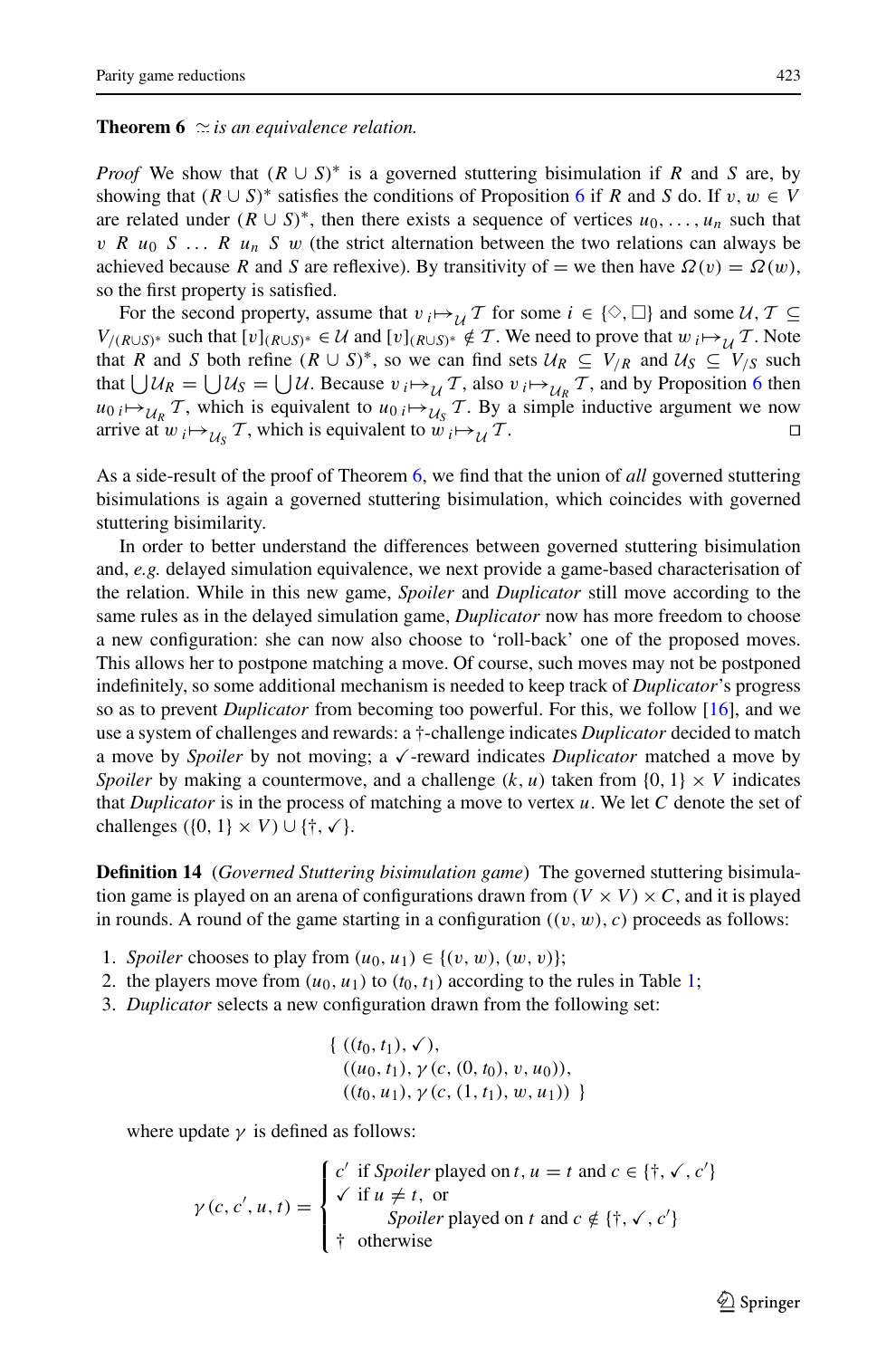**Theorem 6** *$\simeq$ is an equivalence relation.*

*Proof* We show that $(R \cup S)^*$ is a governed stuttering bisimulation if $R$ and $S$ are, by showing that $(R \cup S)^*$ satisfies the conditions of Proposition 6 if $R$ and $S$ do. If $v, w \in V$ are related under $(R \cup S)^*$, then there exists a sequence of vertices $u_0, \ldots, u_n$ such that $v \ R \ u_0 \ S \ \ldots \ R \ u_n \ S \ w$ (the strict alternation between the two relations can always be achieved because $R$ and $S$ are reflexive). By transitivity of $=$ we then have $\Omega(v) = \Omega(w)$, so the first property is satisfied.

For the second property, assume that $v \,{}_i{\mapsto}_{\mathcal{U}}\, \mathcal{T}$ for some $i \in \{\Diamond, \Box\}$ and some $\mathcal{U}, \mathcal{T} \subseteq V_{/(R \cup S)^*}$ such that $[v]_{(R \cup S)^*} \in \mathcal{U}$ and $[v]_{(R \cup S)^*} \notin \mathcal{T}$. We need to prove that $w \,{}_i{\mapsto}_{\mathcal{U}}\, \mathcal{T}$. Note that $R$ and $S$ both refine $(R \cup S)^*$, so we can find sets $\mathcal{U}_R \subseteq V_{/R}$ and $\mathcal{U}_S \subseteq V_{/S}$ such that $\bigcup \mathcal{U}_R = \bigcup \mathcal{U}_S = \bigcup \mathcal{U}$. Because $v \,{}_i{\mapsto}_{\mathcal{U}}\, \mathcal{T}$, also $v \,{}_i{\mapsto}_{\mathcal{U}_R}\, \mathcal{T}$, and by Proposition 6 then $u_0 \,{}_i{\mapsto}_{\mathcal{U}_R}\, \mathcal{T}$, which is equivalent to $u_0 \,{}_i{\mapsto}_{\mathcal{U}_S}\, \mathcal{T}$. By a simple inductive argument we now arrive at $w \,{}_i{\mapsto}_{\mathcal{U}_S}\, \mathcal{T}$, which is equivalent to $w \,{}_i{\mapsto}_{\mathcal{U}}\, \mathcal{T}$. □

As a side-result of the proof of Theorem 6, we find that the union of *all* governed stuttering bisimulations is again a governed stuttering bisimulation, which coincides with governed stuttering bisimilarity.

In order to better understand the differences between governed stuttering bisimulation and, *e.g.* delayed simulation equivalence, we next provide a game-based characterisation of the relation. While in this new game, *Spoiler* and *Duplicator* still move according to the same rules as in the delayed simulation game, *Duplicator* now has more freedom to choose a new configuration: she can now also choose to 'roll-back' one of the proposed moves. This allows her to postpone matching a move. Of course, such moves may not be postponed indefinitely, so some additional mechanism is needed to keep track of *Duplicator*'s progress so as to prevent *Duplicator* from becoming too powerful. For this, we follow [16], and we use a system of challenges and rewards: a $\dagger$-challenge indicates *Duplicator* decided to match a move by *Spoiler* by not moving; a $\checkmark$-reward indicates *Duplicator* matched a move by *Spoiler* by making a countermove, and a challenge $(k, u)$ taken from $\{0, 1\} \times V$ indicates that *Duplicator* is in the process of matching a move to vertex $u$. We let $C$ denote the set of challenges $(\{0, 1\} \times V) \cup \{\dagger, \checkmark\}$.

**Definition 14** (*Governed Stuttering bisimulation game*) The governed stuttering bisimulation game is played on an arena of configurations drawn from $(V \times V) \times C$, and it is played in rounds. A round of the game starting in a configuration $((v, w), c)$ proceeds as follows:

1. *Spoiler* chooses to play from $(u_0, u_1) \in \{(v, w), (w, v)\}$;
2. the players move from $(u_0, u_1)$ to $(t_0, t_1)$ according to the rules in Table 1;
3. *Duplicator* selects a new configuration drawn from the following set:

$$
\{ \ ((t_0, t_1), \checkmark), \\
((u_0, t_1), \gamma(c, (0, t_0), v, u_0)), \\
((t_0, u_1), \gamma(c, (1, t_1), w, u_1)) \ \}
$$

where update $\gamma$ is defined as follows:

$$
\gamma(c, c', u, t) = \begin{cases} c' & \text{if } \textit{Spoiler} \text{ played on } t,\, u = t \text{ and } c \in \{\dagger, \checkmark, c'\} \\ \checkmark & \text{if } u \neq t, \text{ or} \\ & \quad \textit{Spoiler} \text{ played on } t \text{ and } c \notin \{\dagger, \checkmark, c'\} \\ \dagger & \text{otherwise} \end{cases}
$$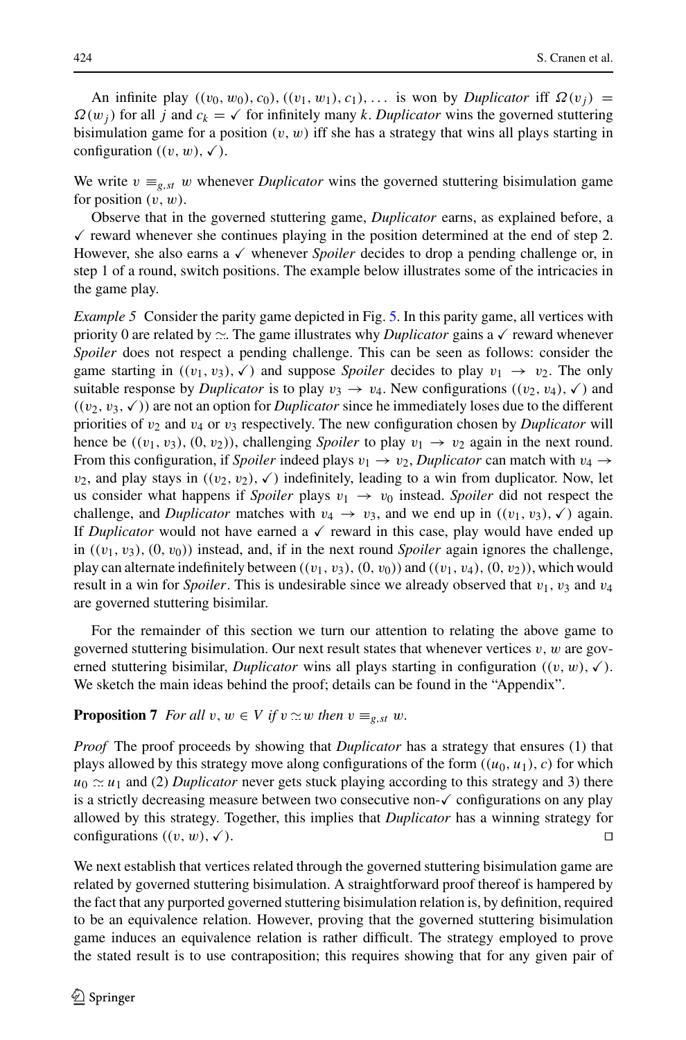An infinite play $((v_0, w_0), c_0), ((v_1, w_1), c_1), \ldots$ is won by *Duplicator* iff $\Omega(v_j) = \Omega(w_j)$ for all $j$ and $c_k = \checkmark$ for infinitely many $k$. *Duplicator* wins the governed stuttering bisimulation game for a position $(v, w)$ iff she has a strategy that wins all plays starting in configuration $((v, w), \checkmark)$.

We write $v \equiv_{g,st} w$ whenever *Duplicator* wins the governed stuttering bisimulation game for position $(v, w)$.

Observe that in the governed stuttering game, *Duplicator* earns, as explained before, a $\checkmark$ reward whenever she continues playing in the position determined at the end of step 2. However, she also earns a $\checkmark$ whenever *Spoiler* decides to drop a pending challenge or, in step 1 of a round, switch positions. The example below illustrates some of the intricacies in the game play.

*Example 5* Consider the parity game depicted in Fig. 5. In this parity game, all vertices with priority 0 are related by $\simeq$. The game illustrates why *Duplicator* gains a $\checkmark$ reward whenever *Spoiler* does not respect a pending challenge. This can be seen as follows: consider the game starting in $((v_1, v_3), \checkmark)$ and suppose *Spoiler* decides to play $v_1 \to v_2$. The only suitable response by *Duplicator* is to play $v_3 \to v_4$. New configurations $((v_2, v_4), \checkmark)$ and $((v_2, v_3, \checkmark))$ are not an option for *Duplicator* since he immediately loses due to the different priorities of $v_2$ and $v_4$ or $v_3$ respectively. The new configuration chosen by *Duplicator* will hence be $((v_1, v_3), (0, v_2))$, challenging *Spoiler* to play $v_1 \to v_2$ again in the next round. From this configuration, if *Spoiler* indeed plays $v_1 \to v_2$, *Duplicator* can match with $v_4 \to v_2$, and play stays in $((v_2, v_2), \checkmark)$ indefinitely, leading to a win from duplicator. Now, let us consider what happens if *Spoiler* plays $v_1 \to v_0$ instead. *Spoiler* did not respect the challenge, and *Duplicator* matches with $v_4 \to v_3$, and we end up in $((v_1, v_3), \checkmark)$ again. If *Duplicator* would not have earned a $\checkmark$ reward in this case, play would have ended up in $((v_1, v_3), (0, v_0))$ instead, and, if in the next round *Spoiler* again ignores the challenge, play can alternate indefinitely between $((v_1, v_3), (0, v_0))$ and $((v_1, v_4), (0, v_2))$, which would result in a win for *Spoiler*. This is undesirable since we already observed that $v_1$, $v_3$ and $v_4$ are governed stuttering bisimilar.

For the remainder of this section we turn our attention to relating the above game to governed stuttering bisimulation. Our next result states that whenever vertices $v, w$ are governed stuttering bisimilar, *Duplicator* wins all plays starting in configuration $((v, w), \checkmark)$. We sketch the main ideas behind the proof; details can be found in the "Appendix".

**Proposition 7** *For all $v, w \in V$ if $v \simeq w$ then $v \equiv_{g,st} w$.*

*Proof* The proof proceeds by showing that *Duplicator* has a strategy that ensures (1) that plays allowed by this strategy move along configurations of the form $((u_0, u_1), c)$ for which $u_0 \simeq u_1$ and (2) *Duplicator* never gets stuck playing according to this strategy and 3) there is a strictly decreasing measure between two consecutive non-$\checkmark$ configurations on any play allowed by this strategy. Together, this implies that *Duplicator* has a winning strategy for configurations $((v, w), \checkmark)$. □

We next establish that vertices related through the governed stuttering bisimulation game are related by governed stuttering bisimulation. A straightforward proof thereof is hampered by the fact that any purported governed stuttering bisimulation relation is, by definition, required to be an equivalence relation. However, proving that the governed stuttering bisimulation game induces an equivalence relation is rather difficult. The strategy employed to prove the stated result is to use contraposition; this requires showing that for any given pair of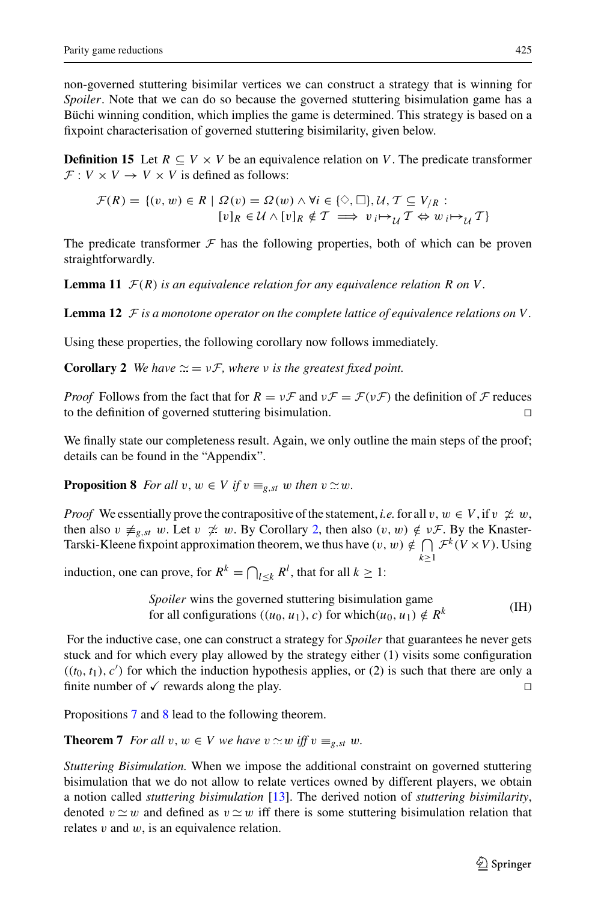non-governed stuttering bisimilar vertices we can construct a strategy that is winning for *Spoiler*. Note that we can do so because the governed stuttering bisimulation game has a Büchi winning condition, which implies the game is determined. This strategy is based on a fixpoint characterisation of governed stuttering bisimilarity, given below.

**Definition 15** Let $R \subseteq V \times V$ be an equivalence relation on $V$. The predicate transformer $\mathcal{F} : V \times V \to V \times V$ is defined as follows:

$$\mathcal{F}(R) = \{(v, w) \in R \mid \Omega(v) = \Omega(w) \wedge \forall i \in \{\Diamond, \Box\}, \mathcal{U}, \mathcal{T} \subseteq V_{/R} : [v]_R \in \mathcal{U} \wedge [v]_R \notin \mathcal{T} \implies v \,{}_i{\mapsto}_{\mathcal{U}}\, \mathcal{T} \Leftrightarrow w \,{}_i{\mapsto}_{\mathcal{U}}\, \mathcal{T}\}$$

The predicate transformer $\mathcal{F}$ has the following properties, both of which can be proven straightforwardly.

**Lemma 11** *$\mathcal{F}(R)$ is an equivalence relation for any equivalence relation $R$ on $V$.*

**Lemma 12** *$\mathcal{F}$ is a monotone operator on the complete lattice of equivalence relations on $V$.*

Using these properties, the following corollary now follows immediately.

**Corollary 2** *We have $\simeq\!\!\!\!\cdot\;\; = \nu\mathcal{F}$, where $\nu$ is the greatest fixed point.*

*Proof* Follows from the fact that for $R = \nu\mathcal{F}$ and $\nu\mathcal{F} = \mathcal{F}(\nu\mathcal{F})$ the definition of $\mathcal{F}$ reduces to the definition of governed stuttering bisimulation. □

We finally state our completeness result. Again, we only outline the main steps of the proof; details can be found in the "Appendix".

**Proposition 8** *For all $v, w \in V$ if $v \equiv_{g,st} w$ then $v \simeq\!\!\!\!\cdot\;\; w$.*

*Proof* We essentially prove the contrapositive of the statement, *i.e.* for all $v, w \in V$, if $v \not\simeq\!\!\!\!\cdot\;\; w$, then also $v \not\equiv_{g,st} w$. Let $v \not\simeq\!\!\!\!\cdot\;\; w$. By Corollary 2, then also $(v, w) \notin \nu\mathcal{F}$. By the Knaster-Tarski-Kleene fixpoint approximation theorem, we thus have $(v, w) \notin \bigcap_{k \geq 1} \mathcal{F}^k(V \times V)$. Using induction, one can prove, for $R^k = \bigcap_{l \leq k} R^l$, that for all $k \geq 1$:

$$\begin{array}{l}\textit{Spoiler} \text{ wins the governed stuttering bisimulation game} \\ \text{for all configurations } ((u_0, u_1), c) \text{ for which} (u_0, u_1) \notin R^k\end{array} \tag{IH}$$

For the inductive case, one can construct a strategy for *Spoiler* that guarantees he never gets stuck and for which every play allowed by the strategy either (1) visits some configuration $((t_0, t_1), c')$ for which the induction hypothesis applies, or (2) is such that there are only a finite number of ✓ rewards along the play. □

Propositions 7 and 8 lead to the following theorem.

**Theorem 7** *For all $v, w \in V$ we have $v \simeq\!\!\!\!\cdot\;\; w$ iff $v \equiv_{g,st} w$.*

*Stuttering Bisimulation.* When we impose the additional constraint on governed stuttering bisimulation that we do not allow to relate vertices owned by different players, we obtain a notion called *stuttering bisimulation* [13]. The derived notion of *stuttering bisimilarity*, denoted $v \simeq w$ and defined as $v \simeq w$ iff there is some stuttering bisimulation relation that relates $v$ and $w$, is an equivalence relation.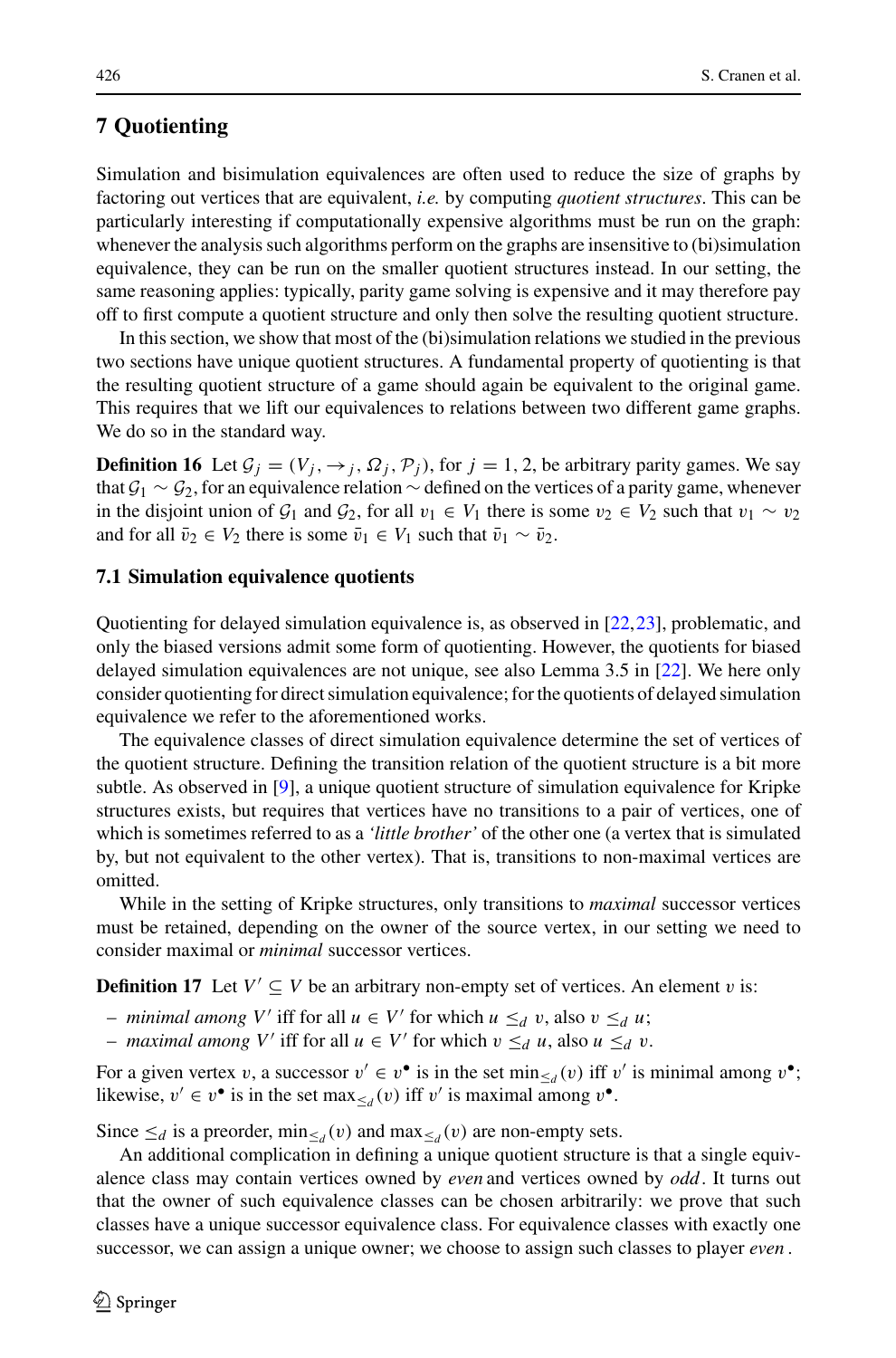## 7 Quotienting

Simulation and bisimulation equivalences are often used to reduce the size of graphs by factoring out vertices that are equivalent, *i.e.* by computing *quotient structures*. This can be particularly interesting if computationally expensive algorithms must be run on the graph: whenever the analysis such algorithms perform on the graphs are insensitive to (bi)simulation equivalence, they can be run on the smaller quotient structures instead. In our setting, the same reasoning applies: typically, parity game solving is expensive and it may therefore pay off to first compute a quotient structure and only then solve the resulting quotient structure.

In this section, we show that most of the (bi)simulation relations we studied in the previous two sections have unique quotient structures. A fundamental property of quotienting is that the resulting quotient structure of a game should again be equivalent to the original game. This requires that we lift our equivalences to relations between two different game graphs. We do so in the standard way.

**Definition 16** Let $\mathcal{G}_j = (V_j, \rightarrow_j, \Omega_j, \mathcal{P}_j)$, for $j = 1, 2$, be arbitrary parity games. We say that $\mathcal{G}_1 \sim \mathcal{G}_2$, for an equivalence relation $\sim$ defined on the vertices of a parity game, whenever in the disjoint union of $\mathcal{G}_1$ and $\mathcal{G}_2$, for all $v_1 \in V_1$ there is some $v_2 \in V_2$ such that $v_1 \sim v_2$ and for all $\bar{v}_2 \in V_2$ there is some $\bar{v}_1 \in V_1$ such that $\bar{v}_1 \sim \bar{v}_2$.

### 7.1 Simulation equivalence quotients

Quotienting for delayed simulation equivalence is, as observed in [22,23], problematic, and only the biased versions admit some form of quotienting. However, the quotients for biased delayed simulation equivalences are not unique, see also Lemma 3.5 in [22]. We here only consider quotienting for direct simulation equivalence; for the quotients of delayed simulation equivalence we refer to the aforementioned works.

The equivalence classes of direct simulation equivalence determine the set of vertices of the quotient structure. Defining the transition relation of the quotient structure is a bit more subtle. As observed in [9], a unique quotient structure of simulation equivalence for Kripke structures exists, but requires that vertices have no transitions to a pair of vertices, one of which is sometimes referred to as a *'little brother'* of the other one (a vertex that is simulated by, but not equivalent to the other vertex). That is, transitions to non-maximal vertices are omitted.

While in the setting of Kripke structures, only transitions to *maximal* successor vertices must be retained, depending on the owner of the source vertex, in our setting we need to consider maximal or *minimal* successor vertices.

**Definition 17** Let $V' \subseteq V$ be an arbitrary non-empty set of vertices. An element $v$ is:

- *minimal among* $V'$ iff for all $u \in V'$ for which $u \leq_d v$, also $v \leq_d u$;
- *maximal among* $V'$ iff for all $u \in V'$ for which $v \leq_d u$, also $u \leq_d v$.

For a given vertex $v$, a successor $v' \in v^\bullet$ is in the set $\min_{\leq_d}(v)$ iff $v'$ is minimal among $v^\bullet$; likewise, $v' \in v^\bullet$ is in the set $\max_{\leq_d}(v)$ iff $v'$ is maximal among $v^\bullet$.

Since $\leq_d$ is a preorder, $\min_{\leq_d}(v)$ and $\max_{\leq_d}(v)$ are non-empty sets.

An additional complication in defining a unique quotient structure is that a single equivalence class may contain vertices owned by *even* and vertices owned by *odd*. It turns out that the owner of such equivalence classes can be chosen arbitrarily: we prove that such classes have a unique successor equivalence class. For equivalence classes with exactly one successor, we can assign a unique owner; we choose to assign such classes to player *even*.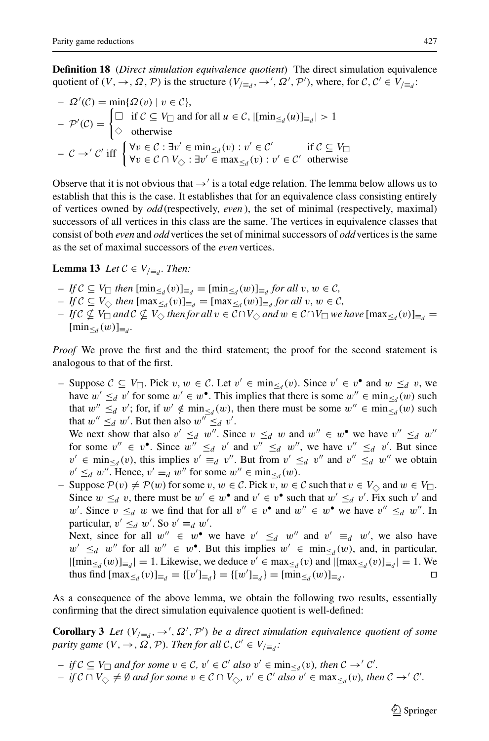**Definition 18** (*Direct simulation equivalence quotient*) The direct simulation equivalence quotient of $(V, \to, \Omega, \mathcal{P})$ is the structure $(V_{/\equiv_d}, \to', \Omega', \mathcal{P}')$, where, for $\mathcal{C}, \mathcal{C}' \in V_{/\equiv_d}$:

- $\Omega'(\mathcal{C}) = \min\{\Omega(v) \mid v \in \mathcal{C}\}$,
- $\mathcal{P}'(\mathcal{C}) = \begin{cases} \Box & \text{if } \mathcal{C} \subseteq V_\Box \text{ and for all } u \in \mathcal{C}, |[\min_{\leq_d}(u)]_{\equiv_d}| > 1 \\ \Diamond & \text{otherwise} \end{cases}$
- $\mathcal{C} \to' \mathcal{C}'$ iff $\begin{cases} \forall v \in \mathcal{C} : \exists v' \in \min_{\leq_d}(v) : v' \in \mathcal{C}' & \text{if } \mathcal{C} \subseteq V_\Box \\ \forall v \in \mathcal{C} \cap V_\Diamond : \exists v' \in \max_{\leq_d}(v) : v' \in \mathcal{C}' & \text{otherwise} \end{cases}$

Observe that it is not obvious that $\to'$ is a total edge relation. The lemma below allows us to establish that this is the case. It establishes that for an equivalence class consisting entirely of vertices owned by *odd* (respectively, *even*), the set of minimal (respectively, maximal) successors of all vertices in this class are the same. The vertices in equivalence classes that consist of both *even* and *odd* vertices the set of minimal successors of *odd* vertices is the same as the set of maximal successors of the *even* vertices.

**Lemma 13** *Let $\mathcal{C} \in V_{/\equiv_d}$. Then:*

- *If $\mathcal{C} \subseteq V_\Box$ then $[\min_{\leq_d}(v)]_{\equiv_d} = [\min_{\leq_d}(w)]_{\equiv_d}$ for all $v, w \in \mathcal{C}$,*
- *If $\mathcal{C} \subseteq V_\Diamond$ then $[\max_{\leq_d}(v)]_{\equiv_d} = [\max_{\leq_d}(w)]_{\equiv_d}$ for all $v, w \in \mathcal{C}$,*
- *If $\mathcal{C} \nsubseteq V_\Box$ and $\mathcal{C} \nsubseteq V_\Diamond$ then for all $v \in \mathcal{C} \cap V_\Diamond$ and $w \in \mathcal{C} \cap V_\Box$ we have $[\max_{\leq_d}(v)]_{\equiv_d} = [\min_{\leq_d}(w)]_{\equiv_d}$.*

*Proof* We prove the first and the third statement; the proof for the second statement is analogous to that of the first.

- Suppose $\mathcal{C} \subseteq V_\Box$. Pick $v, w \in \mathcal{C}$. Let $v' \in \min_{\leq_d}(v)$. Since $v' \in v^\bullet$ and $w \leq_d v$, we have $w' \leq_d v'$ for some $w' \in w^\bullet$. This implies that there is some $w'' \in \min_{\leq_d}(w)$ such that $w'' \leq_d v'$; for, if $w' \notin \min_{\leq_d}(w)$, then there must be some $w'' \in \min_{\leq_d}(w)$ such that $w'' \leq_d w'$. But then also $w'' \leq_d v'$.
  We next show that also $v' \leq_d w''$. Since $v \leq_d w$ and $w'' \in w^\bullet$ we have $v'' \leq_d w''$ for some $v'' \in v^\bullet$. Since $w'' \leq_d v'$ and $v'' \leq_d w''$, we have $v'' \leq_d v'$. But since $v' \in \min_{\leq_d}(v)$, this implies $v' \equiv_d v''$. But from $v' \leq_d v''$ and $v'' \leq_d w''$ we obtain $v' \leq_d w''$. Hence, $v' \equiv_d w''$ for some $w'' \in \min_{\leq_d}(w)$.
- Suppose $\mathcal{P}(v) \neq \mathcal{P}(w)$ for some $v, w \in \mathcal{C}$. Pick $v, w \in \mathcal{C}$ such that $v \in V_\Diamond$ and $w \in V_\Box$. Since $w \leq_d v$, there must be $w' \in w^\bullet$ and $v' \in v^\bullet$ such that $w' \leq_d v'$. Fix such $v'$ and $w'$. Since $v \leq_d w$ we find that for all $v'' \in v^\bullet$ and $w'' \in w^\bullet$ we have $v'' \leq_d w''$. In particular, $v' \leq_d w'$. So $v' \equiv_d w'$.
  Next, since for all $w'' \in w^\bullet$ we have $v' \leq_d w''$ and $v' \equiv_d w'$, we also have $w' \leq_d w''$ for all $w'' \in w^\bullet$. But this implies $w' \in \min_{\leq_d}(w)$, and, in particular, $|[\min_{\leq_d}(w)]_{\equiv_d}| = 1$. Likewise, we deduce $v' \in \max_{\leq_d}(v)$ and $|[\max_{\leq_d}(v)]_{\equiv_d}| = 1$. We thus find $[\max_{\leq_d}(v)]_{\equiv_d} = \{[v']_{\equiv_d}\} = \{[w']_{\equiv_d}\} = [\min_{\leq_d}(w)]_{\equiv_d}$. □

As a consequence of the above lemma, we obtain the following two results, essentially confirming that the direct simulation equivalence quotient is well-defined:

**Corollary 3** *Let $(V_{/\equiv_d}, \to', \Omega', \mathcal{P}')$ be a direct simulation equivalence quotient of some parity game $(V, \to, \Omega, \mathcal{P})$. Then for all $\mathcal{C}, \mathcal{C}' \in V_{/\equiv_d}$:*

- *if $\mathcal{C} \subseteq V_\Box$ and for some $v \in \mathcal{C}$, $v' \in \mathcal{C}'$ also $v' \in \min_{\leq_d}(v)$, then $\mathcal{C} \to' \mathcal{C}'$.*
- *if $\mathcal{C} \cap V_\Diamond \neq \emptyset$ and for some $v \in \mathcal{C} \cap V_\Diamond$, $v' \in \mathcal{C}'$ also $v' \in \max_{\leq_d}(v)$, then $\mathcal{C} \to' \mathcal{C}'$.*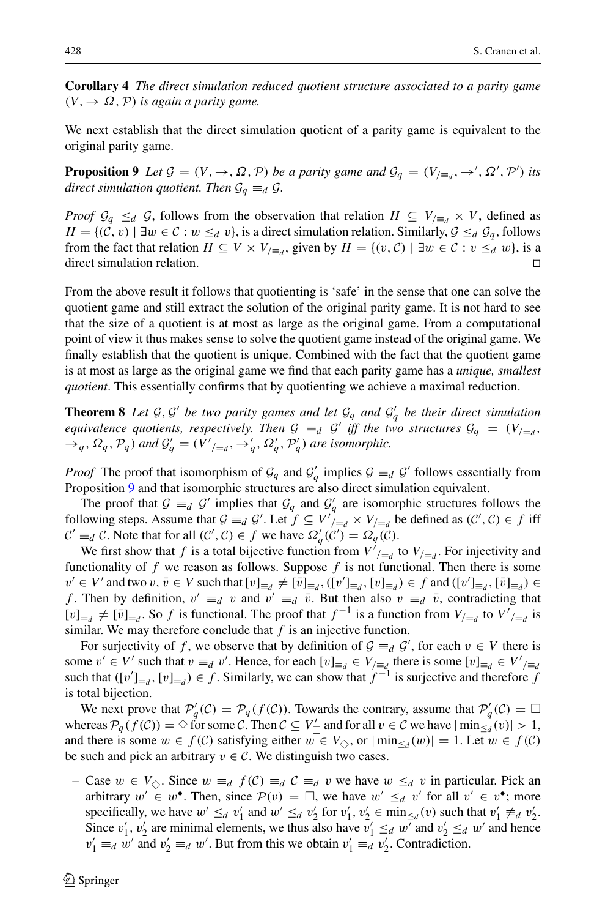**Corollary 4** *The direct simulation reduced quotient structure associated to a parity game $(V, \to \Omega, \mathcal{P})$ is again a parity game.*

We next establish that the direct simulation quotient of a parity game is equivalent to the original parity game.

**Proposition 9** *Let $\mathcal{G} = (V, \to, \Omega, \mathcal{P})$ be a parity game and $\mathcal{G}_q = (V_{/\equiv_d}, \to', \Omega', \mathcal{P}')$ its direct simulation quotient. Then $\mathcal{G}_q \equiv_d \mathcal{G}$.*

*Proof* $\mathcal{G}_q \leq_d \mathcal{G}$, follows from the observation that relation $H \subseteq V_{/\equiv_d} \times V$, defined as $H = \{(\mathcal{C}, v) \mid \exists w \in \mathcal{C} : w \leq_d v\}$, is a direct simulation relation. Similarly, $\mathcal{G} \leq_d \mathcal{G}_q$, follows from the fact that relation $H \subseteq V \times V_{/\equiv_d}$, given by $H = \{(v, \mathcal{C}) \mid \exists w \in \mathcal{C} : v \leq_d w\}$, is a direct simulation relation. □

From the above result it follows that quotienting is 'safe' in the sense that one can solve the quotient game and still extract the solution of the original parity game. It is not hard to see that the size of a quotient is at most as large as the original game. From a computational point of view it thus makes sense to solve the quotient game instead of the original game. We finally establish that the quotient is unique. Combined with the fact that the quotient game is at most as large as the original game we find that each parity game has a *unique, smallest quotient*. This essentially confirms that by quotienting we achieve a maximal reduction.

**Theorem 8** *Let $\mathcal{G}, \mathcal{G}'$ be two parity games and let $\mathcal{G}_q$ and $\mathcal{G}'_q$ be their direct simulation equivalence quotients, respectively. Then $\mathcal{G} \equiv_d \mathcal{G}'$ iff the two structures $\mathcal{G}_q = (V_{/\equiv_d}, \to_q, \Omega_q, \mathcal{P}_q)$ and $\mathcal{G}'_q = (V'_{/\equiv_d}, \to'_q, \Omega'_q, \mathcal{P}'_q)$ are isomorphic.*

*Proof* The proof that isomorphism of $\mathcal{G}_q$ and $\mathcal{G}'_q$ implies $\mathcal{G} \equiv_d \mathcal{G}'$ follows essentially from Proposition 9 and that isomorphic structures are also direct simulation equivalent.

The proof that $\mathcal{G} \equiv_d \mathcal{G}'$ implies that $\mathcal{G}_q$ and $\mathcal{G}'_q$ are isomorphic structures follows the following steps. Assume that $\mathcal{G} \equiv_d \mathcal{G}'$. Let $f \subseteq V'_{/\equiv_d} \times V_{/\equiv_d}$ be defined as $(\mathcal{C}', \mathcal{C}) \in f$ iff $\mathcal{C}' \equiv_d \mathcal{C}$. Note that for all $(\mathcal{C}', \mathcal{C}) \in f$ we have $\Omega'_q(\mathcal{C}') = \Omega_q(\mathcal{C})$.

We first show that $f$ is a total bijective function from $V'_{/\equiv_d}$ to $V_{/\equiv_d}$. For injectivity and functionality of $f$ we reason as follows. Suppose $f$ is not functional. Then there is some $v' \in V'$ and two $v, \bar{v} \in V$ such that $[v]_{\equiv_d} \neq [\bar{v}]_{\equiv_d}$, $([v']_{\equiv_d}, [v]_{\equiv_d}) \in f$ and $([v']_{\equiv_d}, [\bar{v}]_{\equiv_d}) \in f$. Then by definition, $v' \equiv_d v$ and $v' \equiv_d \bar{v}$. But then also $v \equiv_d \bar{v}$, contradicting that $[v]_{\equiv_d} \neq [\bar{v}]_{\equiv_d}$. So $f$ is functional. The proof that $f^{-1}$ is a function from $V_{/\equiv_d}$ to $V'_{/\equiv_d}$ is similar. We may therefore conclude that $f$ is an injective function.

For surjectivity of $f$, we observe that by definition of $\mathcal{G} \equiv_d \mathcal{G}'$, for each $v \in V$ there is some $v' \in V'$ such that $v \equiv_d v'$. Hence, for each $[v]_{\equiv_d} \in V_{/\equiv_d}$ there is some $[v]_{\equiv_d} \in V'_{/\equiv_d}$ such that $([v']_{\equiv_d}, [v]_{\equiv_d}) \in f$. Similarly, we can show that $f^{-1}$ is surjective and therefore $f$ is total bijection.

We next prove that $\mathcal{P}'_q(\mathcal{C}) = \mathcal{P}_q(f(\mathcal{C}))$. Towards the contrary, assume that $\mathcal{P}'_q(\mathcal{C}) = \Box$ whereas $\mathcal{P}_q(f(\mathcal{C})) = \Diamond$ for some $\mathcal{C}$. Then $\mathcal{C} \subseteq V'_\Box$ and for all $v \in \mathcal{C}$ we have $|\min_{\leq_d}(v)| > 1$, and there is some $w \in f(\mathcal{C})$ satisfying either $w \in V_\Diamond$, or $|\min_{\leq_d}(w)| = 1$. Let $w \in f(\mathcal{C})$ be such and pick an arbitrary $v \in \mathcal{C}$. We distinguish two cases.

- Case $w \in V_\Diamond$. Since $w \equiv_d f(\mathcal{C}) \equiv_d \mathcal{C} \equiv_d v$ we have $w \leq_d v$ in particular. Pick an arbitrary $w' \in w^\bullet$. Then, since $\mathcal{P}(v) = \Box$, we have $w' \leq_d v'$ for all $v' \in v^\bullet$; more specifically, we have $w' \leq_d v'_1$ and $w' \leq_d v'_2$ for $v'_1, v'_2 \in \min_{\leq_d}(v)$ such that $v'_1 \not\equiv_d v'_2$. Since $v'_1, v'_2$ are minimal elements, we thus also have $v'_1 \leq_d w'$ and $v'_2 \leq_d w'$ and hence $v'_1 \equiv_d w'$ and $v'_2 \equiv_d w'$. But from this we obtain $v'_1 \equiv_d v'_2$. Contradiction.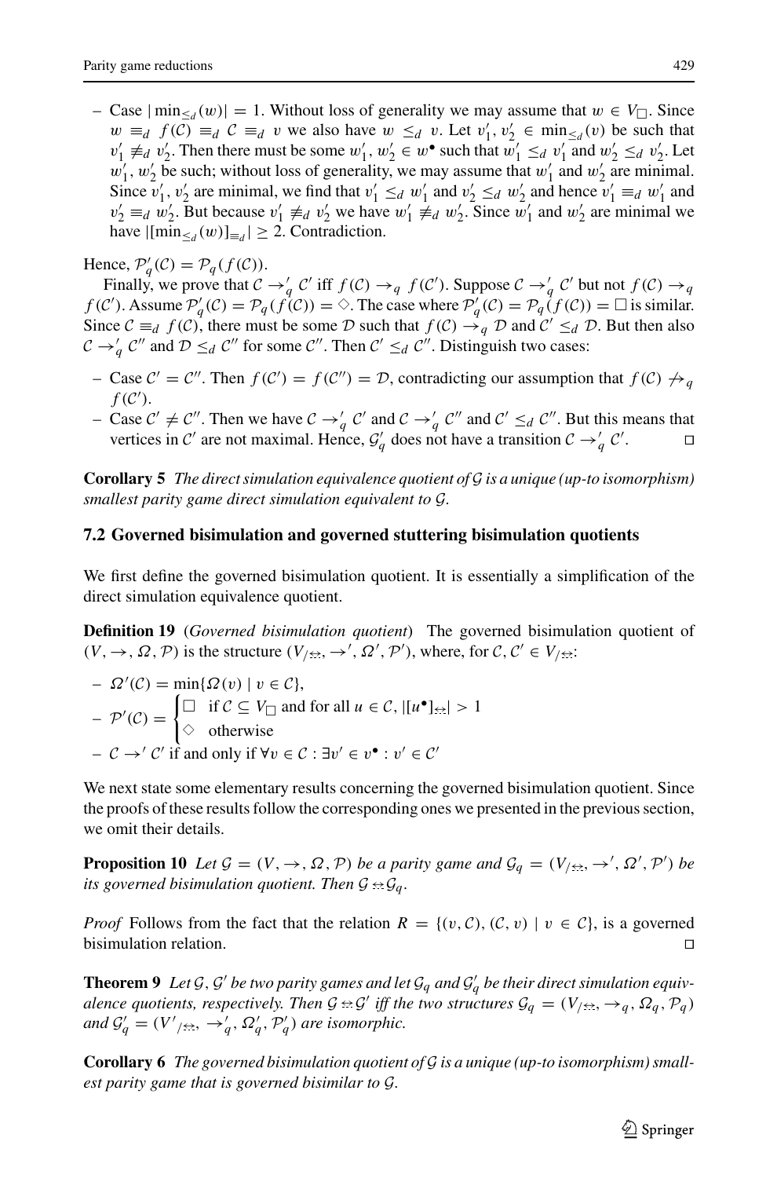– Case $|\min_{\leq_d}(w)| = 1$. Without loss of generality we may assume that $w \in V_\Box$. Since $w \equiv_d f(\mathcal{C}) \equiv_d \mathcal{C} \equiv_d v$ we also have $w \leq_d v$. Let $v_1', v_2' \in \min_{\leq_d}(v)$ be such that $v_1' \not\equiv_d v_2'$. Then there must be some $w_1', w_2' \in w^\bullet$ such that $w_1' \leq_d v_1'$ and $w_2' \leq_d v_2'$. Let $w_1', w_2'$ be such; without loss of generality, we may assume that $w_1'$ and $w_2'$ are minimal. Since $v_1', v_2'$ are minimal, we find that $v_1' \leq_d w_1'$ and $v_2' \leq_d w_2'$ and hence $v_1' \equiv_d w_1'$ and $v_2' \equiv_d w_2'$. But because $v_1' \not\equiv_d v_2'$ we have $w_1' \not\equiv_d w_2'$. Since $w_1'$ and $w_2'$ are minimal we have $|[\min_{\leq_d}(w)]_{\equiv_d}| \geq 2$. Contradiction.

Hence, $\mathcal{P}_q'(\mathcal{C}) = \mathcal{P}_q(f(\mathcal{C}))$.

Finally, we prove that $\mathcal{C} \to_q' \mathcal{C}'$ iff $f(\mathcal{C}) \to_q f(\mathcal{C}')$. Suppose $\mathcal{C} \to_q' \mathcal{C}'$ but not $f(\mathcal{C}) \to_q f(\mathcal{C}')$. Assume $\mathcal{P}_q'(\mathcal{C}) = \mathcal{P}_q(f(\mathcal{C})) = \Diamond$. The case where $\mathcal{P}_q'(\mathcal{C}) = \mathcal{P}_q(f(\mathcal{C})) = \Box$ is similar. Since $\mathcal{C} \equiv_d f(\mathcal{C})$, there must be some $\mathcal{D}$ such that $f(\mathcal{C}) \to_q \mathcal{D}$ and $\mathcal{C}' \leq_d \mathcal{D}$. But then also $\mathcal{C} \to_q' \mathcal{C}''$ and $\mathcal{D} \leq_d \mathcal{C}''$ for some $\mathcal{C}''$. Then $\mathcal{C}' \leq_d \mathcal{C}''$. Distinguish two cases:

– Case $\mathcal{C}' = \mathcal{C}''$. Then $f(\mathcal{C}') = f(\mathcal{C}'') = \mathcal{D}$, contradicting our assumption that $f(\mathcal{C}) \not\to_q f(\mathcal{C}')$.
– Case $\mathcal{C}' \neq \mathcal{C}''$. Then we have $\mathcal{C} \to_q' \mathcal{C}'$ and $\mathcal{C} \to_q' \mathcal{C}''$ and $\mathcal{C}' \leq_d \mathcal{C}''$. But this means that vertices in $\mathcal{C}'$ are not maximal. Hence, $\mathcal{G}_q'$ does not have a transition $\mathcal{C} \to_q' \mathcal{C}'$. $\square$

**Corollary 5** *The direct simulation equivalence quotient of $\mathcal{G}$ is a unique (up-to isomorphism) smallest parity game direct simulation equivalent to $\mathcal{G}$.*

### 7.2 Governed bisimulation and governed stuttering bisimulation quotients

We first define the governed bisimulation quotient. It is essentially a simplification of the direct simulation equivalence quotient.

**Definition 19** (*Governed bisimulation quotient*) The governed bisimulation quotient of $(V, \to, \Omega, \mathcal{P})$ is the structure $(V_{/\leftrightarrow}, \to', \Omega', \mathcal{P}')$, where, for $\mathcal{C}, \mathcal{C}' \in V_{/\leftrightarrow}$:

– $\Omega'(\mathcal{C}) = \min\{\Omega(v) \mid v \in \mathcal{C}\}$,
– $\mathcal{P}'(\mathcal{C}) = \begin{cases} \Box & \text{if } \mathcal{C} \subseteq V_\Box \text{ and for all } u \in \mathcal{C}, |[u^\bullet]_{\leftrightarrow}| > 1 \\ \Diamond & \text{otherwise} \end{cases}$
– $\mathcal{C} \to' \mathcal{C}'$ if and only if $\forall v \in \mathcal{C} : \exists v' \in v^\bullet : v' \in \mathcal{C}'$

We next state some elementary results concerning the governed bisimulation quotient. Since the proofs of these results follow the corresponding ones we presented in the previous section, we omit their details.

**Proposition 10** *Let $\mathcal{G} = (V, \to, \Omega, \mathcal{P})$ be a parity game and $\mathcal{G}_q = (V_{/\leftrightarrow}, \to', \Omega', \mathcal{P}')$ be its governed bisimulation quotient. Then $\mathcal{G} \leftrightarrow \mathcal{G}_q$.*

*Proof* Follows from the fact that the relation $R = \{(v, \mathcal{C}), (\mathcal{C}, v) \mid v \in \mathcal{C}\}$, is a governed bisimulation relation. $\square$

**Theorem 9** *Let $\mathcal{G}, \mathcal{G}'$ be two parity games and let $\mathcal{G}_q$ and $\mathcal{G}_q'$ be their direct simulation equivalence quotients, respectively. Then $\mathcal{G} \leftrightarrow \mathcal{G}'$ iff the two structures $\mathcal{G}_q = (V_{/\leftrightarrow}, \to_q, \Omega_q, \mathcal{P}_q)$ and $\mathcal{G}_q' = (V'_{/\leftrightarrow}, \to_q', \Omega_q', \mathcal{P}_q')$ are isomorphic.*

**Corollary 6** *The governed bisimulation quotient of $\mathcal{G}$ is a unique (up-to isomorphism) smallest parity game that is governed bisimilar to $\mathcal{G}$.*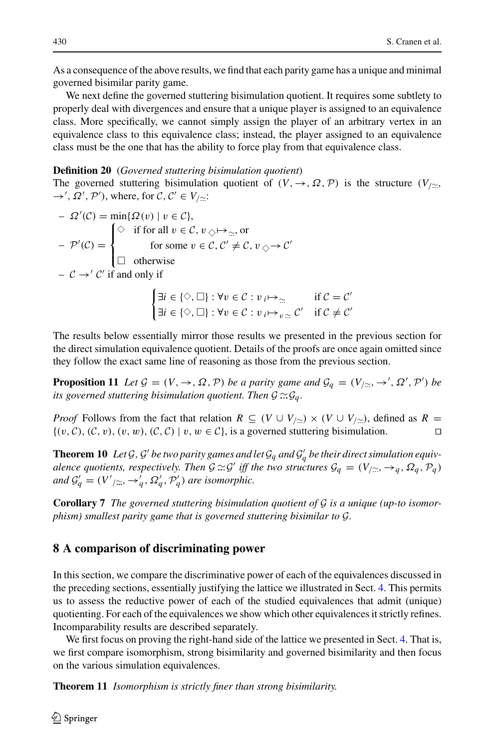As a consequence of the above results, we find that each parity game has a unique and minimal governed bisimilar parity game.

We next define the governed stuttering bisimulation quotient. It requires some subtlety to properly deal with divergences and ensure that a unique player is assigned to an equivalence class. More specifically, we cannot simply assign the player of an arbitrary vertex in an equivalence class to this equivalence class; instead, the player assigned to an equivalence class must be the one that has the ability to force play from that equivalence class.

**Definition 20** (*Governed stuttering bisimulation quotient*)
The governed stuttering bisimulation quotient of $(V, \rightarrow, \Omega, \mathcal{P})$ is the structure $(V_{/\simeq}, \rightarrow', \Omega', \mathcal{P}')$, where, for $\mathcal{C}, \mathcal{C}' \in V_{/\simeq}$:

- $\Omega'(\mathcal{C}) = \min\{\Omega(v) \mid v \in \mathcal{C}\}$,
- $\mathcal{P}'(\mathcal{C}) = \begin{cases} \Diamond & \text{if for all } v \in \mathcal{C},\ v\ {}_{\Diamond}\!\!\mapsto_{\simeq}, \text{ or} \\ & \quad \text{for some } v \in \mathcal{C}, \mathcal{C}' \neq \mathcal{C},\ v\ {}_{\Diamond}\!\!\rightarrow \mathcal{C}' \\ \Box & \text{otherwise} \end{cases}$
- $\mathcal{C} \rightarrow' \mathcal{C}'$ if and only if

$$\begin{cases} \exists i \in \{\Diamond, \Box\} : \forall v \in \mathcal{C} : v\ {}_{i}\!\!\mapsto_{\simeq} & \text{if } \mathcal{C} = \mathcal{C}' \\ \exists i \in \{\Diamond, \Box\} : \forall v \in \mathcal{C} : v\ {}_{i}\!\!\mapsto_{v \simeq} \mathcal{C}' & \text{if } \mathcal{C} \neq \mathcal{C}' \end{cases}$$

The results below essentially mirror those results we presented in the previous section for the direct simulation equivalence quotient. Details of the proofs are once again omitted since they follow the exact same line of reasoning as those from the previous section.

**Proposition 11** *Let $\mathcal{G} = (V, \rightarrow, \Omega, \mathcal{P})$ be a parity game and $\mathcal{G}_q = (V_{/\simeq}, \rightarrow', \Omega', \mathcal{P}')$ be its governed stuttering bisimulation quotient. Then $\mathcal{G} \simeq \mathcal{G}_q$.*

*Proof* Follows from the fact that relation $R \subseteq (V \cup V_{/\simeq}) \times (V \cup V_{/\simeq})$, defined as $R = \{(v, \mathcal{C}), (\mathcal{C}, v), (v, w), (\mathcal{C}, \mathcal{C}) \mid v, w \in \mathcal{C}\}$, is a governed stuttering bisimulation. □

**Theorem 10** *Let $\mathcal{G}, \mathcal{G}'$ be two parity games and let $\mathcal{G}_q$ and $\mathcal{G}'_q$ be their direct simulation equivalence quotients, respectively. Then $\mathcal{G} \simeq \mathcal{G}'$ iff the two structures $\mathcal{G}_q = (V_{/\simeq}, \rightarrow_q, \Omega_q, \mathcal{P}_q)$ and $\mathcal{G}'_q = (V'_{/\simeq}, \rightarrow'_q, \Omega'_q, \mathcal{P}'_q)$ are isomorphic.*

**Corollary 7** *The governed stuttering bisimulation quotient of $\mathcal{G}$ is a unique (up-to isomorphism) smallest parity game that is governed stuttering bisimilar to $\mathcal{G}$.*

## 8 A comparison of discriminating power

In this section, we compare the discriminative power of each of the equivalences discussed in the preceding sections, essentially justifying the lattice we illustrated in Sect. 4. This permits us to assess the reductive power of each of the studied equivalences that admit (unique) quotienting. For each of the equivalences we show which other equivalences it strictly refines. Incomparability results are described separately.

We first focus on proving the right-hand side of the lattice we presented in Sect. 4. That is, we first compare isomorphism, strong bisimilarity and governed bisimilarity and then focus on the various simulation equivalences.

**Theorem 11** *Isomorphism is strictly finer than strong bisimilarity.*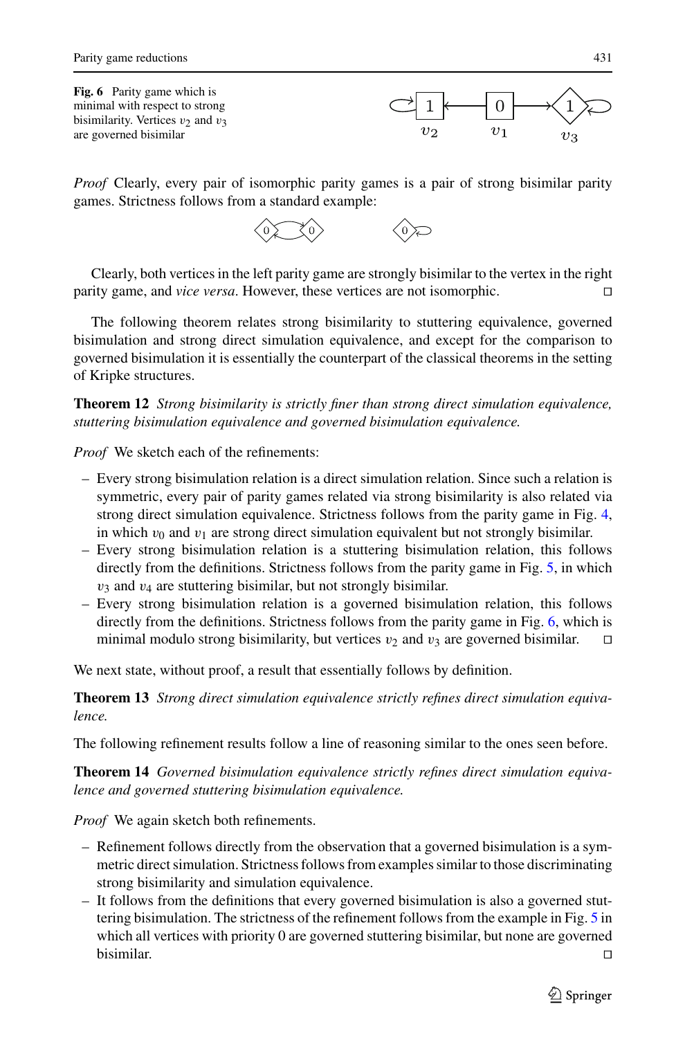**Fig. 6** Parity game which is minimal with respect to strong bisimilarity. Vertices $v_2$ and $v_3$ are governed bisimilar

*Proof* Clearly, every pair of isomorphic parity games is a pair of strong bisimilar parity games. Strictness follows from a standard example:

Clearly, both vertices in the left parity game are strongly bisimilar to the vertex in the right parity game, and *vice versa*. However, these vertices are not isomorphic. □

The following theorem relates strong bisimilarity to stuttering equivalence, governed bisimulation and strong direct simulation equivalence, and except for the comparison to governed bisimulation it is essentially the counterpart of the classical theorems in the setting of Kripke structures.

**Theorem 12** *Strong bisimilarity is strictly finer than strong direct simulation equivalence, stuttering bisimulation equivalence and governed bisimulation equivalence.*

*Proof* We sketch each of the refinements:

- Every strong bisimulation relation is a direct simulation relation. Since such a relation is symmetric, every pair of parity games related via strong bisimilarity is also related via strong direct simulation equivalence. Strictness follows from the parity game in Fig. 4, in which $v_0$ and $v_1$ are strong direct simulation equivalent but not strongly bisimilar.
- Every strong bisimulation relation is a stuttering bisimulation relation, this follows directly from the definitions. Strictness follows from the parity game in Fig. 5, in which $v_3$ and $v_4$ are stuttering bisimilar, but not strongly bisimilar.
- Every strong bisimulation relation is a governed bisimulation relation, this follows directly from the definitions. Strictness follows from the parity game in Fig. 6, which is minimal modulo strong bisimilarity, but vertices $v_2$ and $v_3$ are governed bisimilar. □

We next state, without proof, a result that essentially follows by definition.

**Theorem 13** *Strong direct simulation equivalence strictly refines direct simulation equivalence.*

The following refinement results follow a line of reasoning similar to the ones seen before.

**Theorem 14** *Governed bisimulation equivalence strictly refines direct simulation equivalence and governed stuttering bisimulation equivalence.*

*Proof* We again sketch both refinements.

- Refinement follows directly from the observation that a governed bisimulation is a symmetric direct simulation. Strictness follows from examples similar to those discriminating strong bisimilarity and simulation equivalence.
- It follows from the definitions that every governed bisimulation is also a governed stuttering bisimulation. The strictness of the refinement follows from the example in Fig. 5 in which all vertices with priority 0 are governed stuttering bisimilar, but none are governed bisimilar. □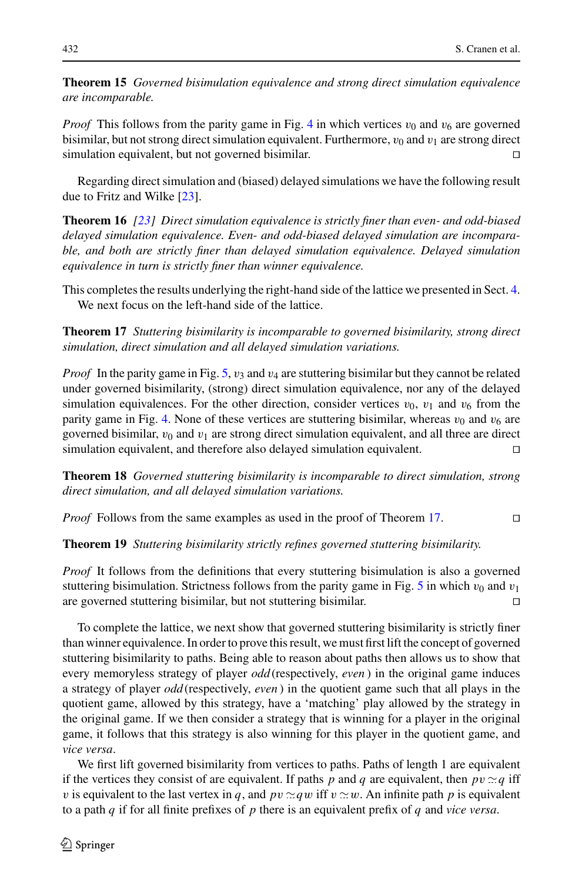**Theorem 15** *Governed bisimulation equivalence and strong direct simulation equivalence are incomparable.*

*Proof* This follows from the parity game in Fig. 4 in which vertices $v_0$ and $v_6$ are governed bisimilar, but not strong direct simulation equivalent. Furthermore, $v_0$ and $v_1$ are strong direct simulation equivalent, but not governed bisimilar. □

Regarding direct simulation and (biased) delayed simulations we have the following result due to Fritz and Wilke [23].

**Theorem 16** *[23] Direct simulation equivalence is strictly finer than even- and odd-biased delayed simulation equivalence. Even- and odd-biased delayed simulation are incomparable, and both are strictly finer than delayed simulation equivalence. Delayed simulation equivalence in turn is strictly finer than winner equivalence.*

This completes the results underlying the right-hand side of the lattice we presented in Sect. 4.

We next focus on the left-hand side of the lattice.

**Theorem 17** *Stuttering bisimilarity is incomparable to governed bisimilarity, strong direct simulation, direct simulation and all delayed simulation variations.*

*Proof* In the parity game in Fig. 5, $v_3$ and $v_4$ are stuttering bisimilar but they cannot be related under governed bisimilarity, (strong) direct simulation equivalence, nor any of the delayed simulation equivalences. For the other direction, consider vertices $v_0$, $v_1$ and $v_6$ from the parity game in Fig. 4. None of these vertices are stuttering bisimilar, whereas $v_0$ and $v_6$ are governed bisimilar, $v_0$ and $v_1$ are strong direct simulation equivalent, and all three are direct simulation equivalent, and therefore also delayed simulation equivalent. □

**Theorem 18** *Governed stuttering bisimilarity is incomparable to direct simulation, strong direct simulation, and all delayed simulation variations.*

*Proof* Follows from the same examples as used in the proof of Theorem 17. □

**Theorem 19** *Stuttering bisimilarity strictly refines governed stuttering bisimilarity.*

*Proof* It follows from the definitions that every stuttering bisimulation is also a governed stuttering bisimulation. Strictness follows from the parity game in Fig. 5 in which $v_0$ and $v_1$ are governed stuttering bisimilar, but not stuttering bisimilar. □

To complete the lattice, we next show that governed stuttering bisimilarity is strictly finer than winner equivalence. In order to prove this result, we must first lift the concept of governed stuttering bisimilarity to paths. Being able to reason about paths then allows us to show that every memoryless strategy of player *odd* (respectively, *even*) in the original game induces a strategy of player *odd* (respectively, *even*) in the quotient game such that all plays in the quotient game, allowed by this strategy, have a 'matching' play allowed by the strategy in the original game. If we then consider a strategy that is winning for a player in the original game, it follows that this strategy is also winning for this player in the quotient game, and *vice versa*.

We first lift governed bisimilarity from vertices to paths. Paths of length 1 are equivalent if the vertices they consist of are equivalent. If paths $p$ and $q$ are equivalent, then $pv \simeq q$ iff $v$ is equivalent to the last vertex in $q$, and $pv \simeq qw$ iff $v \simeq w$. An infinite path $p$ is equivalent to a path $q$ if for all finite prefixes of $p$ there is an equivalent prefix of $q$ and *vice versa*.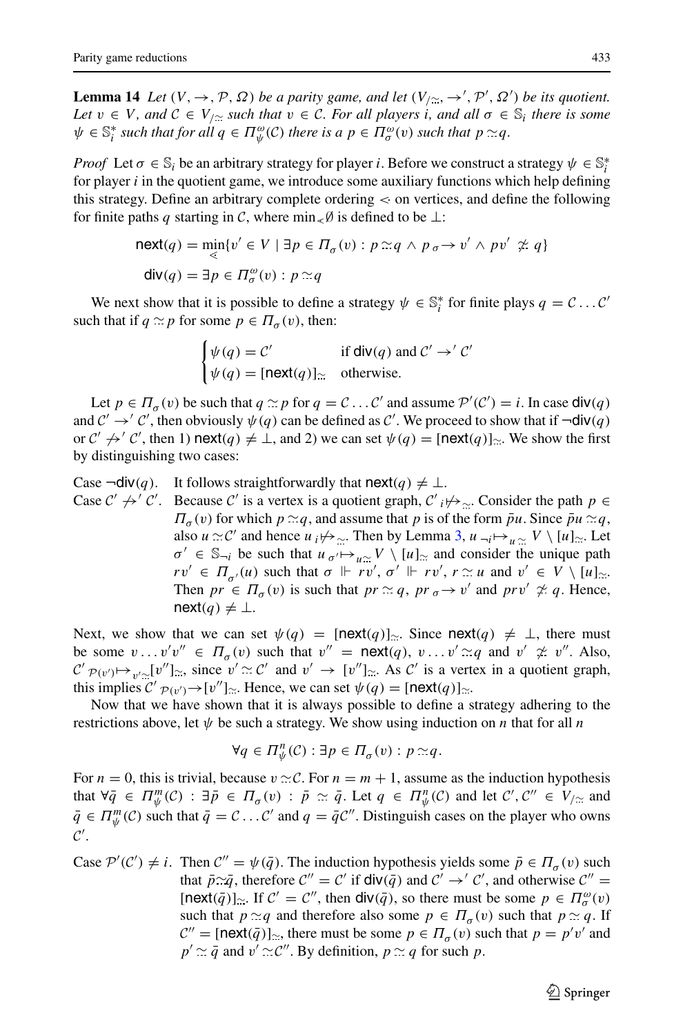**Lemma 14** *Let* $(V, \to, \mathcal{P}, \Omega)$ *be a parity game, and let* $(V_{/\simeq}, \to', \mathcal{P}', \Omega')$ *be its quotient. Let* $v \in V$*, and* $\mathcal{C} \in V_{/\simeq}$ *such that* $v \in \mathcal{C}$*. For all players* $i$*, and all* $\sigma \in \mathbb{S}_i$ *there is some* $\psi \in \mathbb{S}_i^*$ *such that for all* $q \in \Pi_\psi^\omega(\mathcal{C})$ *there is a* $p \in \Pi_\sigma^\omega(v)$ *such that* $p \simeq q$*.*

*Proof* Let $\sigma \in \mathbb{S}_i$ be an arbitrary strategy for player $i$. Before we construct a strategy $\psi \in \mathbb{S}_i^*$ for player $i$ in the quotient game, we introduce some auxiliary functions which help defining this strategy. Define an arbitrary complete ordering $\lessdot$ on vertices, and define the following for finite paths $q$ starting in $\mathcal{C}$, where $\min_\lessdot \emptyset$ is defined to be $\bot$:

$$\mathsf{next}(q) = \min_{\lessdot}\{v' \in V \mid \exists p \in \Pi_\sigma(v) : p \simeq q \wedge p \,{}_\sigma\!\!\to v' \wedge pv' \not\simeq q\}$$

$$\mathsf{div}(q) = \exists p \in \Pi_\sigma^\omega(v) : p \simeq q$$

We next show that it is possible to define a strategy $\psi \in \mathbb{S}_i^*$ for finite plays $q = \mathcal{C} \dots \mathcal{C}'$ such that if $q \simeq p$ for some $p \in \Pi_\sigma(v)$, then:

$$\begin{cases} \psi(q) = \mathcal{C}' & \text{if } \mathsf{div}(q) \text{ and } \mathcal{C}' \to' \mathcal{C}' \\ \psi(q) = [\mathsf{next}(q)]_\simeq & \text{otherwise.} \end{cases}$$

Let $p \in \Pi_\sigma(v)$ be such that $q \simeq p$ for $q = \mathcal{C} \dots \mathcal{C}'$ and assume $\mathcal{P}'(\mathcal{C}') = i$. In case $\mathsf{div}(q)$ and $\mathcal{C}' \to' \mathcal{C}'$, then obviously $\psi(q)$ can be defined as $\mathcal{C}'$. We proceed to show that if $\neg\mathsf{div}(q)$ or $\mathcal{C}' \not\to' \mathcal{C}'$, then 1) $\mathsf{next}(q) \neq \bot$, and 2) we can set $\psi(q) = [\mathsf{next}(q)]_\simeq$. We show the first by distinguishing two cases:

Case $\neg\mathsf{div}(q)$. It follows straightforwardly that $\mathsf{next}(q) \neq \bot$.

Case $\mathcal{C}' \not\to' \mathcal{C}'$. Because $\mathcal{C}'$ is a vertex is a quotient graph, $\mathcal{C}' \;{}_i\!\!\not\mapsto_\simeq$. Consider the path $p \in \Pi_\sigma(v)$ for which $p \simeq q$, and assume that $p$ is of the form $\bar{p}u$. Since $\bar{p}u \simeq q$, also $u \simeq \mathcal{C}'$ and hence $u \;{}_i\!\!\not\mapsto_\simeq$. Then by Lemma 3, $u \;{}_{\neg i}\!\!\mapsto_{u\simeq} V \setminus [u]_\simeq$. Let $\sigma' \in \mathbb{S}_{\neg i}$ be such that $u \;{}_{\sigma'}\!\!\mapsto_{u\simeq} V \setminus [u]_\simeq$ and consider the unique path $rv' \in \Pi_{\sigma'}(u)$ such that $\sigma \Vdash rv'$, $\sigma' \Vdash rv'$, $r \simeq u$ and $v' \in V \setminus [u]_\simeq$. Then $pr \in \Pi_\sigma(v)$ is such that $pr \simeq q$, $pr \,{}_\sigma\!\!\to v'$ and $prv' \not\simeq q$. Hence, $\mathsf{next}(q) \neq \bot$.

Next, we show that we can set $\psi(q) = [\mathsf{next}(q)]_\simeq$. Since $\mathsf{next}(q) \neq \bot$, there must be some $v \dots v'v'' \in \Pi_\sigma(v)$ such that $v'' = \mathsf{next}(q)$, $v \dots v' \simeq q$ and $v' \not\simeq v''$. Also, $\mathcal{C}' \;{}_{\mathcal{P}(v')}\!\!\mapsto_{v'\simeq} [v'']_\simeq$, since $v' \simeq \mathcal{C}'$ and $v' \to [v'']_\simeq$. As $\mathcal{C}'$ is a vertex in a quotient graph, this implies $\mathcal{C}' \;{}_{\mathcal{P}(v')}\!\!\to [v'']_\simeq$. Hence, we can set $\psi(q) = [\mathsf{next}(q)]_\simeq$.

Now that we have shown that it is always possible to define a strategy adhering to the restrictions above, let $\psi$ be such a strategy. We show using induction on $n$ that for all $n$

$$\forall q \in \Pi_\psi^n(\mathcal{C}) : \exists p \in \Pi_\sigma(v) : p \simeq q.$$

For $n = 0$, this is trivial, because $v \simeq \mathcal{C}$. For $n = m + 1$, assume as the induction hypothesis that $\forall \bar{q} \in \Pi_\psi^m(\mathcal{C}) : \exists \bar{p} \in \Pi_\sigma(v) : \bar{p} \simeq \bar{q}$. Let $q \in \Pi_\psi^n(\mathcal{C})$ and let $\mathcal{C}', \mathcal{C}'' \in V_{/\simeq}$ and $\bar{q} \in \Pi_\psi^m(\mathcal{C})$ such that $\bar{q} = \mathcal{C} \dots \mathcal{C}'$ and $q = \bar{q}\mathcal{C}''$. Distinguish cases on the player who owns $\mathcal{C}'$.

Case $\mathcal{P}'(\mathcal{C}') \neq i$. Then $\mathcal{C}'' = \psi(\bar{q})$. The induction hypothesis yields some $\bar{p} \in \Pi_\sigma(v)$ such that $\bar{p} \simeq \bar{q}$, therefore $\mathcal{C}'' = \mathcal{C}'$ if $\mathsf{div}(\bar{q})$ and $\mathcal{C}' \to' \mathcal{C}'$, and otherwise $\mathcal{C}'' = [\mathsf{next}(\bar{q})]_\simeq$. If $\mathcal{C}' = \mathcal{C}''$, then $\mathsf{div}(\bar{q})$, so there must be some $p \in \Pi_\sigma^\omega(v)$ such that $p \simeq q$ and therefore also some $p \in \Pi_\sigma(v)$ such that $p \simeq q$. If $\mathcal{C}'' = [\mathsf{next}(\bar{q})]_\simeq$, there must be some $p \in \Pi_\sigma(v)$ such that $p = p'v'$ and $p' \simeq \bar{q}$ and $v' \simeq \mathcal{C}''$. By definition, $p \simeq q$ for such $p$.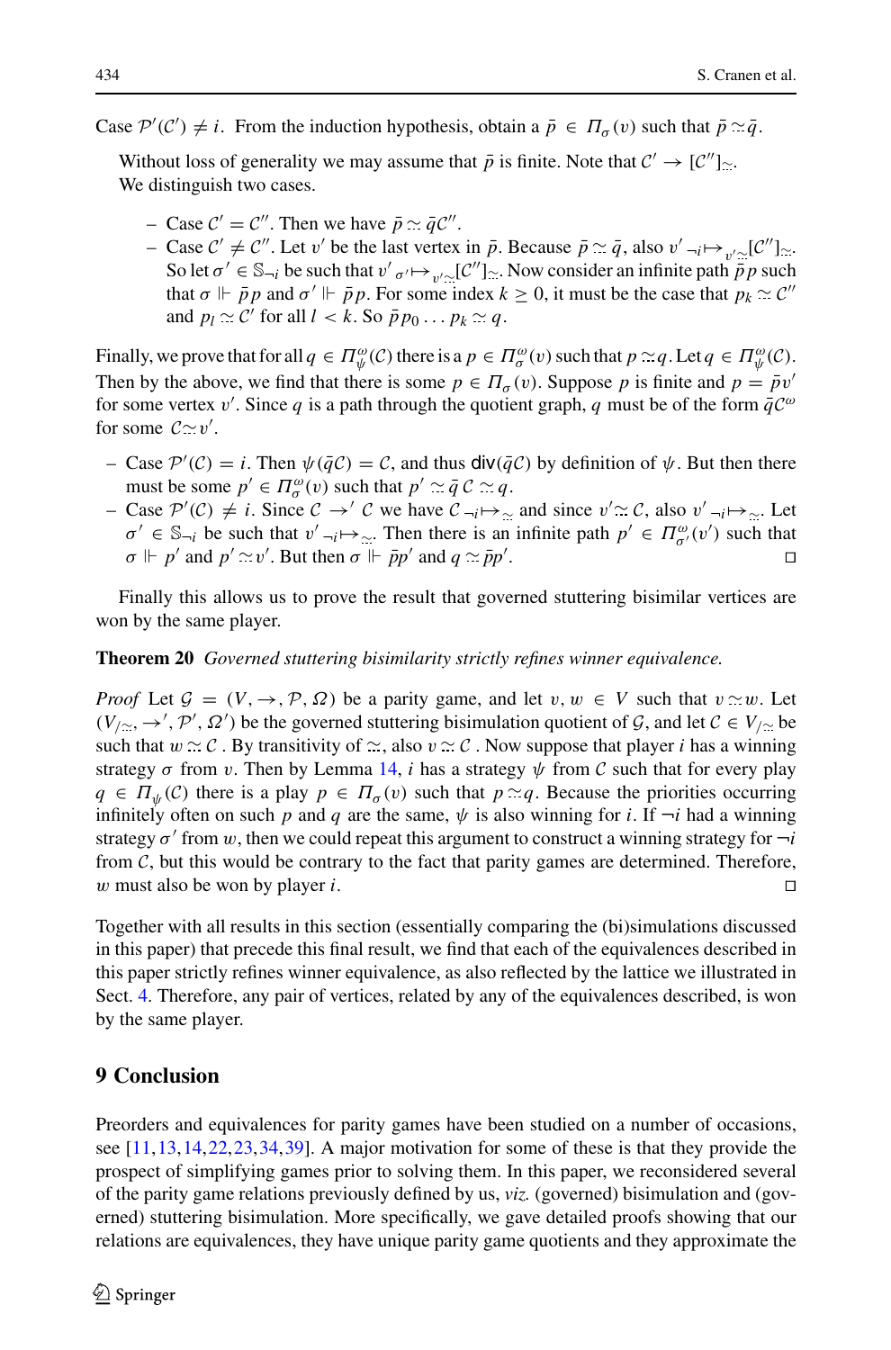Case $\mathcal{P}'(\mathcal{C}') \neq i$. From the induction hypothesis, obtain a $\bar{p} \in \Pi_\sigma(v)$ such that $\bar{p} \simeq \bar{q}$.

Without loss of generality we may assume that $\bar{p}$ is finite. Note that $\mathcal{C}' \rightarrow [\mathcal{C}'']_{\simeq}$. We distinguish two cases.

- Case $\mathcal{C}' = \mathcal{C}''$. Then we have $\bar{p} \simeq \bar{q}\mathcal{C}''$.
- Case $\mathcal{C}' \neq \mathcal{C}''$. Let $v'$ be the last vertex in $\bar{p}$. Because $\bar{p} \simeq \bar{q}$, also $v' \,{}_{\neg i}{\mapsto}_{v'_{\simeq}} [\mathcal{C}'']_{\simeq}$. So let $\sigma' \in \mathbb{S}_{\neg i}$ be such that $v' \,{}_{\sigma'}{\mapsto}_{v'_{\simeq}} [\mathcal{C}'']_{\simeq}$. Now consider an infinite path $\bar{p}p$ such that $\sigma \Vdash \bar{p}p$ and $\sigma' \Vdash \bar{p}p$. For some index $k \geq 0$, it must be the case that $p_k \simeq \mathcal{C}''$ and $p_l \simeq \mathcal{C}'$ for all $l < k$. So $\bar{p}p_0 \dots p_k \simeq q$.

Finally, we prove that for all $q \in \Pi^{\omega}_{\psi}(\mathcal{C})$ there is a $p \in \Pi^{\omega}_{\sigma}(v)$ such that $p \simeq q$. Let $q \in \Pi^{\omega}_{\psi}(\mathcal{C})$. Then by the above, we find that there is some $p \in \Pi_\sigma(v)$. Suppose $p$ is finite and $p = \bar{p}v'$ for some vertex $v'$. Since $q$ is a path through the quotient graph, $q$ must be of the form $\bar{q}\mathcal{C}^{\omega}$ for some $\mathcal{C} \simeq v'$.

- Case $\mathcal{P}'(\mathcal{C}) = i$. Then $\psi(\bar{q}\mathcal{C}) = \mathcal{C}$, and thus $\mathsf{div}(\bar{q}\mathcal{C})$ by definition of $\psi$. But then there must be some $p' \in \Pi^{\omega}_{\sigma}(v)$ such that $p' \simeq \bar{q}\,\mathcal{C} \simeq q$.
- Case $\mathcal{P}'(\mathcal{C}) \neq i$. Since $\mathcal{C} \rightarrow' \mathcal{C}$ we have $\mathcal{C} \,{}_{\neg i}{\mapsto}_{\simeq}$ and since $v' \simeq \mathcal{C}$, also $v' \,{}_{\neg i}{\mapsto}_{\simeq}$. Let $\sigma' \in \mathbb{S}_{\neg i}$ be such that $v' \,{}_{\neg i}{\mapsto}_{\simeq}$. Then there is an infinite path $p' \in \Pi^{\omega}_{\sigma'}(v')$ such that $\sigma \Vdash p'$ and $p' \simeq v'$. But then $\sigma \Vdash \bar{p}p'$ and $q \simeq \bar{p}p'$. □

Finally this allows us to prove the result that governed stuttering bisimilar vertices are won by the same player.

**Theorem 20** *Governed stuttering bisimilarity strictly refines winner equivalence.*

*Proof* Let $\mathcal{G} = (V, \rightarrow, \mathcal{P}, \Omega)$ be a parity game, and let $v, w \in V$ such that $v \simeq w$. Let $(V_{/\simeq}, \rightarrow', \mathcal{P}', \Omega')$ be the governed stuttering bisimulation quotient of $\mathcal{G}$, and let $\mathcal{C} \in V_{/\simeq}$ be such that $w \simeq \mathcal{C}$. By transitivity of $\simeq$, also $v \simeq \mathcal{C}$. Now suppose that player $i$ has a winning strategy $\sigma$ from $v$. Then by Lemma 14, $i$ has a strategy $\psi$ from $\mathcal{C}$ such that for every play $q \in \Pi_{\psi}(\mathcal{C})$ there is a play $p \in \Pi_\sigma(v)$ such that $p \simeq q$. Because the priorities occurring infinitely often on such $p$ and $q$ are the same, $\psi$ is also winning for $i$. If $\neg i$ had a winning strategy $\sigma'$ from $w$, then we could repeat this argument to construct a winning strategy for $\neg i$ from $\mathcal{C}$, but this would be contrary to the fact that parity games are determined. Therefore, $w$ must also be won by player $i$. □

Together with all results in this section (essentially comparing the (bi)simulations discussed in this paper) that precede this final result, we find that each of the equivalences described in this paper strictly refines winner equivalence, as also reflected by the lattice we illustrated in Sect. 4. Therefore, any pair of vertices, related by any of the equivalences described, is won by the same player.

## 9 Conclusion

Preorders and equivalences for parity games have been studied on a number of occasions, see [11,13,14,22,23,34,39]. A major motivation for some of these is that they provide the prospect of simplifying games prior to solving them. In this paper, we reconsidered several of the parity game relations previously defined by us, *viz.* (governed) bisimulation and (governed) stuttering bisimulation. More specifically, we gave detailed proofs showing that our relations are equivalences, they have unique parity game quotients and they approximate the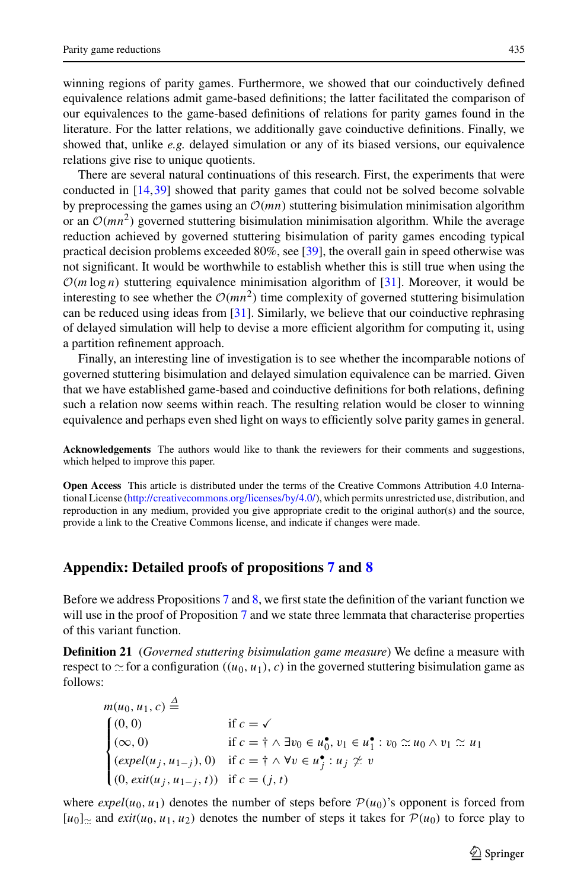winning regions of parity games. Furthermore, we showed that our coinductively defined equivalence relations admit game-based definitions; the latter facilitated the comparison of our equivalences to the game-based definitions of relations for parity games found in the literature. For the latter relations, we additionally gave coinductive definitions. Finally, we showed that, unlike *e.g.* delayed simulation or any of its biased versions, our equivalence relations give rise to unique quotients.

There are several natural continuations of this research. First, the experiments that were conducted in [14,39] showed that parity games that could not be solved become solvable by preprocessing the games using an $\mathcal{O}(mn)$ stuttering bisimulation minimisation algorithm or an $\mathcal{O}(mn^2)$ governed stuttering bisimulation minimisation algorithm. While the average reduction achieved by governed stuttering bisimulation of parity games encoding typical practical decision problems exceeded 80%, see [39], the overall gain in speed otherwise was not significant. It would be worthwhile to establish whether this is still true when using the $\mathcal{O}(m \log n)$ stuttering equivalence minimisation algorithm of [31]. Moreover, it would be interesting to see whether the $\mathcal{O}(mn^2)$ time complexity of governed stuttering bisimulation can be reduced using ideas from [31]. Similarly, we believe that our coinductive rephrasing of delayed simulation will help to devise a more efficient algorithm for computing it, using a partition refinement approach.

Finally, an interesting line of investigation is to see whether the incomparable notions of governed stuttering bisimulation and delayed simulation equivalence can be married. Given that we have established game-based and coinductive definitions for both relations, defining such a relation now seems within reach. The resulting relation would be closer to winning equivalence and perhaps even shed light on ways to efficiently solve parity games in general.

**Acknowledgements** The authors would like to thank the reviewers for their comments and suggestions, which helped to improve this paper.

**Open Access** This article is distributed under the terms of the Creative Commons Attribution 4.0 International License (http://creativecommons.org/licenses/by/4.0/), which permits unrestricted use, distribution, and reproduction in any medium, provided you give appropriate credit to the original author(s) and the source, provide a link to the Creative Commons license, and indicate if changes were made.

## Appendix: Detailed proofs of propositions 7 and 8

Before we address Propositions 7 and 8, we first state the definition of the variant function we will use in the proof of Proposition 7 and we state three lemmata that characterise properties of this variant function.

**Definition 21** (*Governed stuttering bisimulation game measure*) We define a measure with respect to $\simeq$ for a configuration $((u_0, u_1), c)$ in the governed stuttering bisimulation game as follows:

$$
m(u_0, u_1, c) \triangleq
\begin{cases}
(0,0) & \text{if } c = \checkmark \\
(\infty, 0) & \text{if } c = \dagger \wedge \exists v_0 \in u_0^\bullet, v_1 \in u_1^\bullet : v_0 \simeq u_0 \wedge v_1 \simeq u_1 \\
(\mathit{expel}(u_j, u_{1-j}), 0) & \text{if } c = \dagger \wedge \forall v \in u_j^\bullet : u_j \not\simeq v \\
(0, \mathit{exit}(u_j, u_{1-j}, t)) & \text{if } c = (j, t)
\end{cases}
$$

where $\mathit{expel}(u_0, u_1)$ denotes the number of steps before $\mathcal{P}(u_0)$'s opponent is forced from $[u_0]_{\simeq}$ and $\mathit{exit}(u_0, u_1, u_2)$ denotes the number of steps it takes for $\mathcal{P}(u_0)$ to force play to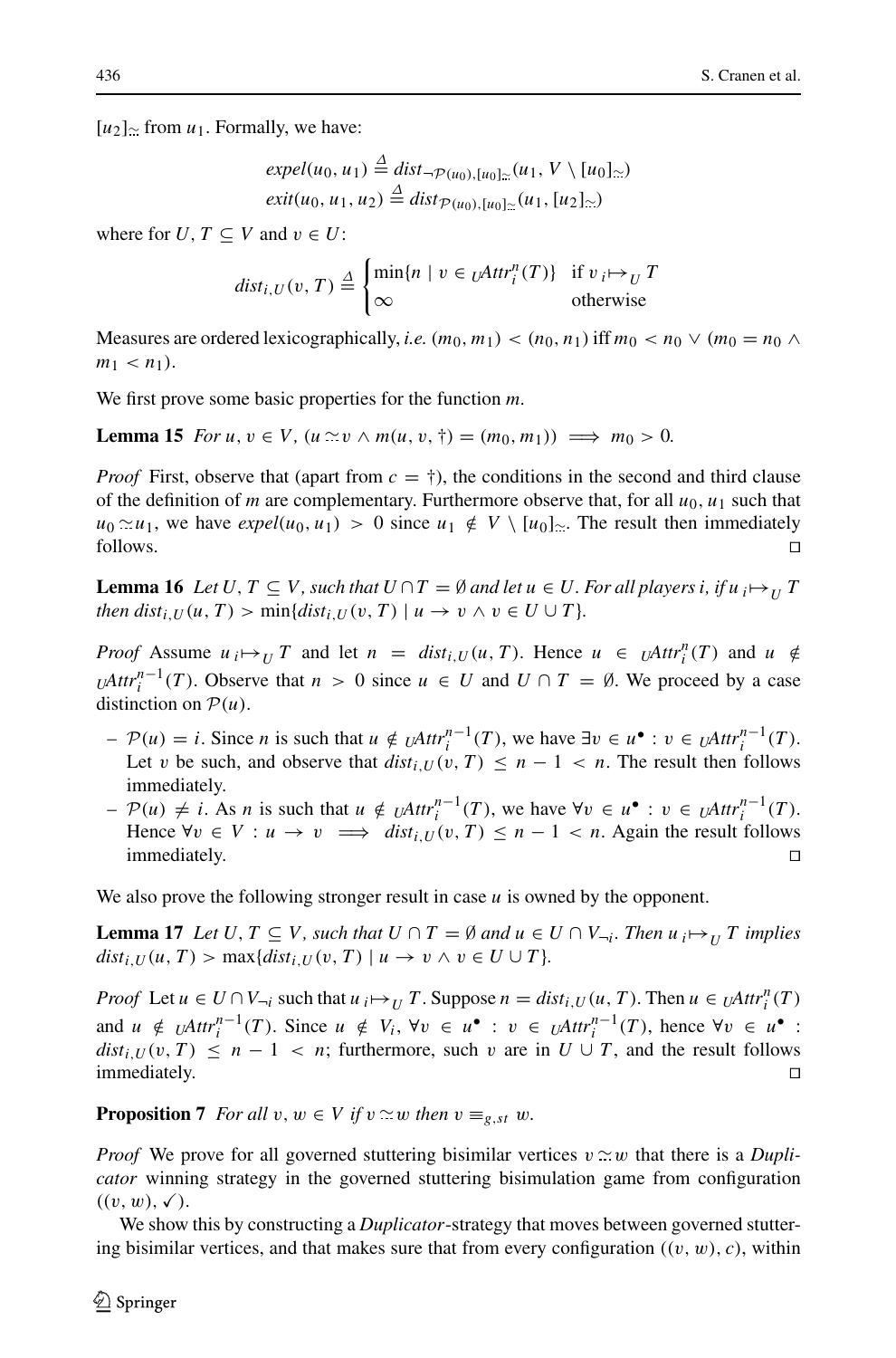$[u_2]_{\simeq}$ from $u_1$. Formally, we have:

$$expel(u_0, u_1) \triangleq dist_{\neg\mathcal{P}(u_0),[u_0]_{\simeq}}(u_1, V \setminus [u_0]_{\simeq})$$
$$exit(u_0, u_1, u_2) \triangleq dist_{\mathcal{P}(u_0),[u_0]_{\simeq}}(u_1, [u_2]_{\simeq})$$

where for $U, T \subseteq V$ and $v \in U$:

$$dist_{i,U}(v, T) \triangleq \begin{cases} \min\{n \mid v \in {}_U Attr_i^n(T)\} & \text{if } v \,{}_i{\mapsto}_U\, T \\ \infty & \text{otherwise} \end{cases}$$

Measures are ordered lexicographically, *i.e.* $(m_0, m_1) < (n_0, n_1)$ iff $m_0 < n_0 \vee (m_0 = n_0 \wedge m_1 < n_1)$.

We first prove some basic properties for the function $m$.

**Lemma 15** *For* $u, v \in V$, $(u \simeq v \wedge m(u, v, \dagger) = (m_0, m_1)) \implies m_0 > 0$.

*Proof* First, observe that (apart from $c = \dagger$), the conditions in the second and third clause of the definition of $m$ are complementary. Furthermore observe that, for all $u_0, u_1$ such that $u_0 \simeq u_1$, we have $expel(u_0, u_1) > 0$ since $u_1 \notin V \setminus [u_0]_{\simeq}$. The result then immediately follows. □

**Lemma 16** *Let* $U, T \subseteq V$, *such that* $U \cap T = \emptyset$ *and let* $u \in U$. *For all players* $i$, *if* $u \,{}_i{\mapsto}_U\, T$ *then* $dist_{i,U}(u, T) > \min\{dist_{i,U}(v, T) \mid u \to v \wedge v \in U \cup T\}$.

*Proof* Assume $u \,{}_i{\mapsto}_U\, T$ and let $n = dist_{i,U}(u, T)$. Hence $u \in {}_U Attr_i^n(T)$ and $u \notin {}_U Attr_i^{n-1}(T)$. Observe that $n > 0$ since $u \in U$ and $U \cap T = \emptyset$. We proceed by a case distinction on $\mathcal{P}(u)$.

- $\mathcal{P}(u) = i$. Since $n$ is such that $u \notin {}_U Attr_i^{n-1}(T)$, we have $\exists v \in u^\bullet : v \in {}_U Attr_i^{n-1}(T)$. Let $v$ be such, and observe that $dist_{i,U}(v, T) \leq n - 1 < n$. The result then follows immediately.
- $\mathcal{P}(u) \neq i$. As $n$ is such that $u \notin {}_U Attr_i^{n-1}(T)$, we have $\forall v \in u^\bullet : v \in {}_U Attr_i^{n-1}(T)$. Hence $\forall v \in V : u \to v \implies dist_{i,U}(v, T) \leq n - 1 < n$. Again the result follows immediately. □

We also prove the following stronger result in case $u$ is owned by the opponent.

**Lemma 17** *Let* $U, T \subseteq V$, *such that* $U \cap T = \emptyset$ *and* $u \in U \cap V_{\neg i}$. *Then* $u \,{}_i{\mapsto}_U\, T$ *implies* $dist_{i,U}(u, T) > \max\{dist_{i,U}(v, T) \mid u \to v \wedge v \in U \cup T\}$.

*Proof* Let $u \in U \cap V_{\neg i}$ such that $u \,{}_i{\mapsto}_U\, T$. Suppose $n = dist_{i,U}(u, T)$. Then $u \in {}_U Attr_i^n(T)$ and $u \notin {}_U Attr_i^{n-1}(T)$. Since $u \notin V_i$, $\forall v \in u^\bullet : v \in {}_U Attr_i^{n-1}(T)$, hence $\forall v \in u^\bullet : dist_{i,U}(v, T) \leq n - 1 < n$; furthermore, such $v$ are in $U \cup T$, and the result follows immediately. □

**Proposition 7** *For all* $v, w \in V$ *if* $v \simeq w$ *then* $v \equiv_{g,st} w$.

*Proof* We prove for all governed stuttering bisimilar vertices $v \simeq w$ that there is a *Duplicator* winning strategy in the governed stuttering bisimulation game from configuration $((v, w), \checkmark)$.

We show this by constructing a *Duplicator*-strategy that moves between governed stuttering bisimilar vertices, and that makes sure that from every configuration $((v, w), c)$, within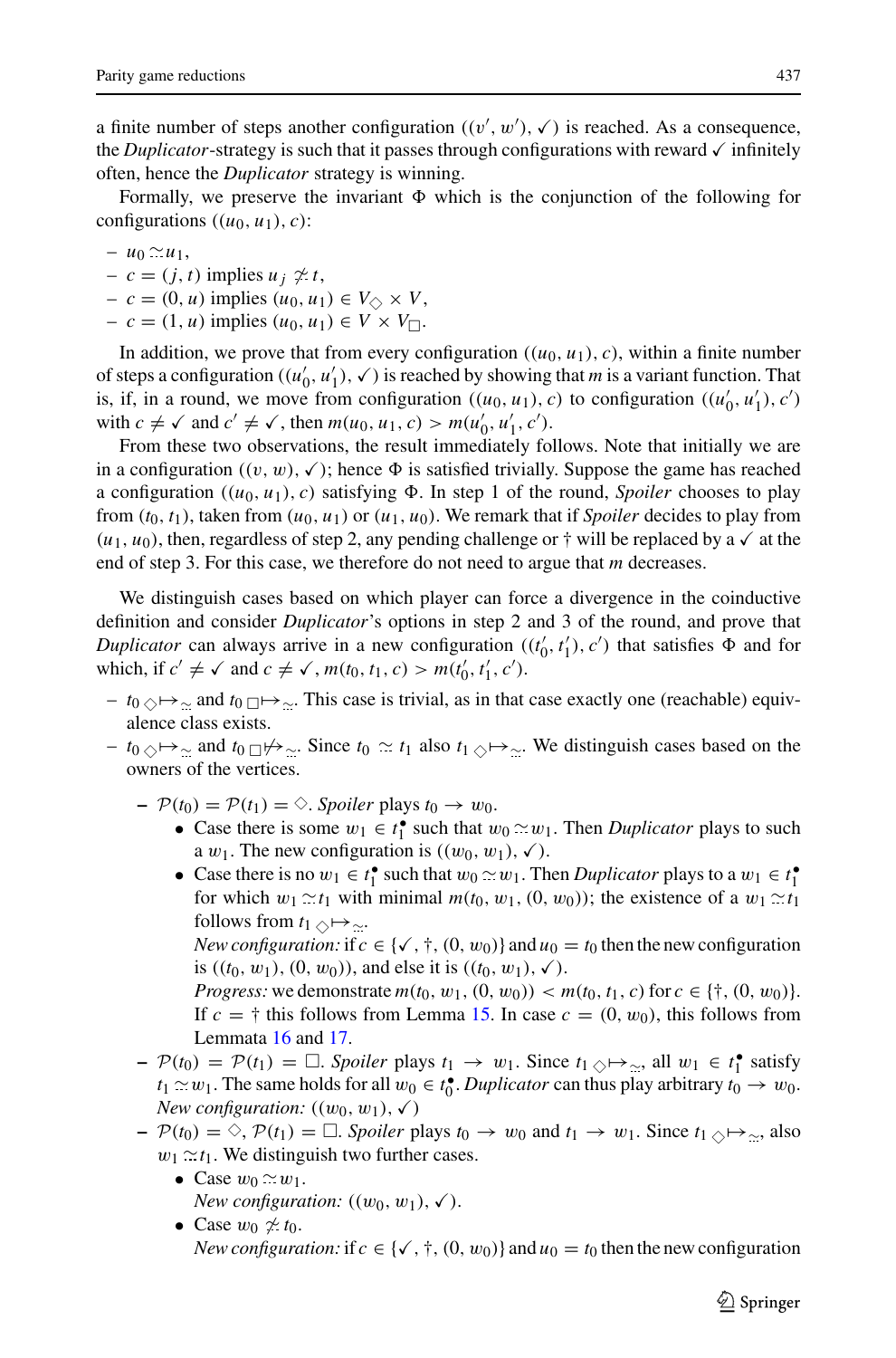a finite number of steps another configuration $((v', w'), \checkmark)$ is reached. As a consequence, the *Duplicator*-strategy is such that it passes through configurations with reward $\checkmark$ infinitely often, hence the *Duplicator* strategy is winning.

Formally, we preserve the invariant $\Phi$ which is the conjunction of the following for configurations $((u_0, u_1), c)$:

- $u_0 \simeq u_1$,
- $c = (j, t)$ implies $u_j \not\simeq t$,
- $c = (0, u)$ implies $(u_0, u_1) \in V_\Diamond \times V$,
- $c = (1, u)$ implies $(u_0, u_1) \in V \times V_\Box$.

In addition, we prove that from every configuration $((u_0, u_1), c)$, within a finite number of steps a configuration $((u_0', u_1'), \checkmark)$ is reached by showing that $m$ is a variant function. That is, if, in a round, we move from configuration $((u_0, u_1), c)$ to configuration $((u_0', u_1'), c')$ with $c \neq \checkmark$ and $c' \neq \checkmark$, then $m(u_0, u_1, c) > m(u_0', u_1', c')$.

From these two observations, the result immediately follows. Note that initially we are in a configuration $((v, w), \checkmark)$; hence $\Phi$ is satisfied trivially. Suppose the game has reached a configuration $((u_0, u_1), c)$ satisfying $\Phi$. In step 1 of the round, *Spoiler* chooses to play from $(t_0, t_1)$, taken from $(u_0, u_1)$ or $(u_1, u_0)$. We remark that if *Spoiler* decides to play from $(u_1, u_0)$, then, regardless of step 2, any pending challenge or $\dagger$ will be replaced by a $\checkmark$ at the end of step 3. For this case, we therefore do not need to argue that $m$ decreases.

We distinguish cases based on which player can force a divergence in the coinductive definition and consider *Duplicator*'s options in step 2 and 3 of the round, and prove that *Duplicator* can always arrive in a new configuration $((t_0', t_1'), c')$ that satisfies $\Phi$ and for which, if $c' \neq \checkmark$ and $c \neq \checkmark$, $m(t_0, t_1, c) > m(t_0', t_1', c')$.

- $t_0 \,{}_\Diamond\!\!\mapsto_{\simeq}$ and $t_0 \,{}_\Box\!\!\mapsto_{\simeq}$. This case is trivial, as in that case exactly one (reachable) equivalence class exists.
- $t_0 \,{}_\Diamond\!\!\mapsto_{\simeq}$ and $t_0 \,{}_\Box\!\!\not\mapsto_{\simeq}$. Since $t_0 \simeq t_1$ also $t_1 \,{}_\Diamond\!\!\mapsto_{\simeq}$. We distinguish cases based on the owners of the vertices.
  - $\mathcal{P}(t_0) = \mathcal{P}(t_1) = \Diamond$. *Spoiler* plays $t_0 \to w_0$.
    - Case there is some $w_1 \in t_1^\bullet$ such that $w_0 \simeq w_1$. Then *Duplicator* plays to such a $w_1$. The new configuration is $((w_0, w_1), \checkmark)$.
    - Case there is no $w_1 \in t_1^\bullet$ such that $w_0 \simeq w_1$. Then *Duplicator* plays to a $w_1 \in t_1^\bullet$ for which $w_1 \simeq t_1$ with minimal $m(t_0, w_1, (0, w_0))$; the existence of a $w_1 \simeq t_1$ follows from $t_1 \,{}_\Diamond\!\!\mapsto_{\simeq}$.
      *New configuration:* if $c \in \{\checkmark, \dagger, (0, w_0)\}$ and $u_0 = t_0$ then the new configuration is $((t_0, w_1), (0, w_0))$, and else it is $((t_0, w_1), \checkmark)$.
      *Progress:* we demonstrate $m(t_0, w_1, (0, w_0)) < m(t_0, t_1, c)$ for $c \in \{\dagger, (0, w_0)\}$. If $c = \dagger$ this follows from Lemma 15. In case $c = (0, w_0)$, this follows from Lemmata 16 and 17.
  - $\mathcal{P}(t_0) = \mathcal{P}(t_1) = \Box$. *Spoiler* plays $t_1 \to w_1$. Since $t_1 \,{}_\Diamond\!\!\mapsto_{\simeq}$, all $w_1 \in t_1^\bullet$ satisfy $t_1 \simeq w_1$. The same holds for all $w_0 \in t_0^\bullet$. *Duplicator* can thus play arbitrary $t_0 \to w_0$.
    *New configuration:* $((w_0, w_1), \checkmark)$
  - $\mathcal{P}(t_0) = \Diamond$, $\mathcal{P}(t_1) = \Box$. *Spoiler* plays $t_0 \to w_0$ and $t_1 \to w_1$. Since $t_1 \,{}_\Diamond\!\!\mapsto_{\simeq}$, also $w_1 \simeq t_1$. We distinguish two further cases.
    - Case $w_0 \simeq w_1$.
      *New configuration:* $((w_0, w_1), \checkmark)$.
    - Case $w_0 \not\simeq t_0$.
      *New configuration:* if $c \in \{\checkmark, \dagger, (0, w_0)\}$ and $u_0 = t_0$ then the new configuration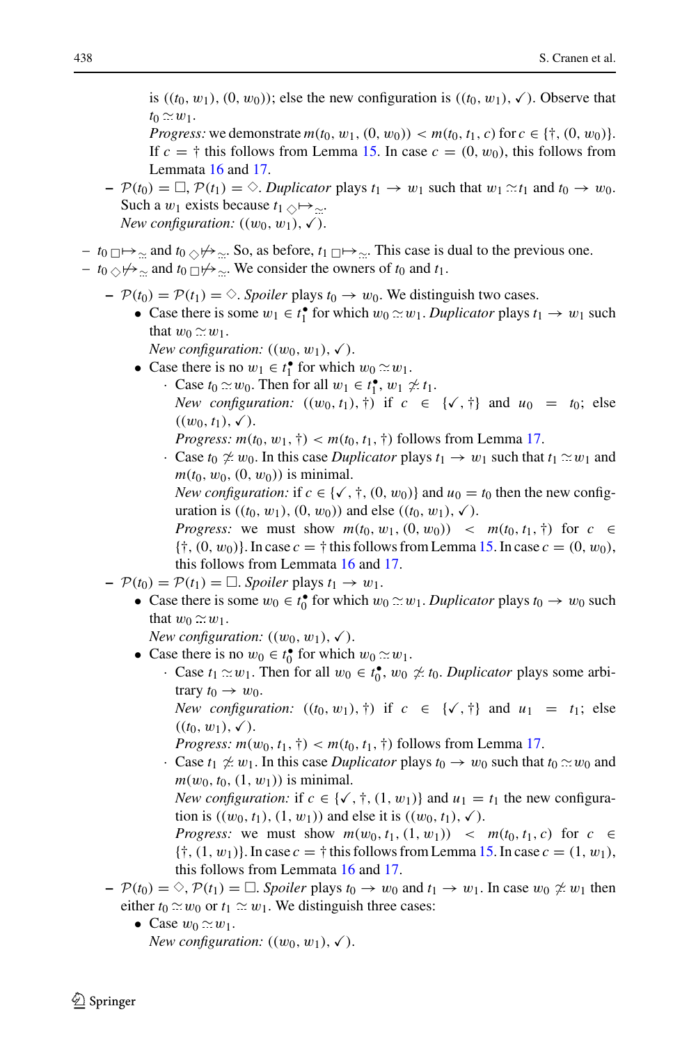is $((t_0, w_1), (0, w_0))$; else the new configuration is $((t_0, w_1), \checkmark)$. Observe that $t_0 \simeq w_1$.

*Progress:* we demonstrate $m(t_0, w_1, (0, w_0)) < m(t_0, t_1, c)$ for $c \in \{\dagger, (0, w_0)\}$. If $c = \dagger$ this follows from Lemma 15. In case $c = (0, w_0)$, this follows from Lemmata 16 and 17.

- $\mathcal{P}(t_0) = \Box$, $\mathcal{P}(t_1) = \Diamond$. *Duplicator* plays $t_1 \to w_1$ such that $w_1 \simeq t_1$ and $t_0 \to w_0$. Such a $w_1$ exists because $t_1 \,{}_{\Diamond}\!\!\mapsto_{\simeq}$.
  *New configuration:* $((w_0, w_1), \checkmark)$.

- $t_0 \,{}_{\Box}\!\!\mapsto_{\simeq}$ and $t_0 \,{}_{\Diamond}\!\!\not\mapsto_{\simeq}$. So, as before, $t_1 \,{}_{\Box}\!\!\mapsto_{\simeq}$. This case is dual to the previous one.
- $t_0 \,{}_{\Diamond}\!\!\not\mapsto_{\simeq}$ and $t_0 \,{}_{\Box}\!\!\not\mapsto_{\simeq}$. We consider the owners of $t_0$ and $t_1$.
  - $\mathcal{P}(t_0) = \mathcal{P}(t_1) = \Diamond$. *Spoiler* plays $t_0 \to w_0$. We distinguish two cases.
    - Case there is some $w_1 \in t_1^\bullet$ for which $w_0 \simeq w_1$. *Duplicator* plays $t_1 \to w_1$ such that $w_0 \simeq w_1$.
      *New configuration:* $((w_0, w_1), \checkmark)$.
    - Case there is no $w_1 \in t_1^\bullet$ for which $w_0 \simeq w_1$.
      - Case $t_0 \simeq w_0$. Then for all $w_1 \in t_1^\bullet$, $w_1 \not\simeq t_1$.
        *New configuration:* $((w_0, t_1), \dagger)$ if $c \in \{\checkmark, \dagger\}$ and $u_0 = t_0$; else $((w_0, t_1), \checkmark)$.
        *Progress:* $m(t_0, w_1, \dagger) < m(t_0, t_1, \dagger)$ follows from Lemma 17.
      - Case $t_0 \not\simeq w_0$. In this case *Duplicator* plays $t_1 \to w_1$ such that $t_1 \simeq w_1$ and $m(t_0, w_0, (0, w_0))$ is minimal.
        *New configuration:* if $c \in \{\checkmark, \dagger, (0, w_0)\}$ and $u_0 = t_0$ then the new configuration is $((t_0, w_1), (0, w_0))$ and else $((t_0, w_1), \checkmark)$.
        *Progress:* we must show $m(t_0, w_1, (0, w_0)) < m(t_0, t_1, \dagger)$ for $c \in \{\dagger, (0, w_0)\}$. In case $c = \dagger$ this follows from Lemma 15. In case $c = (0, w_0)$, this follows from Lemmata 16 and 17.
  - $\mathcal{P}(t_0) = \mathcal{P}(t_1) = \Box$. *Spoiler* plays $t_1 \to w_1$.
    - Case there is some $w_0 \in t_0^\bullet$ for which $w_0 \simeq w_1$. *Duplicator* plays $t_0 \to w_0$ such that $w_0 \simeq w_1$.
      *New configuration:* $((w_0, w_1), \checkmark)$.
    - Case there is no $w_0 \in t_0^\bullet$ for which $w_0 \simeq w_1$.
      - Case $t_1 \simeq w_1$. Then for all $w_0 \in t_0^\bullet$, $w_0 \not\simeq t_0$. *Duplicator* plays some arbitrary $t_0 \to w_0$.
        *New configuration:* $((t_0, w_1), \dagger)$ if $c \in \{\checkmark, \dagger\}$ and $u_1 = t_1$; else $((t_0, w_1), \checkmark)$.
        *Progress:* $m(w_0, t_1, \dagger) < m(t_0, t_1, \dagger)$ follows from Lemma 17.
      - Case $t_1 \not\simeq w_1$. In this case *Duplicator* plays $t_0 \to w_0$ such that $t_0 \simeq w_0$ and $m(w_0, t_0, (1, w_1))$ is minimal.
        *New configuration:* if $c \in \{\checkmark, \dagger, (1, w_1)\}$ and $u_1 = t_1$ the new configuration is $((w_0, t_1), (1, w_1))$ and else it is $((w_0, t_1), \checkmark)$.
        *Progress:* we must show $m(w_0, t_1, (1, w_1)) < m(t_0, t_1, c)$ for $c \in \{\dagger, (1, w_1)\}$. In case $c = \dagger$ this follows from Lemma 15. In case $c = (1, w_1)$, this follows from Lemmata 16 and 17.
  - $\mathcal{P}(t_0) = \Diamond$, $\mathcal{P}(t_1) = \Box$. *Spoiler* plays $t_0 \to w_0$ and $t_1 \to w_1$. In case $w_0 \not\simeq w_1$ then either $t_0 \simeq w_0$ or $t_1 \simeq w_1$. We distinguish three cases:
    - Case $w_0 \simeq w_1$.
      *New configuration:* $((w_0, w_1), \checkmark)$.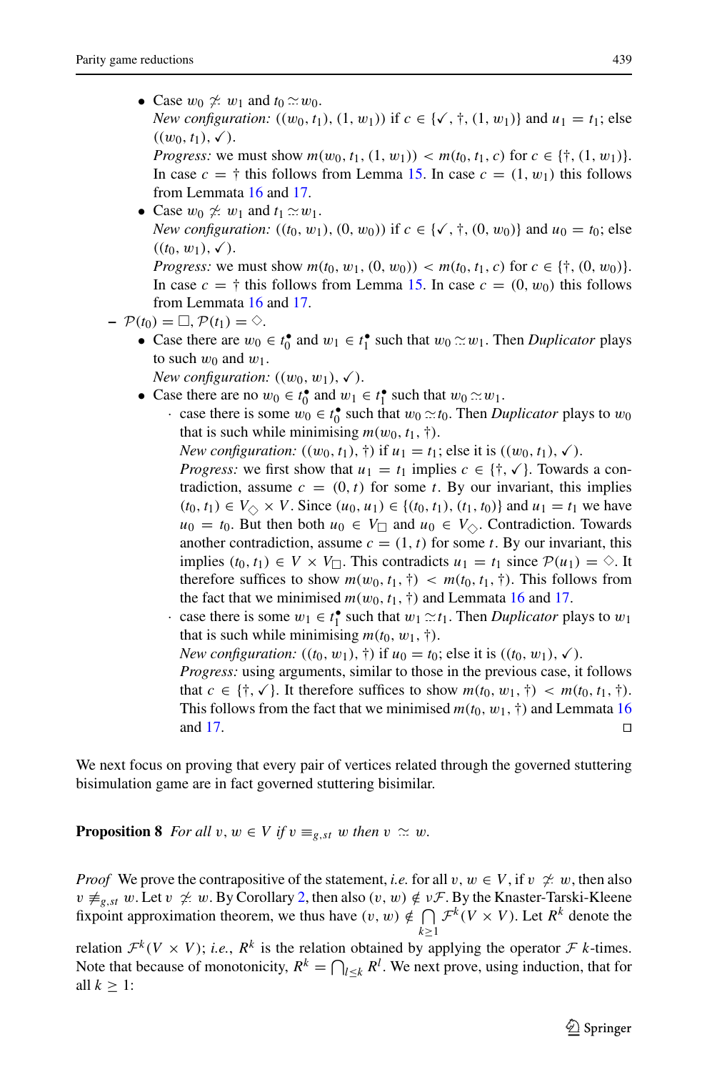- Case $w_0 \not\simeq w_1$ and $t_0 \simeq w_0$.
  *New configuration:* $((w_0, t_1), (1, w_1))$ if $c \in \{\checkmark, \dagger, (1, w_1)\}$ and $u_1 = t_1$; else $((w_0, t_1), \checkmark)$.
  *Progress:* we must show $m(w_0, t_1, (1, w_1)) < m(t_0, t_1, c)$ for $c \in \{\dagger, (1, w_1)\}$. In case $c = \dagger$ this follows from Lemma 15. In case $c = (1, w_1)$ this follows from Lemmata 16 and 17.
- Case $w_0 \not\simeq w_1$ and $t_1 \simeq w_1$.
  *New configuration:* $((t_0, w_1), (0, w_0))$ if $c \in \{\checkmark, \dagger, (0, w_0)\}$ and $u_0 = t_0$; else $((t_0, w_1), \checkmark)$.
  *Progress:* we must show $m(t_0, w_1, (0, w_0)) < m(t_0, t_1, c)$ for $c \in \{\dagger, (0, w_0)\}$. In case $c = \dagger$ this follows from Lemma 15. In case $c = (0, w_0)$ this follows from Lemmata 16 and 17.

– $\mathcal{P}(t_0) = \Box, \mathcal{P}(t_1) = \Diamond$.
  - Case there are $w_0 \in t_0^\bullet$ and $w_1 \in t_1^\bullet$ such that $w_0 \simeq w_1$. Then *Duplicator* plays to such $w_0$ and $w_1$.
    *New configuration:* $((w_0, w_1), \checkmark)$.
  - Case there are no $w_0 \in t_0^\bullet$ and $w_1 \in t_1^\bullet$ such that $w_0 \simeq w_1$.
    · case there is some $w_0 \in t_0^\bullet$ such that $w_0 \simeq t_0$. Then *Duplicator* plays to $w_0$ that is such while minimising $m(w_0, t_1, \dagger)$.
    *New configuration:* $((w_0, t_1), \dagger)$ if $u_1 = t_1$; else it is $((w_0, t_1), \checkmark)$.
    *Progress:* we first show that $u_1 = t_1$ implies $c \in \{\dagger, \checkmark\}$. Towards a contradiction, assume $c = (0, t)$ for some $t$. By our invariant, this implies $(t_0, t_1) \in V_\Diamond \times V$. Since $(u_0, u_1) \in \{(t_0, t_1), (t_1, t_0)\}$ and $u_1 = t_1$ we have $u_0 = t_0$. But then both $u_0 \in V_\Box$ and $u_0 \in V_\Diamond$. Contradiction. Towards another contradiction, assume $c = (1, t)$ for some $t$. By our invariant, this implies $(t_0, t_1) \in V \times V_\Box$. This contradicts $u_1 = t_1$ since $\mathcal{P}(u_1) = \Diamond$. It therefore suffices to show $m(w_0, t_1, \dagger) < m(t_0, t_1, \dagger)$. This follows from the fact that we minimised $m(w_0, t_1, \dagger)$ and Lemmata 16 and 17.
    · case there is some $w_1 \in t_1^\bullet$ such that $w_1 \simeq t_1$. Then *Duplicator* plays to $w_1$ that is such while minimising $m(t_0, w_1, \dagger)$.
    *New configuration:* $((t_0, w_1), \dagger)$ if $u_0 = t_0$; else it is $((t_0, w_1), \checkmark)$.
    *Progress:* using arguments, similar to those in the previous case, it follows that $c \in \{\dagger, \checkmark\}$. It therefore suffices to show $m(t_0, w_1, \dagger) < m(t_0, t_1, \dagger)$. This follows from the fact that we minimised $m(t_0, w_1, \dagger)$ and Lemmata 16 and 17. □

We next focus on proving that every pair of vertices related through the governed stuttering bisimulation game are in fact governed stuttering bisimilar.

**Proposition 8** *For all $v, w \in V$ if $v \equiv_{g,st} w$ then $v \simeq w$.*

*Proof* We prove the contrapositive of the statement, *i.e.* for all $v, w \in V$, if $v \not\simeq w$, then also $v \not\equiv_{g,st} w$. Let $v \not\simeq w$. By Corollary 2, then also $(v, w) \notin \nu\mathcal{F}$. By the Knaster-Tarski-Kleene fixpoint approximation theorem, we thus have $(v, w) \notin \bigcap_{k \geq 1} \mathcal{F}^k(V \times V)$. Let $R^k$ denote the relation $\mathcal{F}^k(V \times V)$; *i.e.*, $R^k$ is the relation obtained by applying the operator $\mathcal{F}$ $k$-times. Note that because of monotonicity, $R^k = \bigcap_{l \leq k} R^l$. We next prove, using induction, that for all $k \geq 1$: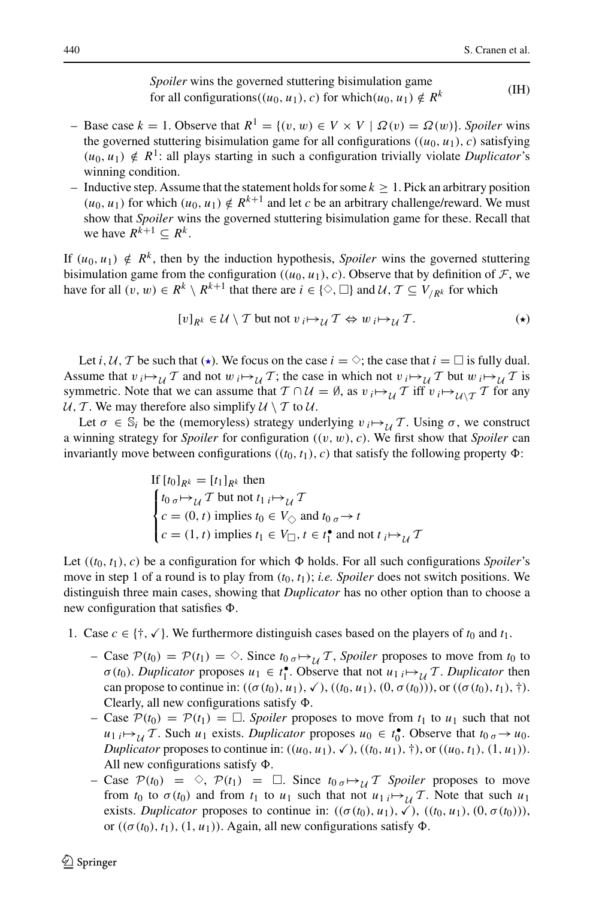$$\text{\textit{Spoiler} wins the governed stuttering bisimulation game for all configurations} ((u_0, u_1), c) \text{ for which } (u_0, u_1) \notin R^k \tag{IH}$$

- Base case $k = 1$. Observe that $R^1 = \{(v, w) \in V \times V \mid \Omega(v) = \Omega(w)\}$. *Spoiler* wins the governed stuttering bisimulation game for all configurations $((u_0, u_1), c)$ satisfying $(u_0, u_1) \notin R^1$: all plays starting in such a configuration trivially violate *Duplicator*'s winning condition.
- Inductive step. Assume that the statement holds for some $k \geq 1$. Pick an arbitrary position $(u_0, u_1)$ for which $(u_0, u_1) \notin R^{k+1}$ and let $c$ be an arbitrary challenge/reward. We must show that *Spoiler* wins the governed stuttering bisimulation game for these. Recall that we have $R^{k+1} \subseteq R^k$.

If $(u_0, u_1) \notin R^k$, then by the induction hypothesis, *Spoiler* wins the governed stuttering bisimulation game from the configuration $((u_0, u_1), c)$. Observe that by definition of $\mathcal{F}$, we have for all $(v, w) \in R^k \setminus R^{k+1}$ that there are $i \in \{\diamond, \square\}$ and $\mathcal{U}, \mathcal{T} \subseteq V_{/R^k}$ for which

$$[v]_{R^k} \in \mathcal{U} \setminus \mathcal{T} \text{ but not } v \ {}_i{\mapsto}_{\mathcal{U}} \mathcal{T} \Leftrightarrow w \ {}_i{\mapsto}_{\mathcal{U}} \mathcal{T}. \tag{$\star$}$$

Let $i, \mathcal{U}, \mathcal{T}$ be such that ($\star$). We focus on the case $i = \diamond$; the case that $i = \square$ is fully dual. Assume that $v \ {}_i{\mapsto}_{\mathcal{U}} \mathcal{T}$ and not $w \ {}_i{\mapsto}_{\mathcal{U}} \mathcal{T}$; the case in which not $v \ {}_i{\mapsto}_{\mathcal{U}} \mathcal{T}$ but $w \ {}_i{\mapsto}_{\mathcal{U}} \mathcal{T}$ is symmetric. Note that we can assume that $\mathcal{T} \cap \mathcal{U} = \emptyset$, as $v \ {}_i{\mapsto}_{\mathcal{U}} \mathcal{T}$ iff $v \ {}_i{\mapsto}_{\mathcal{U} \setminus \mathcal{T}} \mathcal{T}$ for any $\mathcal{U}, \mathcal{T}$. We may therefore also simplify $\mathcal{U} \setminus \mathcal{T}$ to $\mathcal{U}$.

Let $\sigma \in \mathbb{S}_i$ be the (memoryless) strategy underlying $v \ {}_i{\mapsto}_{\mathcal{U}} \mathcal{T}$. Using $\sigma$, we construct a winning strategy for *Spoiler* for configuration $((v, w), c)$. We first show that *Spoiler* can invariantly move between configurations $((t_0, t_1), c)$ that satisfy the following property $\Phi$:

$$\text{If } [t_0]_{R^k} = [t_1]_{R^k} \text{ then}$$
$$\begin{cases} t_0 \ {}_\sigma{\mapsto}_{\mathcal{U}} \mathcal{T} \text{ but not } t_1 \ {}_i{\mapsto}_{\mathcal{U}} \mathcal{T} \\ c = (0, t) \text{ implies } t_0 \in V_\diamond \text{ and } t_0 \ {}_\sigma{\to} t \\ c = (1, t) \text{ implies } t_1 \in V_\square, t \in t_1^\bullet \text{ and not } t \ {}_i{\mapsto}_{\mathcal{U}} \mathcal{T} \end{cases}$$

Let $((t_0, t_1), c)$ be a configuration for which $\Phi$ holds. For all such configurations *Spoiler*'s move in step 1 of a round is to play from $(t_0, t_1)$; *i.e. Spoiler* does not switch positions. We distinguish three main cases, showing that *Duplicator* has no other option than to choose a new configuration that satisfies $\Phi$.

1. Case $c \in \{\dagger, \checkmark\}$. We furthermore distinguish cases based on the players of $t_0$ and $t_1$.
   - Case $\mathcal{P}(t_0) = \mathcal{P}(t_1) = \diamond$. Since $t_0 \ {}_\sigma{\mapsto}_{\mathcal{U}} \mathcal{T}$, *Spoiler* proposes to move from $t_0$ to $\sigma(t_0)$. *Duplicator* proposes $u_1 \in t_1^\bullet$. Observe that not $u_1 \ {}_i{\mapsto}_{\mathcal{U}} \mathcal{T}$. *Duplicator* then can propose to continue in: $((\sigma(t_0), u_1), \checkmark)$, $((t_0, u_1), (0, \sigma(t_0)))$, or $((\sigma(t_0), t_1), \dagger)$. Clearly, all new configurations satisfy $\Phi$.
   - Case $\mathcal{P}(t_0) = \mathcal{P}(t_1) = \square$. *Spoiler* proposes to move from $t_1$ to $u_1$ such that not $u_1 \ {}_i{\mapsto}_{\mathcal{U}} \mathcal{T}$. Such $u_1$ exists. *Duplicator* proposes $u_0 \in t_0^\bullet$. Observe that $t_0 \ {}_\sigma{\to} u_0$. *Duplicator* proposes to continue in: $((u_0, u_1), \checkmark)$, $((t_0, u_1), \dagger)$, or $((u_0, t_1), (1, u_1))$. All new configurations satisfy $\Phi$.
   - Case $\mathcal{P}(t_0) = \diamond$, $\mathcal{P}(t_1) = \square$. Since $t_0 \ {}_\sigma{\mapsto}_{\mathcal{U}} \mathcal{T}$ *Spoiler* proposes to move from $t_0$ to $\sigma(t_0)$ and from $t_1$ to $u_1$ such that not $u_1 \ {}_i{\mapsto}_{\mathcal{U}} \mathcal{T}$. Note that such $u_1$ exists. *Duplicator* proposes to continue in: $((\sigma(t_0), u_1), \checkmark)$, $((t_0, u_1), (0, \sigma(t_0)))$, or $((\sigma(t_0), t_1), (1, u_1))$. Again, all new configurations satisfy $\Phi$.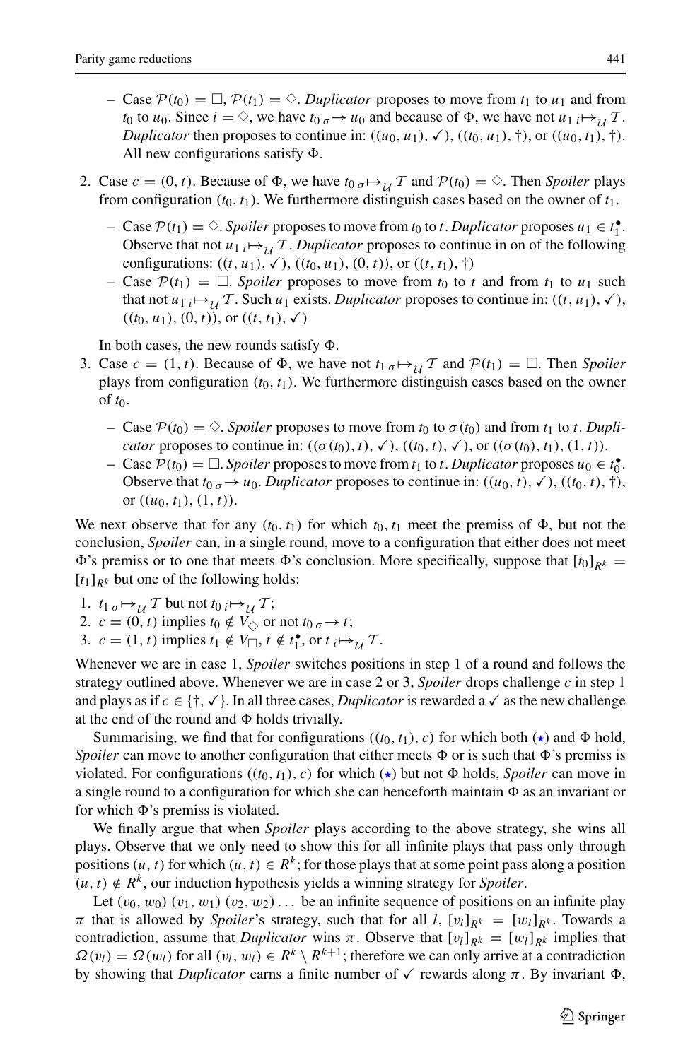– Case $\mathcal{P}(t_0) = \Box$, $\mathcal{P}(t_1) = \Diamond$. *Duplicator* proposes to move from $t_1$ to $u_1$ and from $t_0$ to $u_0$. Since $i = \Diamond$, we have $t_0 \,{}_{\sigma}\!\!\rightarrow u_0$ and because of $\Phi$, we have not $u_1 \,{}_{i}\!\!\mapsto_{\mathcal{U}} \mathcal{T}$. *Duplicator* then proposes to continue in: $((u_0, u_1), \checkmark)$, $((t_0, u_1), \dagger)$, or $((u_0, t_1), \dagger)$. All new configurations satisfy $\Phi$.

2. Case $c = (0, t)$. Because of $\Phi$, we have $t_0 \,{}_{\sigma}\!\!\mapsto_{\mathcal{U}} \mathcal{T}$ and $\mathcal{P}(t_0) = \Diamond$. Then *Spoiler* plays from configuration $(t_0, t_1)$. We furthermore distinguish cases based on the owner of $t_1$.

   – Case $\mathcal{P}(t_1) = \Diamond$. *Spoiler* proposes to move from $t_0$ to $t$. *Duplicator* proposes $u_1 \in t_1^{\bullet}$. Observe that not $u_1 \,{}_{i}\!\!\mapsto_{\mathcal{U}} \mathcal{T}$. *Duplicator* proposes to continue in on of the following configurations: $((t, u_1), \checkmark)$, $((t_0, u_1), (0, t))$, or $((t, t_1), \dagger)$

   – Case $\mathcal{P}(t_1) = \Box$. *Spoiler* proposes to move from $t_0$ to $t$ and from $t_1$ to $u_1$ such that not $u_1 \,{}_{i}\!\!\mapsto_{\mathcal{U}} \mathcal{T}$. Such $u_1$ exists. *Duplicator* proposes to continue in: $((t, u_1), \checkmark)$, $((t_0, u_1), (0, t))$, or $((t, t_1), \checkmark)$

   In both cases, the new rounds satisfy $\Phi$.

3. Case $c = (1, t)$. Because of $\Phi$, we have not $t_1 \,{}_{\sigma}\!\!\mapsto_{\mathcal{U}} \mathcal{T}$ and $\mathcal{P}(t_1) = \Box$. Then *Spoiler* plays from configuration $(t_0, t_1)$. We furthermore distinguish cases based on the owner of $t_0$.

   – Case $\mathcal{P}(t_0) = \Diamond$. *Spoiler* proposes to move from $t_0$ to $\sigma(t_0)$ and from $t_1$ to $t$. *Duplicator* proposes to continue in: $((\sigma(t_0), t), \checkmark)$, $((t_0, t), \checkmark)$, or $((\sigma(t_0), t_1), (1, t))$.

   – Case $\mathcal{P}(t_0) = \Box$. *Spoiler* proposes to move from $t_1$ to $t$. *Duplicator* proposes $u_0 \in t_0^{\bullet}$. Observe that $t_0 \,{}_{\sigma}\!\!\rightarrow u_0$. *Duplicator* proposes to continue in: $((u_0, t), \checkmark)$, $((t_0, t), \dagger)$, or $((u_0, t_1), (1, t))$.

We next observe that for any $(t_0, t_1)$ for which $t_0, t_1$ meet the premiss of $\Phi$, but not the conclusion, *Spoiler* can, in a single round, move to a configuration that either does not meet $\Phi$'s premiss or to one that meets $\Phi$'s conclusion. More specifically, suppose that $[t_0]_{R^k} = [t_1]_{R^k}$ but one of the following holds:

1. $t_1 \,{}_{\sigma}\!\!\mapsto_{\mathcal{U}} \mathcal{T}$ but not $t_0 \,{}_{i}\!\!\mapsto_{\mathcal{U}} \mathcal{T}$;
2. $c = (0, t)$ implies $t_0 \notin V_{\Diamond}$ or not $t_0 \,{}_{\sigma}\!\!\rightarrow t$;
3. $c = (1, t)$ implies $t_1 \notin V_{\Box}$, $t \notin t_1^{\bullet}$, or $t \,{}_{i}\!\!\mapsto_{\mathcal{U}} \mathcal{T}$.

Whenever we are in case 1, *Spoiler* switches positions in step 1 of a round and follows the strategy outlined above. Whenever we are in case 2 or 3, *Spoiler* drops challenge $c$ in step 1 and plays as if $c \in \{\dagger, \checkmark\}$. In all three cases, *Duplicator* is rewarded a $\checkmark$ as the new challenge at the end of the round and $\Phi$ holds trivially.

Summarising, we find that for configurations $((t_0, t_1), c)$ for which both ($\star$) and $\Phi$ hold, *Spoiler* can move to another configuration that either meets $\Phi$ or is such that $\Phi$'s premiss is violated. For configurations $((t_0, t_1), c)$ for which ($\star$) but not $\Phi$ holds, *Spoiler* can move in a single round to a configuration for which she can henceforth maintain $\Phi$ as an invariant or for which $\Phi$'s premiss is violated.

We finally argue that when *Spoiler* plays according to the above strategy, she wins all plays. Observe that we only need to show this for all infinite plays that pass only through positions $(u, t)$ for which $(u, t) \in R^k$; for those plays that at some point pass along a position $(u, t) \notin R^k$, our induction hypothesis yields a winning strategy for *Spoiler*.

Let $(v_0, w_0)\ (v_1, w_1)\ (v_2, w_2) \ldots$ be an infinite sequence of positions on an infinite play $\pi$ that is allowed by *Spoiler*'s strategy, such that for all $l$, $[v_l]_{R^k} = [w_l]_{R^k}$. Towards a contradiction, assume that *Duplicator* wins $\pi$. Observe that $[v_l]_{R^k} = [w_l]_{R^k}$ implies that $\Omega(v_l) = \Omega(w_l)$ for all $(v_l, w_l) \in R^k \setminus R^{k+1}$; therefore we can only arrive at a contradiction by showing that *Duplicator* earns a finite number of $\checkmark$ rewards along $\pi$. By invariant $\Phi$,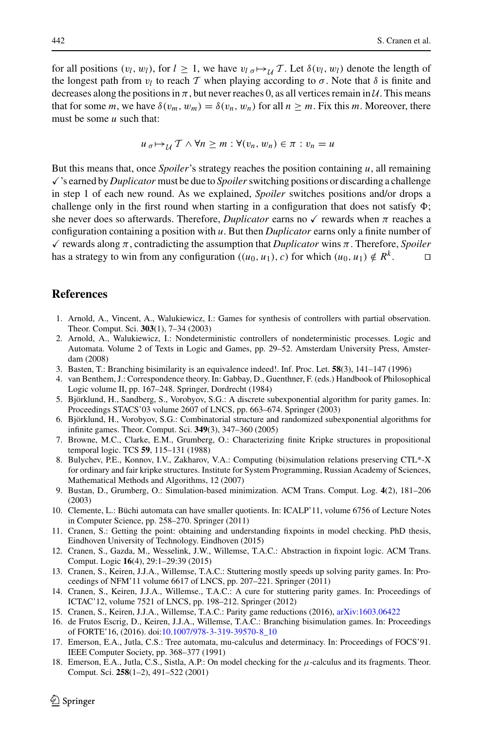for all positions $(v_l, w_l)$, for $l \geq 1$, we have $v_l \;{}_\sigma{\mapsto}_\mathcal{U}\; \mathcal{T}$. Let $\delta(v_l, w_l)$ denote the length of the longest path from $v_l$ to reach $\mathcal{T}$ when playing according to $\sigma$. Note that $\delta$ is finite and decreases along the positions in $\pi$, but never reaches 0, as all vertices remain in $\mathcal{U}$. This means that for some $m$, we have $\delta(v_m, w_m) = \delta(v_n, w_n)$ for all $n \geq m$. Fix this $m$. Moreover, there must be some $u$ such that:

$$u \;{}_\sigma{\mapsto}_\mathcal{U}\; \mathcal{T} \wedge \forall n \geq m : \forall (v_n, w_n) \in \pi : v_n = u$$

But this means that, once *Spoiler*'s strategy reaches the position containing $u$, all remaining ✓'s earned by *Duplicator* must be due to *Spoiler* switching positions or discarding a challenge in step 1 of each new round. As we explained, *Spoiler* switches positions and/or drops a challenge only in the first round when starting in a configuration that does not satisfy $\Phi$; she never does so afterwards. Therefore, *Duplicator* earns no ✓ rewards when $\pi$ reaches a configuration containing a position with $u$. But then *Duplicator* earns only a finite number of ✓ rewards along $\pi$, contradicting the assumption that *Duplicator* wins $\pi$. Therefore, *Spoiler* has a strategy to win from any configuration $((u_0, u_1), c)$ for which $(u_0, u_1) \notin R^k$. □

## References

1. Arnold, A., Vincent, A., Walukiewicz, I.: Games for synthesis of controllers with partial observation. Theor. Comput. Sci. **303**(1), 7–34 (2003)
2. Arnold, A., Walukiewicz, I.: Nondeterministic controllers of nondeterministic processes. Logic and Automata. Volume 2 of Texts in Logic and Games, pp. 29–52. Amsterdam University Press, Amsterdam (2008)
3. Basten, T.: Branching bisimilarity is an equivalence indeed!. Inf. Proc. Let. **58**(3), 141–147 (1996)
4. van Benthem, J.: Correspondence theory. In: Gabbay, D., Guenthner, F. (eds.) Handbook of Philosophical Logic volume II, pp. 167–248. Springer, Dordrecht (1984)
5. Björklund, H., Sandberg, S., Vorobyov, S.G.: A discrete subexponential algorithm for parity games. In: Proceedings STACS'03 volume 2607 of LNCS, pp. 663–674. Springer (2003)
6. Björklund, H., Vorobyov, S.G.: Combinatorial structure and randomized subexponential algorithms for infinite games. Theor. Comput. Sci. **349**(3), 347–360 (2005)
7. Browne, M.C., Clarke, E.M., Grumberg, O.: Characterizing finite Kripke structures in propositional temporal logic. TCS **59**, 115–131 (1988)
8. Bulychev, P.E., Konnov, I.V., Zakharov, V.A.: Computing (bi)simulation relations preserving CTL*-X for ordinary and fair kripke structures. Institute for System Programming, Russian Academy of Sciences, Mathematical Methods and Algorithms, 12 (2007)
9. Bustan, D., Grumberg, O.: Simulation-based minimization. ACM Trans. Comput. Log. **4**(2), 181–206 (2003)
10. Clemente, L.: Büchi automata can have smaller quotients. In: ICALP'11, volume 6756 of Lecture Notes in Computer Science, pp. 258–270. Springer (2011)
11. Cranen, S.: Getting the point: obtaining and understanding fixpoints in model checking. PhD thesis, Eindhoven University of Technology. Eindhoven (2015)
12. Cranen, S., Gazda, M., Wesselink, J.W., Willemse, T.A.C.: Abstraction in fixpoint logic. ACM Trans. Comput. Logic **16**(4), 29:1–29:39 (2015)
13. Cranen, S., Keiren, J.J.A., Willemse, T.A.C.: Stuttering mostly speeds up solving parity games. In: Proceedings of NFM'11 volume 6617 of LNCS, pp. 207–221. Springer (2011)
14. Cranen, S., Keiren, J.J.A., Willemse, T.A.C.: A cure for stuttering parity games. In: Proceedings of ICTAC'12, volume 7521 of LNCS, pp. 198–212. Springer (2012)
15. Cranen, S., Keiren, J.J.A., Willemse, T.A.C.: Parity game reductions (2016), arXiv:1603.06422
16. de Frutos Escrig, D., Keiren, J.J.A., Willemse, T.A.C.: Branching bisimulation games. In: Proceedings of FORTE'16, (2016). doi:10.1007/978-3-319-39570-8_10
17. Emerson, E.A., Jutla, C.S.: Tree automata, mu-calculus and determinacy. In: Proceedings of FOCS'91. IEEE Computer Society, pp. 368–377 (1991)
18. Emerson, E.A., Jutla, C.S., Sistla, A.P.: On model checking for the $\mu$-calculus and its fragments. Theor. Comput. Sci. **258**(1–2), 491–522 (2001)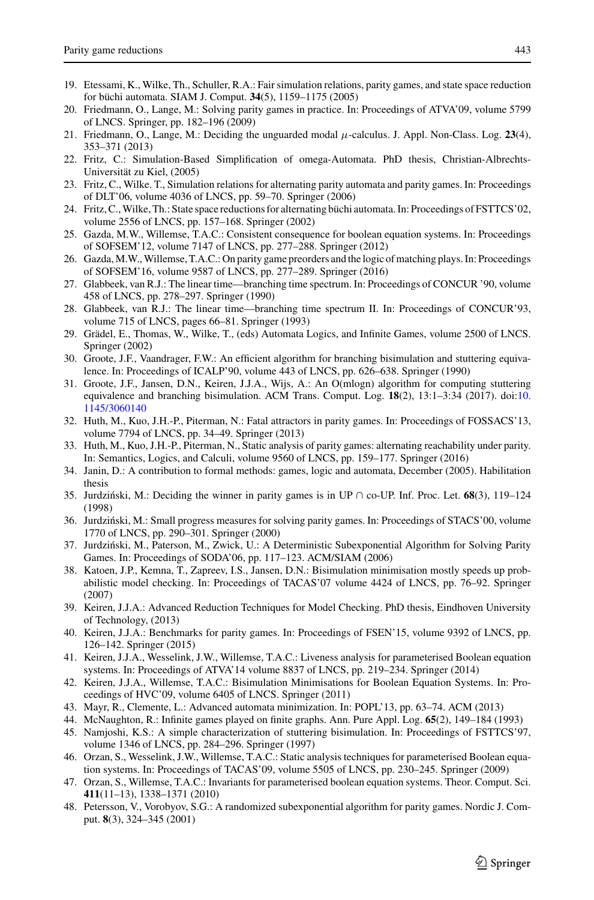19. Etessami, K., Wilke, Th., Schuller, R.A.: Fair simulation relations, parity games, and state space reduction for büchi automata. SIAM J. Comput. **34**(5), 1159–1175 (2005)
20. Friedmann, O., Lange, M.: Solving parity games in practice. In: Proceedings of ATVA'09, volume 5799 of LNCS. Springer, pp. 182–196 (2009)
21. Friedmann, O., Lange, M.: Deciding the unguarded modal $\mu$-calculus. J. Appl. Non-Class. Log. **23**(4), 353–371 (2013)
22. Fritz, C.: Simulation-Based Simplification of omega-Automata. PhD thesis, Christian-Albrechts-Universität zu Kiel, (2005)
23. Fritz, C., Wilke. T., Simulation relations for alternating parity automata and parity games. In: Proceedings of DLT'06, volume 4036 of LNCS, pp. 59–70. Springer (2006)
24. Fritz, C., Wilke, Th.: State space reductions for alternating büchi automata. In: Proceedings of FSTTCS'02, volume 2556 of LNCS, pp. 157–168. Springer (2002)
25. Gazda, M.W., Willemse, T.A.C.: Consistent consequence for boolean equation systems. In: Proceedings of SOFSEM'12, volume 7147 of LNCS, pp. 277–288. Springer (2012)
26. Gazda, M.W., Willemse, T.A.C.: On parity game preorders and the logic of matching plays. In: Proceedings of SOFSEM'16, volume 9587 of LNCS, pp. 277–289. Springer (2016)
27. Glabbeek, van R.J.: The linear time—branching time spectrum. In: Proceedings of CONCUR '90, volume 458 of LNCS, pp. 278–297. Springer (1990)
28. Glabbeek, van R.J.: The linear time—branching time spectrum II. In: Proceedings of CONCUR'93, volume 715 of LNCS, pages 66–81. Springer (1993)
29. Grädel, E., Thomas, W., Wilke, T., (eds) Automata Logics, and Infinite Games, volume 2500 of LNCS. Springer (2002)
30. Groote, J.F., Vaandrager, F.W.: An efficient algorithm for branching bisimulation and stuttering equivalence. In: Proceedings of ICALP'90, volume 443 of LNCS, pp. 626–638. Springer (1990)
31. Groote, J.F., Jansen, D.N., Keiren, J.J.A., Wijs, A.: An O(mlogn) algorithm for computing stuttering equivalence and branching bisimulation. ACM Trans. Comput. Log. **18**(2), 13:1–3:34 (2017). doi:10.1145/3060140
32. Huth, M., Kuo, J.H.-P., Piterman, N.: Fatal attractors in parity games. In: Proceedings of FOSSACS'13, volume 7794 of LNCS, pp. 34–49. Springer (2013)
33. Huth, M., Kuo, J.H.-P., Piterman, N., Static analysis of parity games: alternating reachability under parity. In: Semantics, Logics, and Calculi, volume 9560 of LNCS, pp. 159–177. Springer (2016)
34. Janin, D.: A contribution to formal methods: games, logic and automata, December (2005). Habilitation thesis
35. Jurdziński, M.: Deciding the winner in parity games is in UP ∩ co-UP. Inf. Proc. Let. **68**(3), 119–124 (1998)
36. Jurdziński, M.: Small progress measures for solving parity games. In: Proceedings of STACS'00, volume 1770 of LNCS, pp. 290–301. Springer (2000)
37. Jurdziński, M., Paterson, M., Zwick, U.: A Deterministic Subexponential Algorithm for Solving Parity Games. In: Proceedings of SODA'06, pp. 117–123. ACM/SIAM (2006)
38. Katoen, J.P., Kemna, T., Zapreev, I.S., Jansen, D.N.: Bisimulation minimisation mostly speeds up probabilistic model checking. In: Proceedings of TACAS'07 volume 4424 of LNCS, pp. 76–92. Springer (2007)
39. Keiren, J.J.A.: Advanced Reduction Techniques for Model Checking. PhD thesis, Eindhoven University of Technology, (2013)
40. Keiren, J.J.A.: Benchmarks for parity games. In: Proceedings of FSEN'15, volume 9392 of LNCS, pp. 126–142. Springer (2015)
41. Keiren, J.J.A., Wesselink, J.W., Willemse, T.A.C.: Liveness analysis for parameterised Boolean equation systems. In: Proceedings of ATVA'14 volume 8837 of LNCS, pp. 219–234. Springer (2014)
42. Keiren, J.J.A., Willemse, T.A.C.: Bisimulation Minimisations for Boolean Equation Systems. In: Proceedings of HVC'09, volume 6405 of LNCS. Springer (2011)
43. Mayr, R., Clemente, L.: Advanced automata minimization. In: POPL'13, pp. 63–74. ACM (2013)
44. McNaughton, R.: Infinite games played on finite graphs. Ann. Pure Appl. Log. **65**(2), 149–184 (1993)
45. Namjoshi, K.S.: A simple characterization of stuttering bisimulation. In: Proceedings of FSTTCS'97, volume 1346 of LNCS, pp. 284–296. Springer (1997)
46. Orzan, S., Wesselink, J.W., Willemse, T.A.C.: Static analysis techniques for parameterised Boolean equation systems. In: Proceedings of TACAS'09, volume 5505 of LNCS, pp. 230–245. Springer (2009)
47. Orzan, S., Willemse, T.A.C.: Invariants for parameterised boolean equation systems. Theor. Comput. Sci. **411**(11–13), 1338–1371 (2010)
48. Petersson, V., Vorobyov, S.G.: A randomized subexponential algorithm for parity games. Nordic J. Comput. **8**(3), 324–345 (2001)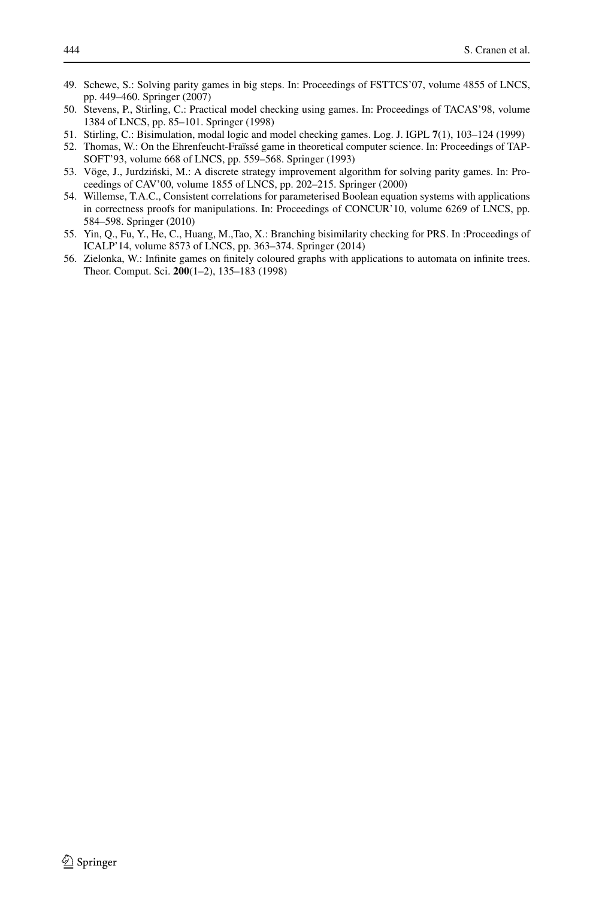49. Schewe, S.: Solving parity games in big steps. In: Proceedings of FSTTCS'07, volume 4855 of LNCS, pp. 449–460. Springer (2007)
50. Stevens, P., Stirling, C.: Practical model checking using games. In: Proceedings of TACAS'98, volume 1384 of LNCS, pp. 85–101. Springer (1998)
51. Stirling, C.: Bisimulation, modal logic and model checking games. Log. J. IGPL **7**(1), 103–124 (1999)
52. Thomas, W.: On the Ehrenfeucht-Fraïssé game in theoretical computer science. In: Proceedings of TAPSOFT'93, volume 668 of LNCS, pp. 559–568. Springer (1993)
53. Vöge, J., Jurdziński, M.: A discrete strategy improvement algorithm for solving parity games. In: Proceedings of CAV'00, volume 1855 of LNCS, pp. 202–215. Springer (2000)
54. Willemse, T.A.C., Consistent correlations for parameterised Boolean equation systems with applications in correctness proofs for manipulations. In: Proceedings of CONCUR'10, volume 6269 of LNCS, pp. 584–598. Springer (2010)
55. Yin, Q., Fu, Y., He, C., Huang, M.,Tao, X.: Branching bisimilarity checking for PRS. In :Proceedings of ICALP'14, volume 8573 of LNCS, pp. 363–374. Springer (2014)
56. Zielonka, W.: Infinite games on finitely coloured graphs with applications to automata on infinite trees. Theor. Comput. Sci. **200**(1–2), 135–183 (1998)